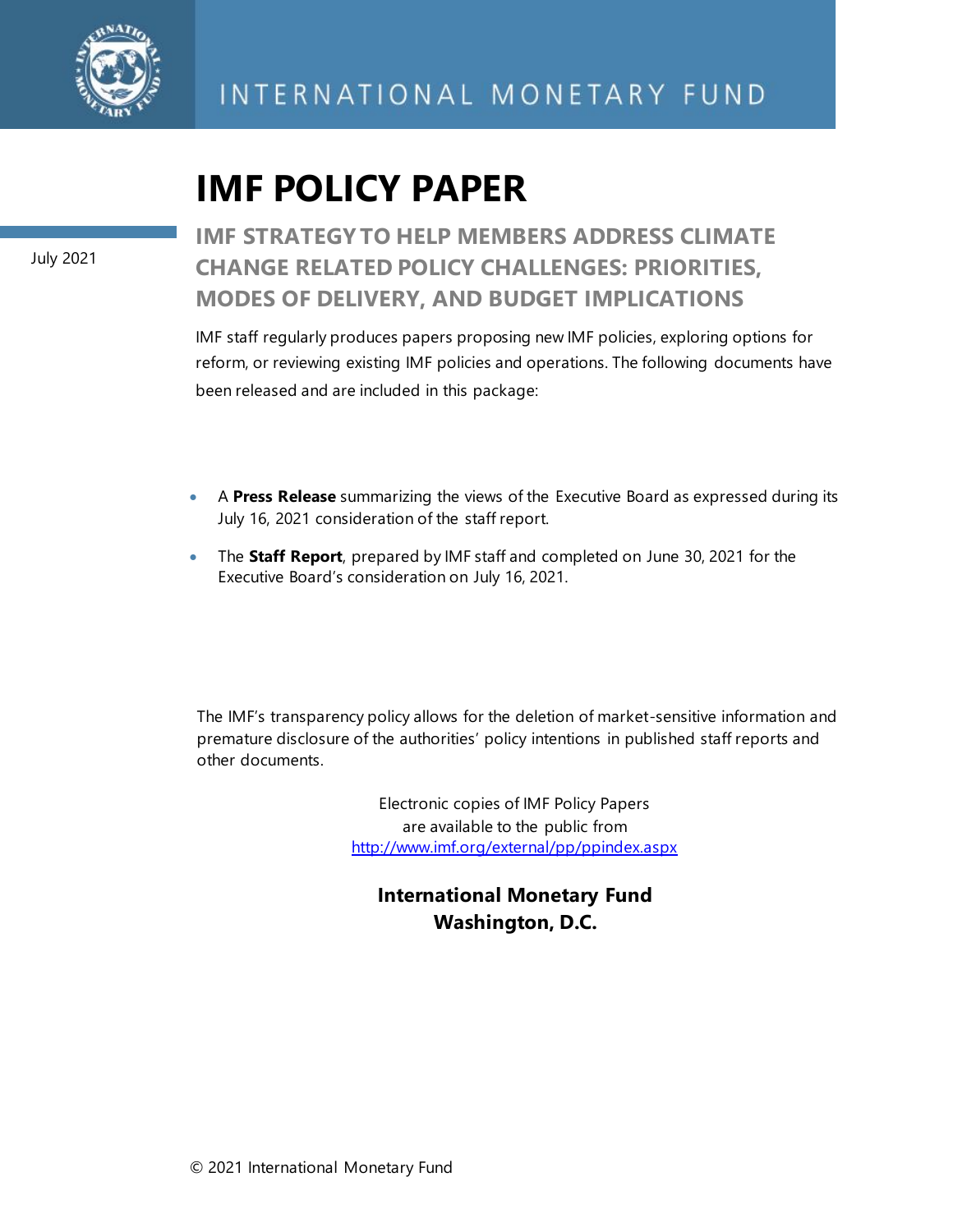INTERNATIONAL MONETARY FUND

# IMF POLICY PAPER

July 2021

## IMF STRATEGY TO HELP MEMBERS ADDRESS CLIMATE CHANGE RELATED POLICY CHALLENGES: PRIORITIES, MODES OF DELIVERY, AND BUDGET IMPLICATIONS

IMF staff regularly produces papers proposing new IMF policies, exploring options for reform, or reviewing existing IMF policies and operations. The following documents have been released and are included in this package:

- A **Press Release** summarizing the views of the Executive Board as expressed during its July 16, 2021 consideration of the staff report.
- The **Staff Report**, prepared by IMF staff and completed on June 30, 2021 for the Executive Board's consideration on July 16, 2021.

The IMF's transparency policy allows for the deletion of market-sensitive information and premature disclosure of the authorities' policy intentions in published staff reports and other documents.

Electronic copies of IMF Policy Papers
are available to the public from
http://www.imf.org/external/pp/ppindex.aspx

**International Monetary Fund**
**Washington, D.C.**

© 2021 International Monetary Fund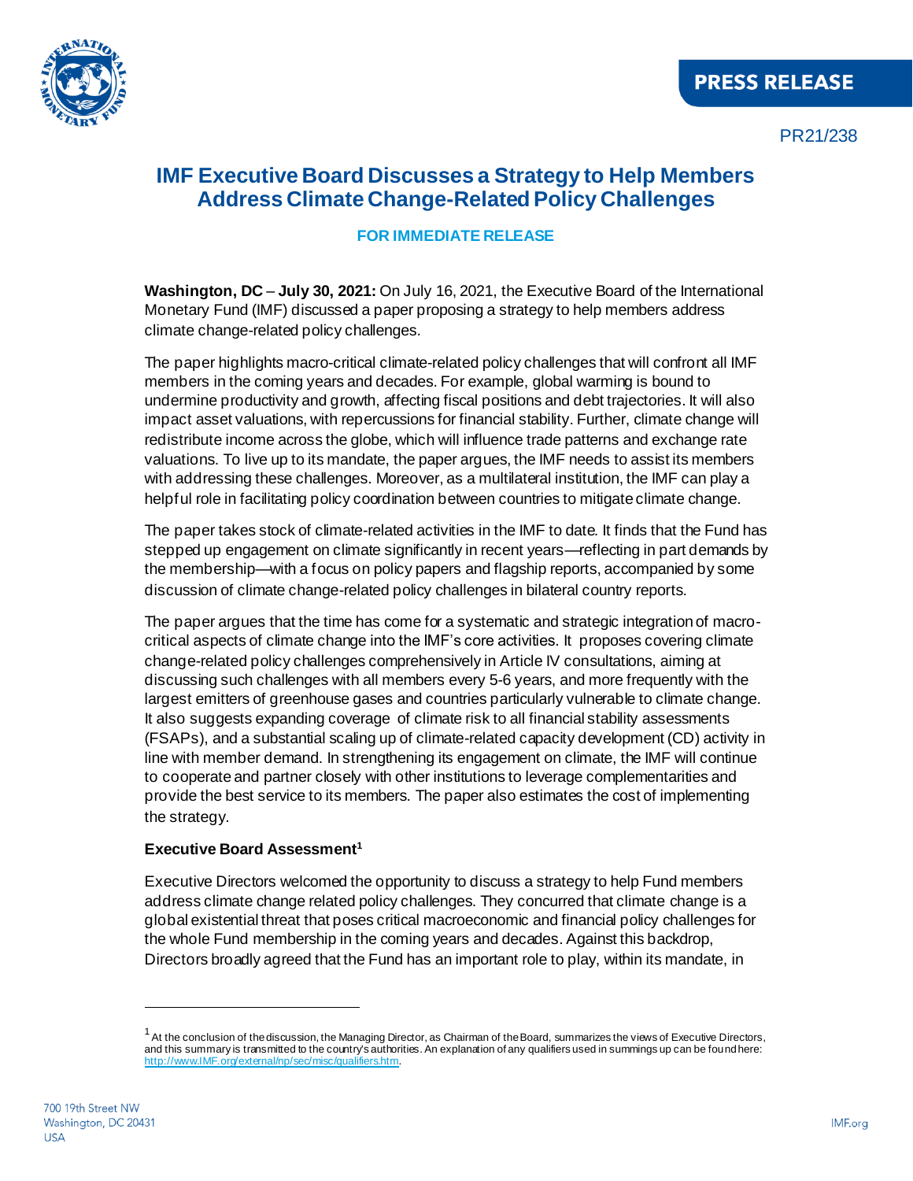# IMF Executive Board Discusses a Strategy to Help Members Address Climate Change-Related Policy Challenges

**FOR IMMEDIATE RELEASE**

**Washington, DC** – **July 30, 2021:** On July 16, 2021, the Executive Board of the International Monetary Fund (IMF) discussed a paper proposing a strategy to help members address climate change-related policy challenges.

The paper highlights macro-critical climate-related policy challenges that will confront all IMF members in the coming years and decades. For example, global warming is bound to undermine productivity and growth, affecting fiscal positions and debt trajectories. It will also impact asset valuations, with repercussions for financial stability. Further, climate change will redistribute income across the globe, which will influence trade patterns and exchange rate valuations. To live up to its mandate, the paper argues, the IMF needs to assist its members with addressing these challenges. Moreover, as a multilateral institution, the IMF can play a helpful role in facilitating policy coordination between countries to mitigate climate change.

The paper takes stock of climate-related activities in the IMF to date. It finds that the Fund has stepped up engagement on climate significantly in recent years—reflecting in part demands by the membership—with a focus on policy papers and flagship reports, accompanied by some discussion of climate change-related policy challenges in bilateral country reports.

The paper argues that the time has come for a systematic and strategic integration of macro-critical aspects of climate change into the IMF's core activities. It proposes covering climate change-related policy challenges comprehensively in Article IV consultations, aiming at discussing such challenges with all members every 5-6 years, and more frequently with the largest emitters of greenhouse gases and countries particularly vulnerable to climate change. It also suggests expanding coverage of climate risk to all financial stability assessments (FSAPs), and a substantial scaling up of climate-related capacity development (CD) activity in line with member demand. In strengthening its engagement on climate, the IMF will continue to cooperate and partner closely with other institutions to leverage complementarities and provide the best service to its members. The paper also estimates the cost of implementing the strategy.

**Executive Board Assessment[1]**

Executive Directors welcomed the opportunity to discuss a strategy to help Fund members address climate change related policy challenges. They concurred that climate change is a global existential threat that poses critical macroeconomic and financial policy challenges for the whole Fund membership in the coming years and decades. Against this backdrop, Directors broadly agreed that the Fund has an important role to play, within its mandate, in

[1] At the conclusion of the discussion, the Managing Director, as Chairman of the Board, summarizes the views of Executive Directors, and this summary is transmitted to the country's authorities. An explanation of any qualifiers used in summings up can be found here: http://www.IMF.org/external/np/sec/misc/qualifiers.htm.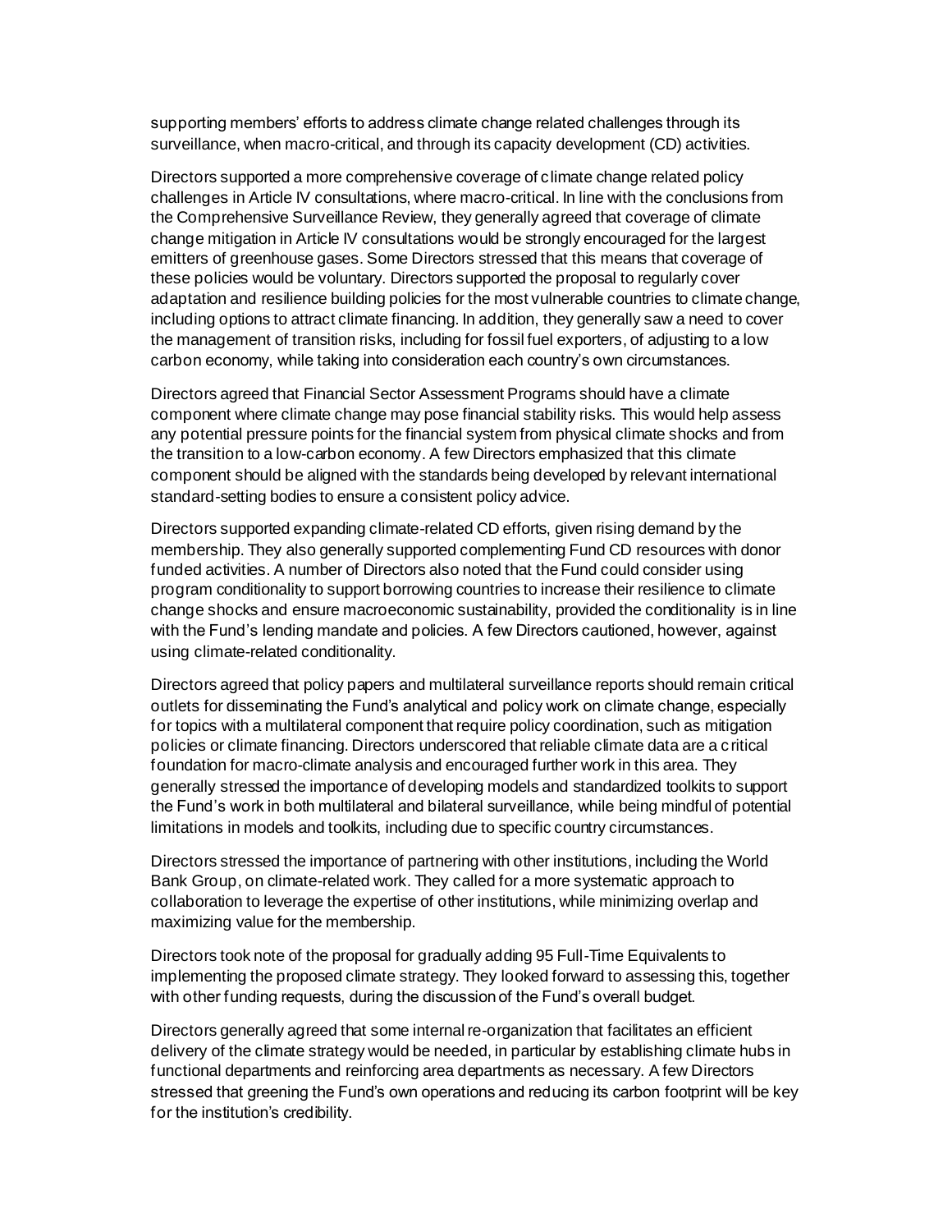supporting members' efforts to address climate change related challenges through its surveillance, when macro-critical, and through its capacity development (CD) activities.

Directors supported a more comprehensive coverage of climate change related policy challenges in Article IV consultations, where macro-critical. In line with the conclusions from the Comprehensive Surveillance Review, they generally agreed that coverage of climate change mitigation in Article IV consultations would be strongly encouraged for the largest emitters of greenhouse gases. Some Directors stressed that this means that coverage of these policies would be voluntary. Directors supported the proposal to regularly cover adaptation and resilience building policies for the most vulnerable countries to climate change, including options to attract climate financing. In addition, they generally saw a need to cover the management of transition risks, including for fossil fuel exporters, of adjusting to a low carbon economy, while taking into consideration each country's own circumstances.

Directors agreed that Financial Sector Assessment Programs should have a climate component where climate change may pose financial stability risks. This would help assess any potential pressure points for the financial system from physical climate shocks and from the transition to a low-carbon economy. A few Directors emphasized that this climate component should be aligned with the standards being developed by relevant international standard-setting bodies to ensure a consistent policy advice.

Directors supported expanding climate-related CD efforts, given rising demand by the membership. They also generally supported complementing Fund CD resources with donor funded activities. A number of Directors also noted that the Fund could consider using program conditionality to support borrowing countries to increase their resilience to climate change shocks and ensure macroeconomic sustainability, provided the conditionality is in line with the Fund's lending mandate and policies. A few Directors cautioned, however, against using climate-related conditionality.

Directors agreed that policy papers and multilateral surveillance reports should remain critical outlets for disseminating the Fund's analytical and policy work on climate change, especially for topics with a multilateral component that require policy coordination, such as mitigation policies or climate financing. Directors underscored that reliable climate data are a critical foundation for macro-climate analysis and encouraged further work in this area. They generally stressed the importance of developing models and standardized toolkits to support the Fund's work in both multilateral and bilateral surveillance, while being mindful of potential limitations in models and toolkits, including due to specific country circumstances.

Directors stressed the importance of partnering with other institutions, including the World Bank Group, on climate-related work. They called for a more systematic approach to collaboration to leverage the expertise of other institutions, while minimizing overlap and maximizing value for the membership.

Directors took note of the proposal for gradually adding 95 Full-Time Equivalents to implementing the proposed climate strategy. They looked forward to assessing this, together with other funding requests, during the discussion of the Fund's overall budget.

Directors generally agreed that some internal re-organization that facilitates an efficient delivery of the climate strategy would be needed, in particular by establishing climate hubs in functional departments and reinforcing area departments as necessary. A few Directors stressed that greening the Fund's own operations and reducing its carbon footprint will be key for the institution's credibility.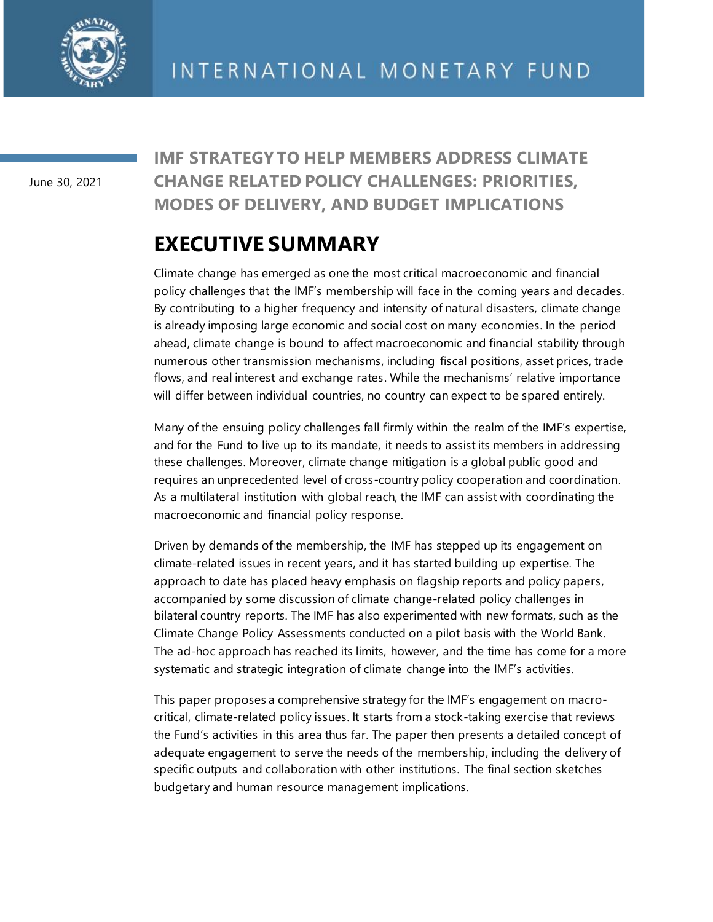INTERNATIONAL MONETARY FUND

June 30, 2021

# IMF STRATEGY TO HELP MEMBERS ADDRESS CLIMATE CHANGE RELATED POLICY CHALLENGES: PRIORITIES, MODES OF DELIVERY, AND BUDGET IMPLICATIONS

## EXECUTIVE SUMMARY

Climate change has emerged as one the most critical macroeconomic and financial policy challenges that the IMF's membership will face in the coming years and decades. By contributing to a higher frequency and intensity of natural disasters, climate change is already imposing large economic and social cost on many economies. In the period ahead, climate change is bound to affect macroeconomic and financial stability through numerous other transmission mechanisms, including fiscal positions, asset prices, trade flows, and real interest and exchange rates. While the mechanisms' relative importance will differ between individual countries, no country can expect to be spared entirely.

Many of the ensuing policy challenges fall firmly within the realm of the IMF's expertise, and for the Fund to live up to its mandate, it needs to assist its members in addressing these challenges. Moreover, climate change mitigation is a global public good and requires an unprecedented level of cross-country policy cooperation and coordination. As a multilateral institution with global reach, the IMF can assist with coordinating the macroeconomic and financial policy response.

Driven by demands of the membership, the IMF has stepped up its engagement on climate-related issues in recent years, and it has started building up expertise. The approach to date has placed heavy emphasis on flagship reports and policy papers, accompanied by some discussion of climate change-related policy challenges in bilateral country reports. The IMF has also experimented with new formats, such as the Climate Change Policy Assessments conducted on a pilot basis with the World Bank. The ad-hoc approach has reached its limits, however, and the time has come for a more systematic and strategic integration of climate change into the IMF's activities.

This paper proposes a comprehensive strategy for the IMF's engagement on macro-critical, climate-related policy issues. It starts from a stock-taking exercise that reviews the Fund's activities in this area thus far. The paper then presents a detailed concept of adequate engagement to serve the needs of the membership, including the delivery of specific outputs and collaboration with other institutions. The final section sketches budgetary and human resource management implications.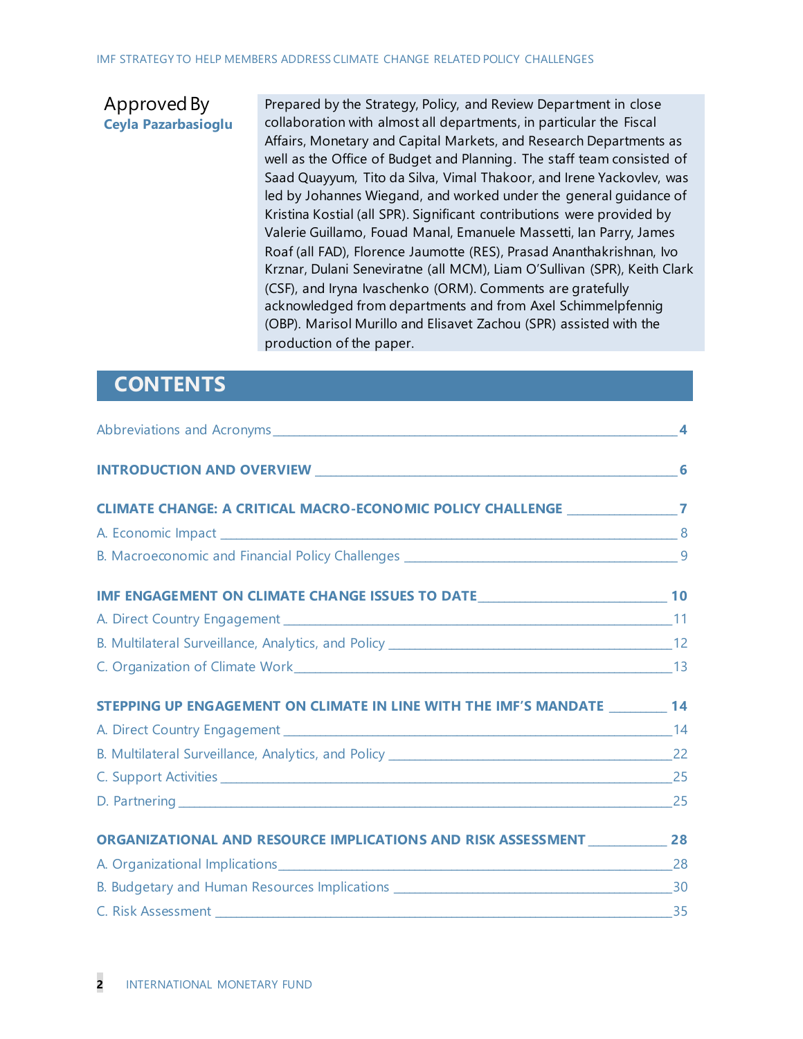Approved By
**Ceyla Pazarbasioglu**

Prepared by the Strategy, Policy, and Review Department in close collaboration with almost all departments, in particular the Fiscal Affairs, Monetary and Capital Markets, and Research Departments as well as the Office of Budget and Planning. The staff team consisted of Saad Quayyum, Tito da Silva, Vimal Thakoor, and Irene Yackovlev, was led by Johannes Wiegand, and worked under the general guidance of Kristina Kostial (all SPR). Significant contributions were provided by Valerie Guillamo, Fouad Manal, Emanuele Massetti, Ian Parry, James Roaf (all FAD), Florence Jaumotte (RES), Prasad Ananthakrishnan, Ivo Krznar, Dulani Seneviratne (all MCM), Liam O'Sullivan (SPR), Keith Clark (CSF), and Iryna Ivaschenko (ORM). Comments are gratefully acknowledged from departments and from Axel Schimmelpfennig (OBP). Marisol Murillo and Elisavet Zachou (SPR) assisted with the production of the paper.

## CONTENTS

Abbreviations and Acronyms \_\_\_ **4**

**INTRODUCTION AND OVERVIEW** \_\_\_ **6**

**CLIMATE CHANGE: A CRITICAL MACRO-ECONOMIC POLICY CHALLENGE** \_\_\_ **7**

A. Economic Impact \_\_\_ 8

B. Macroeconomic and Financial Policy Challenges \_\_\_ 9

**IMF ENGAGEMENT ON CLIMATE CHANGE ISSUES TO DATE** \_\_\_ **10**

A. Direct Country Engagement \_\_\_ 11

B. Multilateral Surveillance, Analytics, and Policy \_\_\_ 12

C. Organization of Climate Work \_\_\_ 13

**STEPPING UP ENGAGEMENT ON CLIMATE IN LINE WITH THE IMF'S MANDATE** \_\_\_ **14**

A. Direct Country Engagement \_\_\_ 14

B. Multilateral Surveillance, Analytics, and Policy \_\_\_ 22

C. Support Activities \_\_\_ 25

D. Partnering \_\_\_ 25

**ORGANIZATIONAL AND RESOURCE IMPLICATIONS AND RISK ASSESSMENT** \_\_\_ **28**

A. Organizational Implications \_\_\_ 28

B. Budgetary and Human Resources Implications \_\_\_ 30

C. Risk Assessment \_\_\_ 35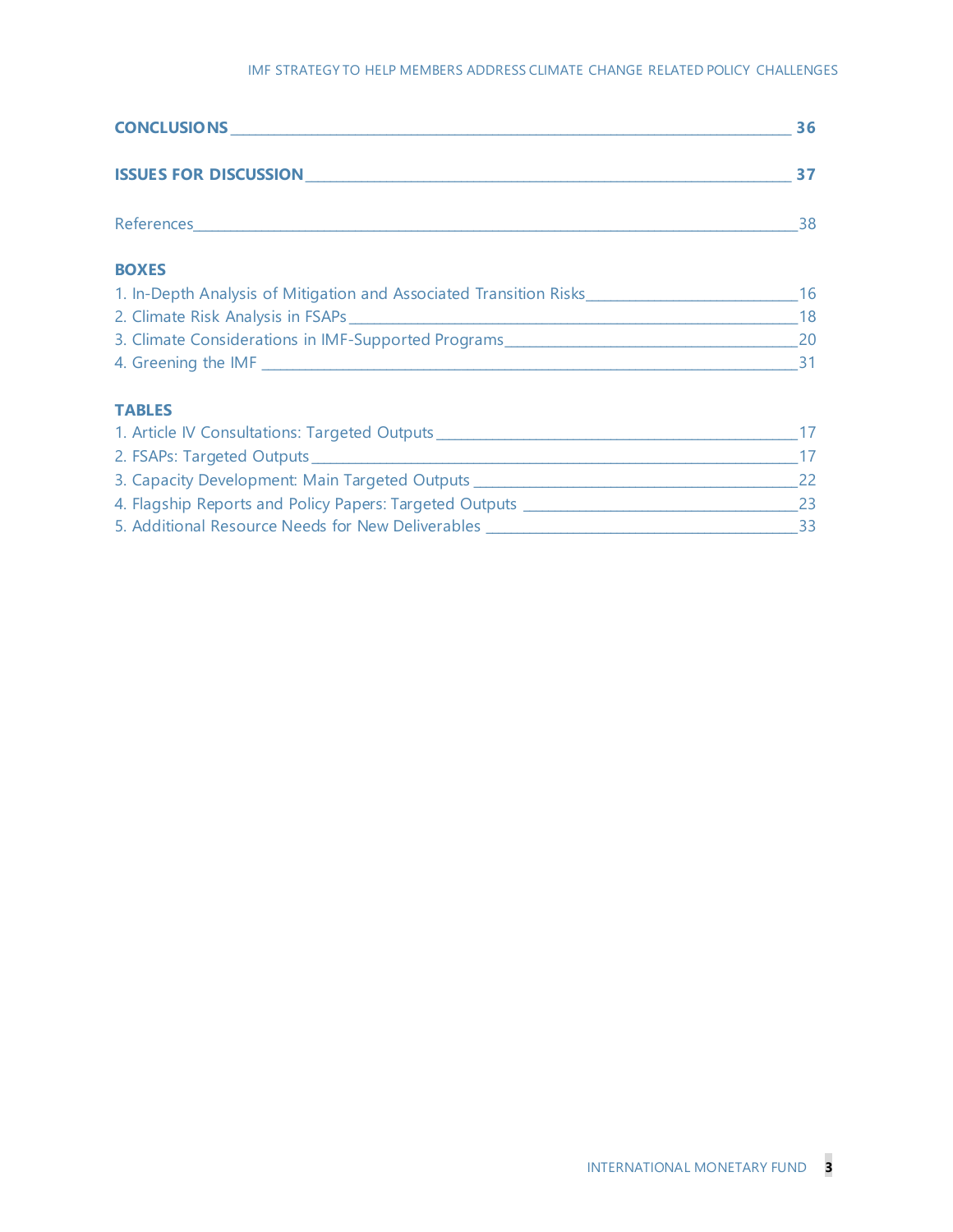**CONCLUSIONS** 36

**ISSUES FOR DISCUSSION** 37

References 38

**BOXES**

1. In-Depth Analysis of Mitigation and Associated Transition Risks 16
2. Climate Risk Analysis in FSAPs 18
3. Climate Considerations in IMF-Supported Programs 20
4. Greening the IMF 31

**TABLES**

1. Article IV Consultations: Targeted Outputs 17
2. FSAPs: Targeted Outputs 17
3. Capacity Development: Main Targeted Outputs 22
4. Flagship Reports and Policy Papers: Targeted Outputs 23
5. Additional Resource Needs for New Deliverables 33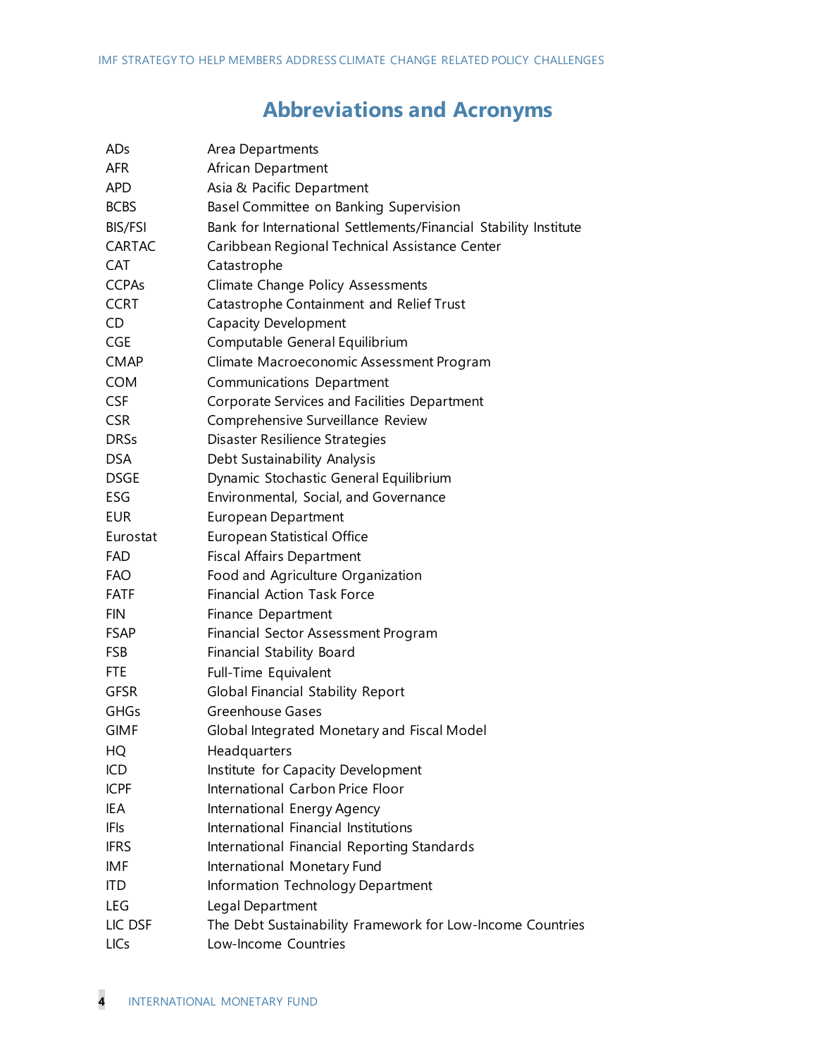# Abbreviations and Acronyms

| | |
|---|---|
| ADs | Area Departments |
| AFR | African Department |
| APD | Asia & Pacific Department |
| BCBS | Basel Committee on Banking Supervision |
| BIS/FSI | Bank for International Settlements/Financial Stability Institute |
| CARTAC | Caribbean Regional Technical Assistance Center |
| CAT | Catastrophe |
| CCPAs | Climate Change Policy Assessments |
| CCRT | Catastrophe Containment and Relief Trust |
| CD | Capacity Development |
| CGE | Computable General Equilibrium |
| CMAP | Climate Macroeconomic Assessment Program |
| COM | Communications Department |
| CSF | Corporate Services and Facilities Department |
| CSR | Comprehensive Surveillance Review |
| DRSs | Disaster Resilience Strategies |
| DSA | Debt Sustainability Analysis |
| DSGE | Dynamic Stochastic General Equilibrium |
| ESG | Environmental, Social, and Governance |
| EUR | European Department |
| Eurostat | European Statistical Office |
| FAD | Fiscal Affairs Department |
| FAO | Food and Agriculture Organization |
| FATF | Financial Action Task Force |
| FIN | Finance Department |
| FSAP | Financial Sector Assessment Program |
| FSB | Financial Stability Board |
| FTE | Full-Time Equivalent |
| GFSR | Global Financial Stability Report |
| GHGs | Greenhouse Gases |
| GIMF | Global Integrated Monetary and Fiscal Model |
| HQ | Headquarters |
| ICD | Institute for Capacity Development |
| ICPF | International Carbon Price Floor |
| IEA | International Energy Agency |
| IFIs | International Financial Institutions |
| IFRS | International Financial Reporting Standards |
| IMF | International Monetary Fund |
| ITD | Information Technology Department |
| LEG | Legal Department |
| LIC DSF | The Debt Sustainability Framework for Low-Income Countries |
| LICs | Low-Income Countries |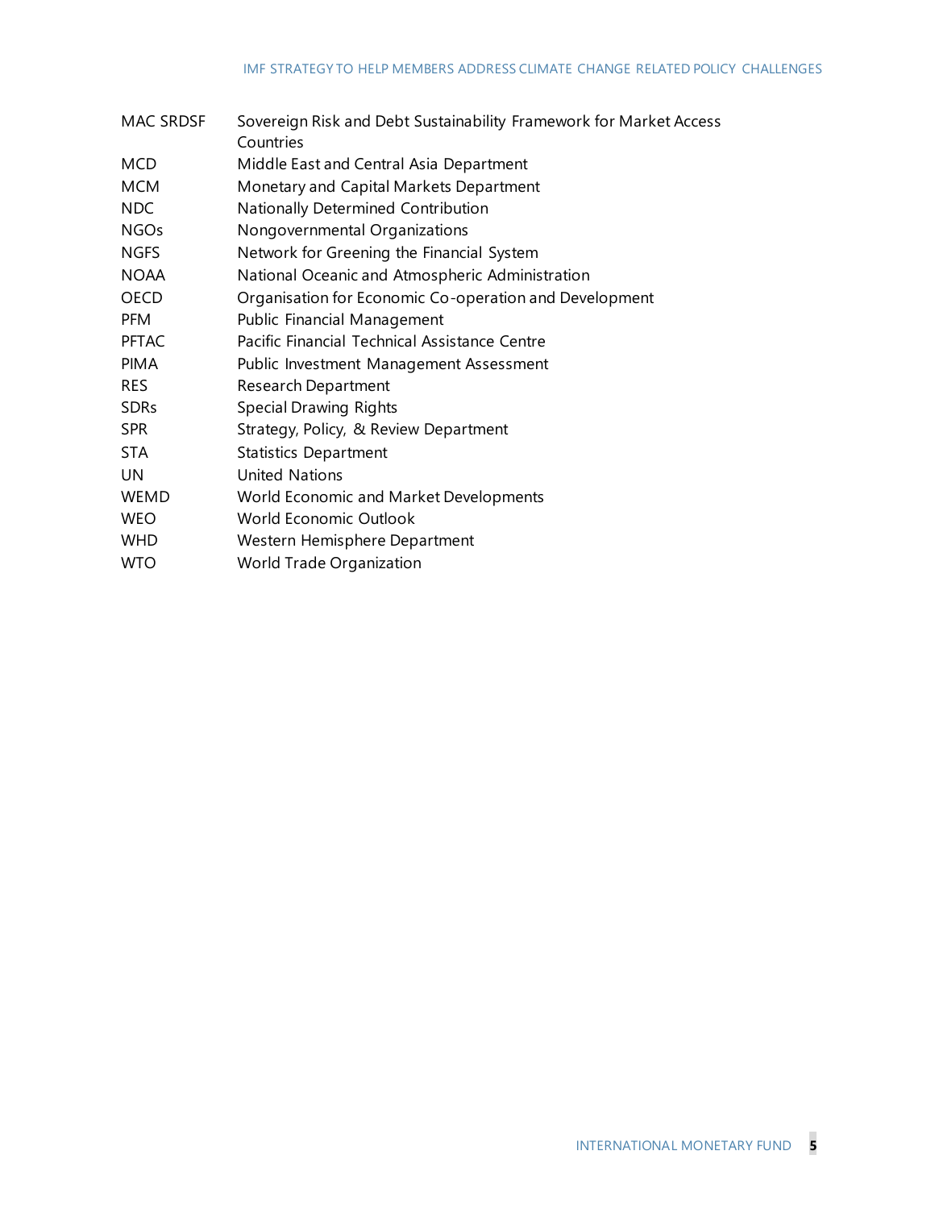| | |
|---|---|
| MAC SRDSF | Sovereign Risk and Debt Sustainability Framework for Market Access Countries |
| MCD | Middle East and Central Asia Department |
| MCM | Monetary and Capital Markets Department |
| NDC | Nationally Determined Contribution |
| NGOs | Nongovernmental Organizations |
| NGFS | Network for Greening the Financial System |
| NOAA | National Oceanic and Atmospheric Administration |
| OECD | Organisation for Economic Co-operation and Development |
| PFM | Public Financial Management |
| PFTAC | Pacific Financial Technical Assistance Centre |
| PIMA | Public Investment Management Assessment |
| RES | Research Department |
| SDRs | Special Drawing Rights |
| SPR | Strategy, Policy, & Review Department |
| STA | Statistics Department |
| UN | United Nations |
| WEMD | World Economic and Market Developments |
| WEO | World Economic Outlook |
| WHD | Western Hemisphere Department |
| WTO | World Trade Organization |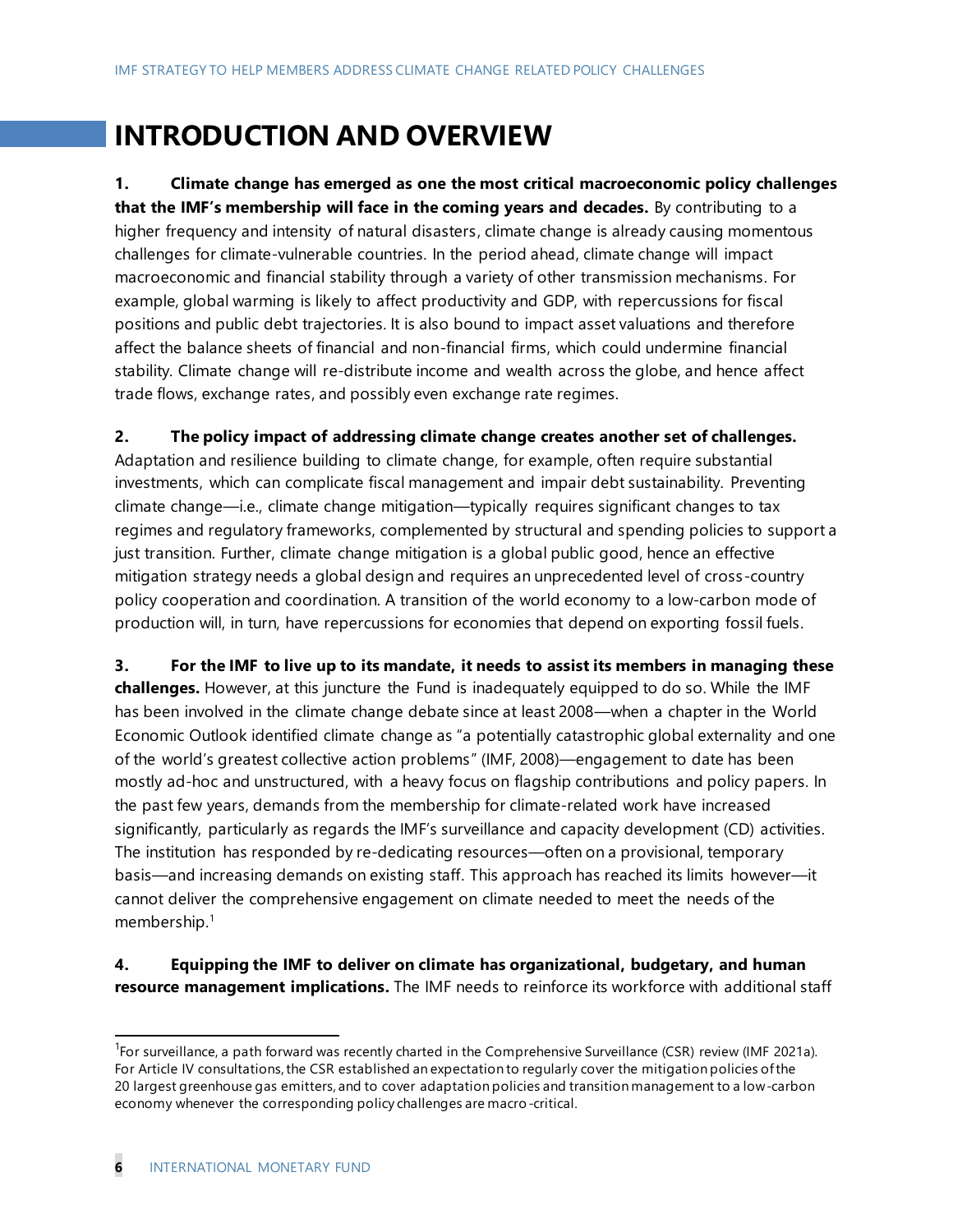# INTRODUCTION AND OVERVIEW

**1. Climate change has emerged as one the most critical macroeconomic policy challenges that the IMF's membership will face in the coming years and decades.** By contributing to a higher frequency and intensity of natural disasters, climate change is already causing momentous challenges for climate-vulnerable countries. In the period ahead, climate change will impact macroeconomic and financial stability through a variety of other transmission mechanisms. For example, global warming is likely to affect productivity and GDP, with repercussions for fiscal positions and public debt trajectories. It is also bound to impact asset valuations and therefore affect the balance sheets of financial and non-financial firms, which could undermine financial stability. Climate change will re-distribute income and wealth across the globe, and hence affect trade flows, exchange rates, and possibly even exchange rate regimes.

**2. The policy impact of addressing climate change creates another set of challenges.** Adaptation and resilience building to climate change, for example, often require substantial investments, which can complicate fiscal management and impair debt sustainability. Preventing climate change—i.e., climate change mitigation—typically requires significant changes to tax regimes and regulatory frameworks, complemented by structural and spending policies to support a just transition. Further, climate change mitigation is a global public good, hence an effective mitigation strategy needs a global design and requires an unprecedented level of cross-country policy cooperation and coordination. A transition of the world economy to a low-carbon mode of production will, in turn, have repercussions for economies that depend on exporting fossil fuels.

**3. For the IMF to live up to its mandate, it needs to assist its members in managing these challenges.** However, at this juncture the Fund is inadequately equipped to do so. While the IMF has been involved in the climate change debate since at least 2008—when a chapter in the World Economic Outlook identified climate change as "a potentially catastrophic global externality and one of the world's greatest collective action problems" (IMF, 2008)—engagement to date has been mostly ad-hoc and unstructured, with a heavy focus on flagship contributions and policy papers. In the past few years, demands from the membership for climate-related work have increased significantly, particularly as regards the IMF's surveillance and capacity development (CD) activities. The institution has responded by re-dedicating resources—often on a provisional, temporary basis—and increasing demands on existing staff. This approach has reached its limits however—it cannot deliver the comprehensive engagement on climate needed to meet the needs of the membership.[1]

**4. Equipping the IMF to deliver on climate has organizational, budgetary, and human resource management implications.** The IMF needs to reinforce its workforce with additional staff

[1] For surveillance, a path forward was recently charted in the Comprehensive Surveillance (CSR) review (IMF 2021a). For Article IV consultations, the CSR established an expectation to regularly cover the mitigation policies of the 20 largest greenhouse gas emitters, and to cover adaptation policies and transition management to a low-carbon economy whenever the corresponding policy challenges are macro-critical.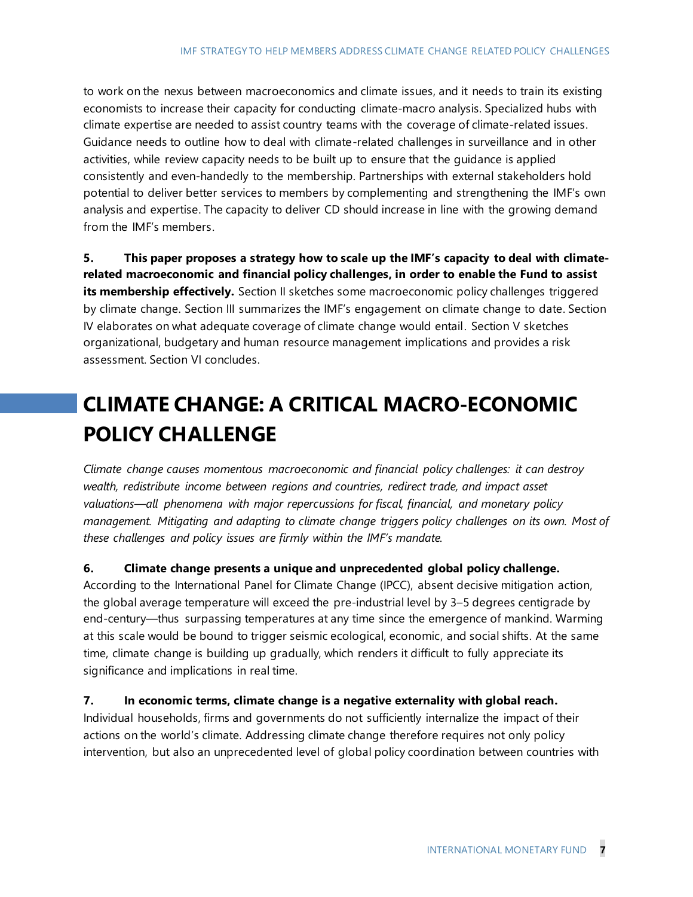to work on the nexus between macroeconomics and climate issues, and it needs to train its existing economists to increase their capacity for conducting climate-macro analysis. Specialized hubs with climate expertise are needed to assist country teams with the coverage of climate-related issues. Guidance needs to outline how to deal with climate-related challenges in surveillance and in other activities, while review capacity needs to be built up to ensure that the guidance is applied consistently and even-handedly to the membership. Partnerships with external stakeholders hold potential to deliver better services to members by complementing and strengthening the IMF's own analysis and expertise. The capacity to deliver CD should increase in line with the growing demand from the IMF's members.

**5. This paper proposes a strategy how to scale up the IMF's capacity to deal with climate-related macroeconomic and financial policy challenges, in order to enable the Fund to assist its membership effectively.** Section II sketches some macroeconomic policy challenges triggered by climate change. Section III summarizes the IMF's engagement on climate change to date. Section IV elaborates on what adequate coverage of climate change would entail. Section V sketches organizational, budgetary and human resource management implications and provides a risk assessment. Section VI concludes.

# CLIMATE CHANGE: A CRITICAL MACRO-ECONOMIC POLICY CHALLENGE

*Climate change causes momentous macroeconomic and financial policy challenges: it can destroy wealth, redistribute income between regions and countries, redirect trade, and impact asset valuations—all phenomena with major repercussions for fiscal, financial, and monetary policy management. Mitigating and adapting to climate change triggers policy challenges on its own. Most of these challenges and policy issues are firmly within the IMF's mandate.*

**6. Climate change presents a unique and unprecedented global policy challenge.** According to the International Panel for Climate Change (IPCC), absent decisive mitigation action, the global average temperature will exceed the pre-industrial level by 3–5 degrees centigrade by end-century—thus surpassing temperatures at any time since the emergence of mankind. Warming at this scale would be bound to trigger seismic ecological, economic, and social shifts. At the same time, climate change is building up gradually, which renders it difficult to fully appreciate its significance and implications in real time.

**7. In economic terms, climate change is a negative externality with global reach.** Individual households, firms and governments do not sufficiently internalize the impact of their actions on the world's climate. Addressing climate change therefore requires not only policy intervention, but also an unprecedented level of global policy coordination between countries with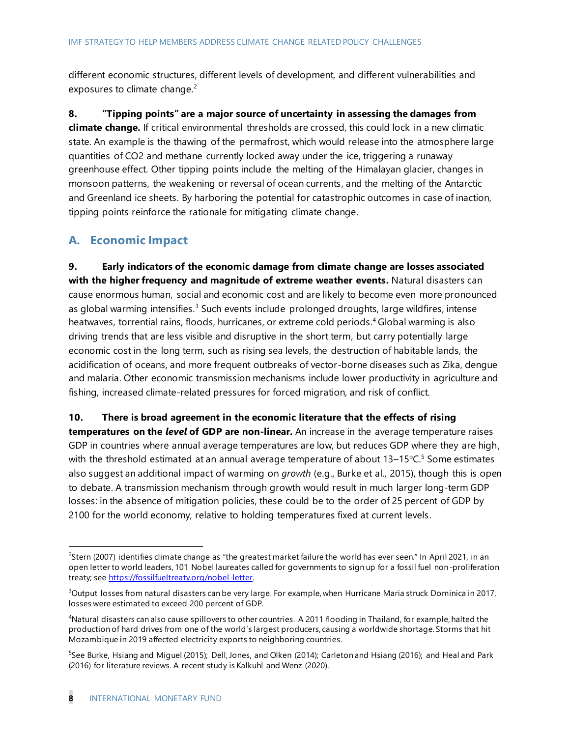different economic structures, different levels of development, and different vulnerabilities and exposures to climate change.[2]

**8. "Tipping points" are a major source of uncertainty in assessing the damages from climate change.** If critical environmental thresholds are crossed, this could lock in a new climatic state. An example is the thawing of the permafrost, which would release into the atmosphere large quantities of CO2 and methane currently locked away under the ice, triggering a runaway greenhouse effect. Other tipping points include the melting of the Himalayan glacier, changes in monsoon patterns, the weakening or reversal of ocean currents, and the melting of the Antarctic and Greenland ice sheets. By harboring the potential for catastrophic outcomes in case of inaction, tipping points reinforce the rationale for mitigating climate change.

## A. Economic Impact

**9. Early indicators of the economic damage from climate change are losses associated with the higher frequency and magnitude of extreme weather events.** Natural disasters can cause enormous human, social and economic cost and are likely to become even more pronounced as global warming intensifies.[3] Such events include prolonged droughts, large wildfires, intense heatwaves, torrential rains, floods, hurricanes, or extreme cold periods.[4] Global warming is also driving trends that are less visible and disruptive in the short term, but carry potentially large economic cost in the long term, such as rising sea levels, the destruction of habitable lands, the acidification of oceans, and more frequent outbreaks of vector-borne diseases such as Zika, dengue and malaria. Other economic transmission mechanisms include lower productivity in agriculture and fishing, increased climate-related pressures for forced migration, and risk of conflict.

**10. There is broad agreement in the economic literature that the effects of rising temperatures on the *level* of GDP are non-linear.** An increase in the average temperature raises GDP in countries where annual average temperatures are low, but reduces GDP where they are high, with the threshold estimated at an annual average temperature of about 13–15°C.[5] Some estimates also suggest an additional impact of warming on *growth* (e.g., Burke et al., 2015), though this is open to debate. A transmission mechanism through growth would result in much larger long-term GDP losses: in the absence of mitigation policies, these could be to the order of 25 percent of GDP by 2100 for the world economy, relative to holding temperatures fixed at current levels.

---

[2] Stern (2007) identifies climate change as "the greatest market failure the world has ever seen." In April 2021, in an open letter to world leaders, 101 Nobel laureates called for governments to sign up for a fossil fuel non-proliferation treaty; see https://fossilfueltreaty.org/nobel-letter.

[3] Output losses from natural disasters can be very large. For example, when Hurricane Maria struck Dominica in 2017, losses were estimated to exceed 200 percent of GDP.

[4] Natural disasters can also cause spillovers to other countries. A 2011 flooding in Thailand, for example, halted the production of hard drives from one of the world's largest producers, causing a worldwide shortage. Storms that hit Mozambique in 2019 affected electricity exports to neighboring countries.

[5] See Burke, Hsiang and Miguel (2015); Dell, Jones, and Olken (2014); Carleton and Hsiang (2016); and Heal and Park (2016) for literature reviews. A recent study is Kalkuhl and Wenz (2020).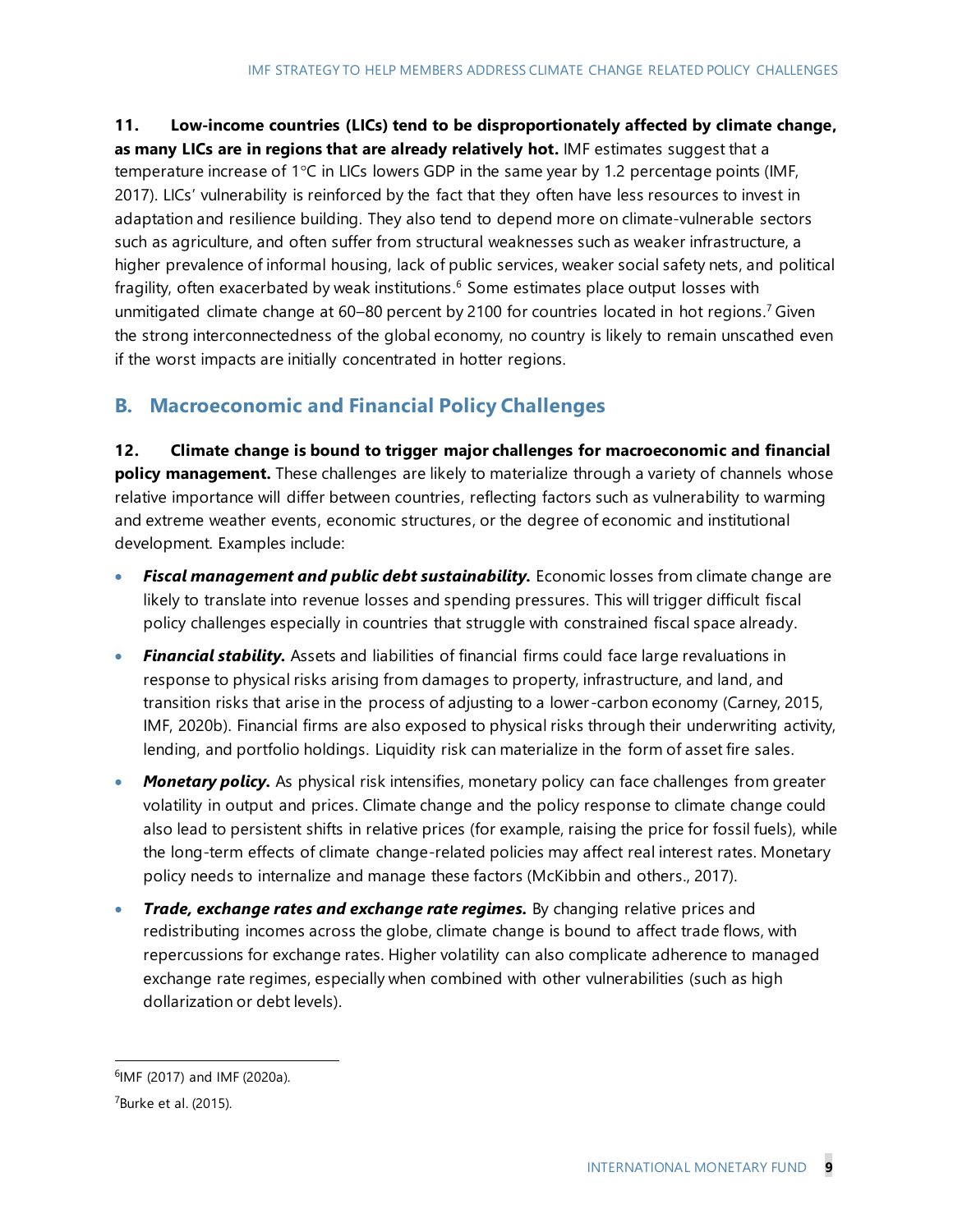**11. Low-income countries (LICs) tend to be disproportionately affected by climate change, as many LICs are in regions that are already relatively hot.** IMF estimates suggest that a temperature increase of 1°C in LICs lowers GDP in the same year by 1.2 percentage points (IMF, 2017). LICs' vulnerability is reinforced by the fact that they often have less resources to invest in adaptation and resilience building. They also tend to depend more on climate-vulnerable sectors such as agriculture, and often suffer from structural weaknesses such as weaker infrastructure, a higher prevalence of informal housing, lack of public services, weaker social safety nets, and political fragility, often exacerbated by weak institutions.[6] Some estimates place output losses with unmitigated climate change at 60–80 percent by 2100 for countries located in hot regions.[7] Given the strong interconnectedness of the global economy, no country is likely to remain unscathed even if the worst impacts are initially concentrated in hotter regions.

## B. Macroeconomic and Financial Policy Challenges

**12. Climate change is bound to trigger major challenges for macroeconomic and financial policy management.** These challenges are likely to materialize through a variety of channels whose relative importance will differ between countries, reflecting factors such as vulnerability to warming and extreme weather events, economic structures, or the degree of economic and institutional development. Examples include:

- ***Fiscal management and public debt sustainability.*** Economic losses from climate change are likely to translate into revenue losses and spending pressures. This will trigger difficult fiscal policy challenges especially in countries that struggle with constrained fiscal space already.
- ***Financial stability.*** Assets and liabilities of financial firms could face large revaluations in response to physical risks arising from damages to property, infrastructure, and land, and transition risks that arise in the process of adjusting to a lower-carbon economy (Carney, 2015, IMF, 2020b). Financial firms are also exposed to physical risks through their underwriting activity, lending, and portfolio holdings. Liquidity risk can materialize in the form of asset fire sales.
- ***Monetary policy.*** As physical risk intensifies, monetary policy can face challenges from greater volatility in output and prices. Climate change and the policy response to climate change could also lead to persistent shifts in relative prices (for example, raising the price for fossil fuels), while the long-term effects of climate change-related policies may affect real interest rates. Monetary policy needs to internalize and manage these factors (McKibbin and others., 2017).
- ***Trade, exchange rates and exchange rate regimes.*** By changing relative prices and redistributing incomes across the globe, climate change is bound to affect trade flows, with repercussions for exchange rates. Higher volatility can also complicate adherence to managed exchange rate regimes, especially when combined with other vulnerabilities (such as high dollarization or debt levels).

---

[6] IMF (2017) and IMF (2020a).

[7] Burke et al. (2015).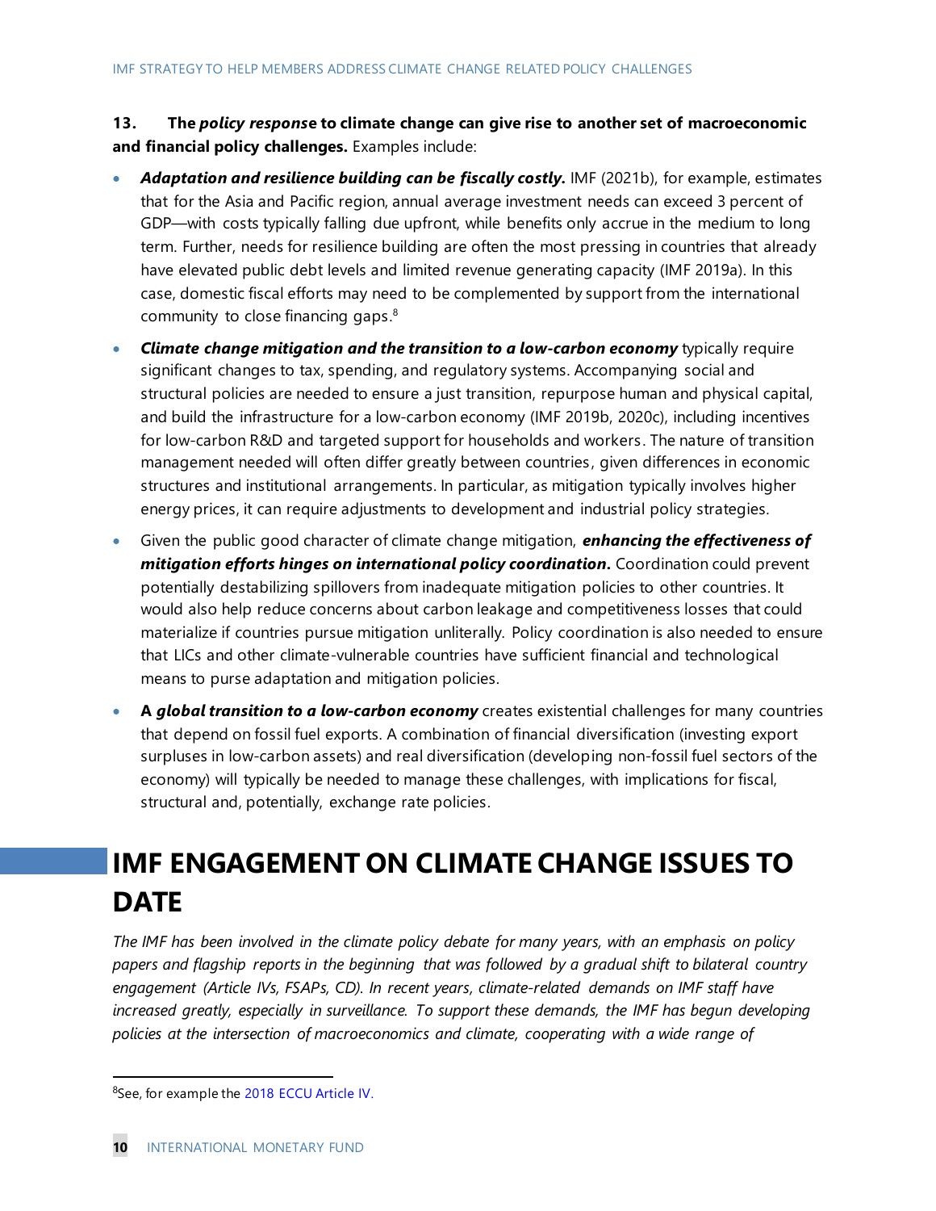**13. The *policy response* to climate change can give rise to another set of macroeconomic and financial policy challenges.** Examples include:

- ***Adaptation and resilience building can be fiscally costly.*** IMF (2021b), for example, estimates that for the Asia and Pacific region, annual average investment needs can exceed 3 percent of GDP—with costs typically falling due upfront, while benefits only accrue in the medium to long term. Further, needs for resilience building are often the most pressing in countries that already have elevated public debt levels and limited revenue generating capacity (IMF 2019a). In this case, domestic fiscal efforts may need to be complemented by support from the international community to close financing gaps.[8]

- ***Climate change mitigation and the transition to a low-carbon economy*** typically require significant changes to tax, spending, and regulatory systems. Accompanying social and structural policies are needed to ensure a just transition, repurpose human and physical capital, and build the infrastructure for a low-carbon economy (IMF 2019b, 2020c), including incentives for low-carbon R&D and targeted support for households and workers. The nature of transition management needed will often differ greatly between countries, given differences in economic structures and institutional arrangements. In particular, as mitigation typically involves higher energy prices, it can require adjustments to development and industrial policy strategies.

- Given the public good character of climate change mitigation, ***enhancing the effectiveness of mitigation efforts hinges on international policy coordination.*** Coordination could prevent potentially destabilizing spillovers from inadequate mitigation policies to other countries. It would also help reduce concerns about carbon leakage and competitiveness losses that could materialize if countries pursue mitigation unilterally. Policy coordination is also needed to ensure that LICs and other climate-vulnerable countries have sufficient financial and technological means to purse adaptation and mitigation policies.

- **A *global transition to a low-carbon economy*** creates existential challenges for many countries that depend on fossil fuel exports. A combination of financial diversification (investing export surpluses in low-carbon assets) and real diversification (developing non-fossil fuel sectors of the economy) will typically be needed to manage these challenges, with implications for fiscal, structural and, potentially, exchange rate policies.

# IMF ENGAGEMENT ON CLIMATE CHANGE ISSUES TO DATE

*The IMF has been involved in the climate policy debate for many years, with an emphasis on policy papers and flagship reports in the beginning that was followed by a gradual shift to bilateral country engagement (Article IVs, FSAPs, CD). In recent years, climate-related demands on IMF staff have increased greatly, especially in surveillance. To support these demands, the IMF has begun developing policies at the intersection of macroeconomics and climate, cooperating with a wide range of*

---

[8] See, for example the 2018 ECCU Article IV.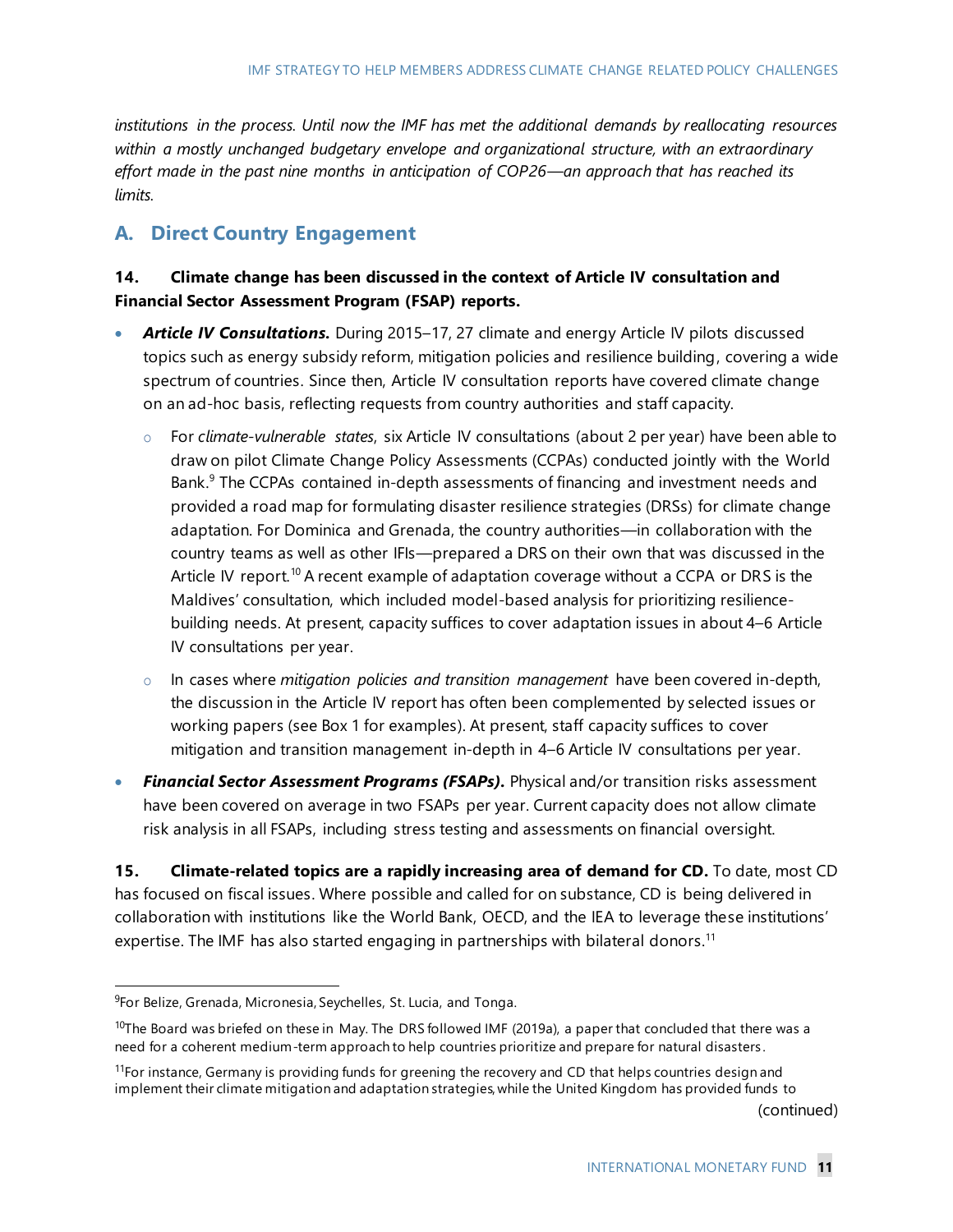*institutions in the process. Until now the IMF has met the additional demands by reallocating resources within a mostly unchanged budgetary envelope and organizational structure, with an extraordinary effort made in the past nine months in anticipation of COP26—an approach that has reached its limits.*

## A. Direct Country Engagement

**14. Climate change has been discussed in the context of Article IV consultation and Financial Sector Assessment Program (FSAP) reports.**

- ***Article IV Consultations.*** During 2015–17, 27 climate and energy Article IV pilots discussed topics such as energy subsidy reform, mitigation policies and resilience building, covering a wide spectrum of countries. Since then, Article IV consultation reports have covered climate change on an ad-hoc basis, reflecting requests from country authorities and staff capacity.
    - For *climate-vulnerable states*, six Article IV consultations (about 2 per year) have been able to draw on pilot Climate Change Policy Assessments (CCPAs) conducted jointly with the World Bank.[9] The CCPAs contained in-depth assessments of financing and investment needs and provided a road map for formulating disaster resilience strategies (DRSs) for climate change adaptation. For Dominica and Grenada, the country authorities—in collaboration with the country teams as well as other IFIs—prepared a DRS on their own that was discussed in the Article IV report.[10] A recent example of adaptation coverage without a CCPA or DRS is the Maldives' consultation, which included model-based analysis for prioritizing resilience-building needs. At present, capacity suffices to cover adaptation issues in about 4–6 Article IV consultations per year.
    - In cases where *mitigation policies and transition management* have been covered in-depth, the discussion in the Article IV report has often been complemented by selected issues or working papers (see Box 1 for examples). At present, staff capacity suffices to cover mitigation and transition management in-depth in 4–6 Article IV consultations per year.
- ***Financial Sector Assessment Programs (FSAPs).*** Physical and/or transition risks assessment have been covered on average in two FSAPs per year. Current capacity does not allow climate risk analysis in all FSAPs, including stress testing and assessments on financial oversight.

**15. Climate-related topics are a rapidly increasing area of demand for CD.** To date, most CD has focused on fiscal issues. Where possible and called for on substance, CD is being delivered in collaboration with institutions like the World Bank, OECD, and the IEA to leverage these institutions' expertise. The IMF has also started engaging in partnerships with bilateral donors.[11]

---

[9] For Belize, Grenada, Micronesia, Seychelles, St. Lucia, and Tonga.

[10] The Board was briefed on these in May. The DRS followed IMF (2019a), a paper that concluded that there was a need for a coherent medium-term approach to help countries prioritize and prepare for natural disasters.

[11] For instance, Germany is providing funds for greening the recovery and CD that helps countries design and implement their climate mitigation and adaptation strategies, while the United Kingdom has provided funds to

(continued)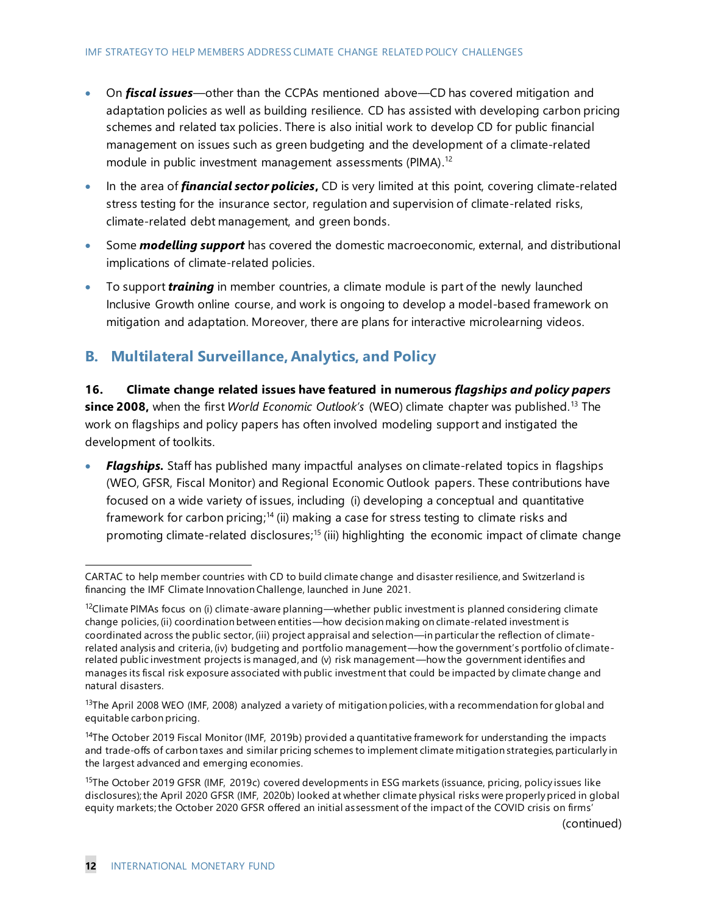- On ***fiscal issues***—other than the CCPAs mentioned above—CD has covered mitigation and adaptation policies as well as building resilience. CD has assisted with developing carbon pricing schemes and related tax policies. There is also initial work to develop CD for public financial management on issues such as green budgeting and the development of a climate-related module in public investment management assessments (PIMA).[12]
- In the area of ***financial sector policies*****,** CD is very limited at this point, covering climate-related stress testing for the insurance sector, regulation and supervision of climate-related risks, climate-related debt management, and green bonds.
- Some ***modelling support*** has covered the domestic macroeconomic, external, and distributional implications of climate-related policies.
- To support ***training*** in member countries, a climate module is part of the newly launched Inclusive Growth online course, and work is ongoing to develop a model-based framework on mitigation and adaptation. Moreover, there are plans for interactive microlearning videos.

## B. Multilateral Surveillance, Analytics, and Policy

**16. Climate change related issues have featured in numerous *flagships and policy papers* since 2008,** when the first *World Economic Outlook's* (WEO) climate chapter was published.[13] The work on flagships and policy papers has often involved modeling support and instigated the development of toolkits.

- ***Flagships.*** Staff has published many impactful analyses on climate-related topics in flagships (WEO, GFSR, Fiscal Monitor) and Regional Economic Outlook papers. These contributions have focused on a wide variety of issues, including (i) developing a conceptual and quantitative framework for carbon pricing;[14] (ii) making a case for stress testing to climate risks and promoting climate-related disclosures;[15] (iii) highlighting the economic impact of climate change

---

CARTAC to help member countries with CD to build climate change and disaster resilience, and Switzerland is financing the IMF Climate Innovation Challenge, launched in June 2021.

[12]Climate PIMAs focus on (i) climate-aware planning—whether public investment is planned considering climate change policies, (ii) coordination between entities—how decision making on climate-related investment is coordinated across the public sector, (iii) project appraisal and selection—in particular the reflection of climate-related analysis and criteria, (iv) budgeting and portfolio management—how the government's portfolio of climate-related public investment projects is managed, and (v) risk management—how the government identifies and manages its fiscal risk exposure associated with public investment that could be impacted by climate change and natural disasters.

[13]The April 2008 WEO (IMF, 2008) analyzed a variety of mitigation policies, with a recommendation for global and equitable carbon pricing.

[14]The October 2019 Fiscal Monitor (IMF, 2019b) provided a quantitative framework for understanding the impacts and trade-offs of carbon taxes and similar pricing schemes to implement climate mitigation strategies, particularly in the largest advanced and emerging economies.

[15]The October 2019 GFSR (IMF, 2019c) covered developments in ESG markets (issuance, pricing, policy issues like disclosures); the April 2020 GFSR (IMF, 2020b) looked at whether climate physical risks were properly priced in global equity markets; the October 2020 GFSR offered an initial assessment of the impact of the COVID crisis on firms'

(continued)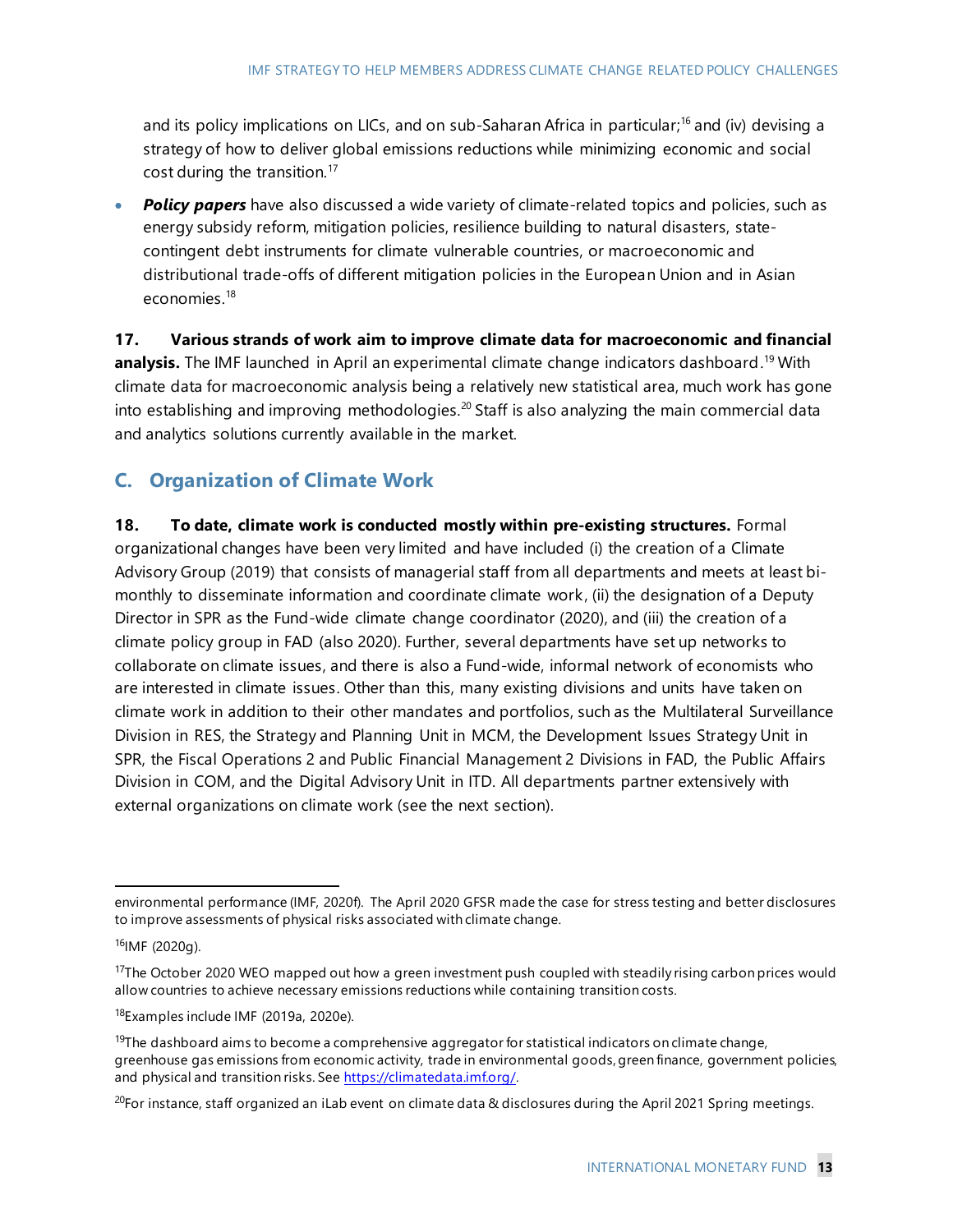and its policy implications on LICs, and on sub-Saharan Africa in particular;[16] and (iv) devising a strategy of how to deliver global emissions reductions while minimizing economic and social cost during the transition.[17]

- ***Policy papers*** have also discussed a wide variety of climate-related topics and policies, such as energy subsidy reform, mitigation policies, resilience building to natural disasters, state-contingent debt instruments for climate vulnerable countries, or macroeconomic and distributional trade-offs of different mitigation policies in the European Union and in Asian economies.[18]

**17. Various strands of work aim to improve climate data for macroeconomic and financial analysis.** The IMF launched in April an experimental climate change indicators dashboard.[19] With climate data for macroeconomic analysis being a relatively new statistical area, much work has gone into establishing and improving methodologies.[20] Staff is also analyzing the main commercial data and analytics solutions currently available in the market.

## C. Organization of Climate Work

**18. To date, climate work is conducted mostly within pre-existing structures.** Formal organizational changes have been very limited and have included (i) the creation of a Climate Advisory Group (2019) that consists of managerial staff from all departments and meets at least bi-monthly to disseminate information and coordinate climate work, (ii) the designation of a Deputy Director in SPR as the Fund-wide climate change coordinator (2020), and (iii) the creation of a climate policy group in FAD (also 2020). Further, several departments have set up networks to collaborate on climate issues, and there is also a Fund-wide, informal network of economists who are interested in climate issues. Other than this, many existing divisions and units have taken on climate work in addition to their other mandates and portfolios, such as the Multilateral Surveillance Division in RES, the Strategy and Planning Unit in MCM, the Development Issues Strategy Unit in SPR, the Fiscal Operations 2 and Public Financial Management 2 Divisions in FAD, the Public Affairs Division in COM, and the Digital Advisory Unit in ITD. All departments partner extensively with external organizations on climate work (see the next section).

---

environmental performance (IMF, 2020f). The April 2020 GFSR made the case for stress testing and better disclosures to improve assessments of physical risks associated with climate change.

[16] IMF (2020g).

[17] The October 2020 WEO mapped out how a green investment push coupled with steadily rising carbon prices would allow countries to achieve necessary emissions reductions while containing transition costs.

[18] Examples include IMF (2019a, 2020e).

[19] The dashboard aims to become a comprehensive aggregator for statistical indicators on climate change, greenhouse gas emissions from economic activity, trade in environmental goods, green finance, government policies, and physical and transition risks. See https://climatedata.imf.org/.

[20] For instance, staff organized an iLab event on climate data & disclosures during the April 2021 Spring meetings.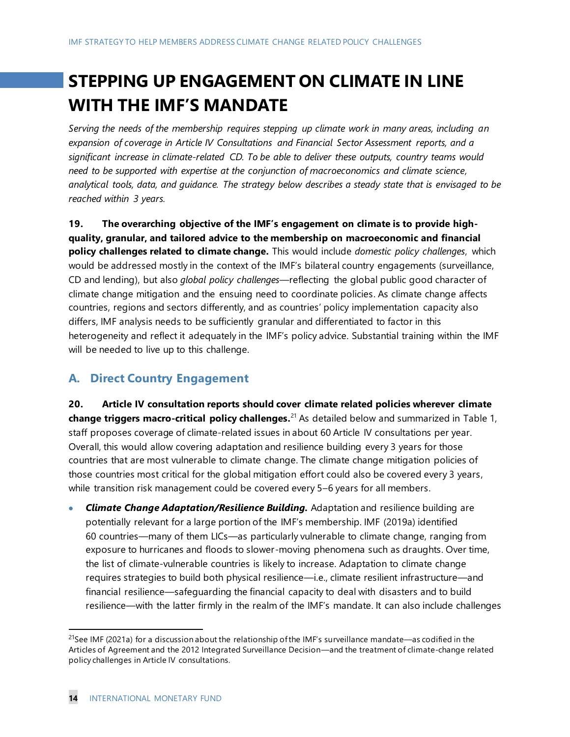# STEPPING UP ENGAGEMENT ON CLIMATE IN LINE WITH THE IMF'S MANDATE

*Serving the needs of the membership requires stepping up climate work in many areas, including an expansion of coverage in Article IV Consultations and Financial Sector Assessment reports, and a significant increase in climate-related CD. To be able to deliver these outputs, country teams would need to be supported with expertise at the conjunction of macroeconomics and climate science, analytical tools, data, and guidance. The strategy below describes a steady state that is envisaged to be reached within 3 years.*

**19. The overarching objective of the IMF's engagement on climate is to provide high-quality, granular, and tailored advice to the membership on macroeconomic and financial policy challenges related to climate change.** This would include *domestic policy challenges*, which would be addressed mostly in the context of the IMF's bilateral country engagements (surveillance, CD and lending), but also *global policy challenges*—reflecting the global public good character of climate change mitigation and the ensuing need to coordinate policies. As climate change affects countries, regions and sectors differently, and as countries' policy implementation capacity also differs, IMF analysis needs to be sufficiently granular and differentiated to factor in this heterogeneity and reflect it adequately in the IMF's policy advice. Substantial training within the IMF will be needed to live up to this challenge.

## A. Direct Country Engagement

**20. Article IV consultation reports should cover climate related policies wherever climate change triggers macro-critical policy challenges.**[21] As detailed below and summarized in Table 1, staff proposes coverage of climate-related issues in about 60 Article IV consultations per year. Overall, this would allow covering adaptation and resilience building every 3 years for those countries that are most vulnerable to climate change. The climate change mitigation policies of those countries most critical for the global mitigation effort could also be covered every 3 years, while transition risk management could be covered every 5–6 years for all members.

- ***Climate Change Adaptation/Resilience Building.*** Adaptation and resilience building are potentially relevant for a large portion of the IMF's membership. IMF (2019a) identified 60 countries—many of them LICs—as particularly vulnerable to climate change, ranging from exposure to hurricanes and floods to slower-moving phenomena such as draughts. Over time, the list of climate-vulnerable countries is likely to increase. Adaptation to climate change requires strategies to build both physical resilience—i.e., climate resilient infrastructure—and financial resilience—safeguarding the financial capacity to deal with disasters and to build resilience—with the latter firmly in the realm of the IMF's mandate. It can also include challenges

[21] See IMF (2021a) for a discussion about the relationship of the IMF's surveillance mandate—as codified in the Articles of Agreement and the 2012 Integrated Surveillance Decision—and the treatment of climate-change related policy challenges in Article IV consultations.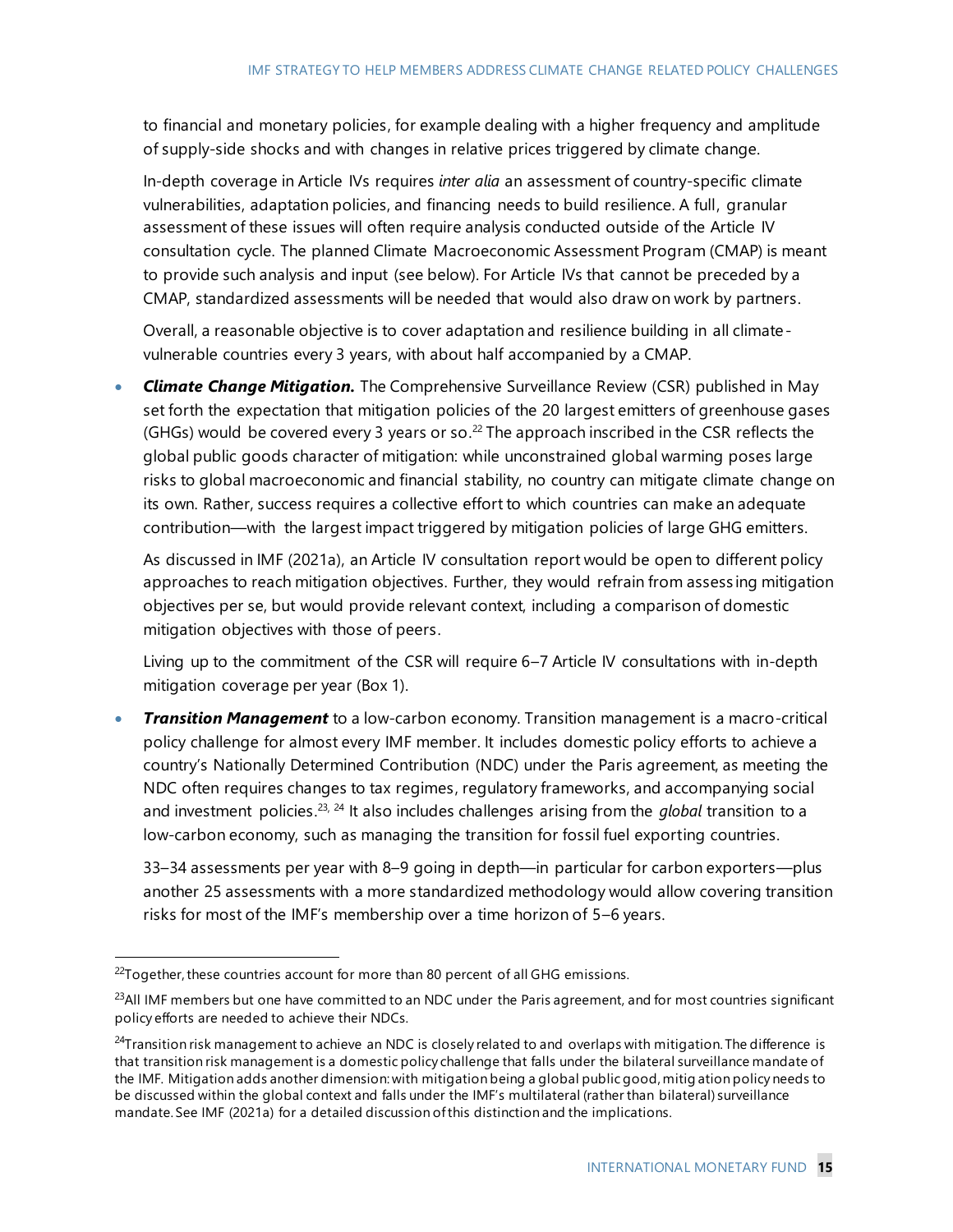to financial and monetary policies, for example dealing with a higher frequency and amplitude of supply-side shocks and with changes in relative prices triggered by climate change.

In-depth coverage in Article IVs requires *inter alia* an assessment of country-specific climate vulnerabilities, adaptation policies, and financing needs to build resilience. A full, granular assessment of these issues will often require analysis conducted outside of the Article IV consultation cycle. The planned Climate Macroeconomic Assessment Program (CMAP) is meant to provide such analysis and input (see below). For Article IVs that cannot be preceded by a CMAP, standardized assessments will be needed that would also draw on work by partners.

Overall, a reasonable objective is to cover adaptation and resilience building in all climate-vulnerable countries every 3 years, with about half accompanied by a CMAP.

- ***Climate Change Mitigation.*** The Comprehensive Surveillance Review (CSR) published in May set forth the expectation that mitigation policies of the 20 largest emitters of greenhouse gases (GHGs) would be covered every 3 years or so.[22] The approach inscribed in the CSR reflects the global public goods character of mitigation: while unconstrained global warming poses large risks to global macroeconomic and financial stability, no country can mitigate climate change on its own. Rather, success requires a collective effort to which countries can make an adequate contribution—with the largest impact triggered by mitigation policies of large GHG emitters.

  As discussed in IMF (2021a), an Article IV consultation report would be open to different policy approaches to reach mitigation objectives. Further, they would refrain from assessing mitigation objectives per se, but would provide relevant context, including a comparison of domestic mitigation objectives with those of peers.

  Living up to the commitment of the CSR will require 6–7 Article IV consultations with in-depth mitigation coverage per year (Box 1).

- ***Transition Management*** to a low-carbon economy. Transition management is a macro-critical policy challenge for almost every IMF member. It includes domestic policy efforts to achieve a country's Nationally Determined Contribution (NDC) under the Paris agreement, as meeting the NDC often requires changes to tax regimes, regulatory frameworks, and accompanying social and investment policies.[23, 24] It also includes challenges arising from the *global* transition to a low-carbon economy, such as managing the transition for fossil fuel exporting countries.

  33–34 assessments per year with 8–9 going in depth—in particular for carbon exporters—plus another 25 assessments with a more standardized methodology would allow covering transition risks for most of the IMF's membership over a time horizon of 5–6 years.

---

[22] Together, these countries account for more than 80 percent of all GHG emissions.

[23] All IMF members but one have committed to an NDC under the Paris agreement, and for most countries significant policy efforts are needed to achieve their NDCs.

[24] Transition risk management to achieve an NDC is closely related to and overlaps with mitigation. The difference is that transition risk management is a domestic policy challenge that falls under the bilateral surveillance mandate of the IMF. Mitigation adds another dimension: with mitigation being a global public good, mitigation policy needs to be discussed within the global context and falls under the IMF's multilateral (rather than bilateral) surveillance mandate. See IMF (2021a) for a detailed discussion of this distinction and the implications.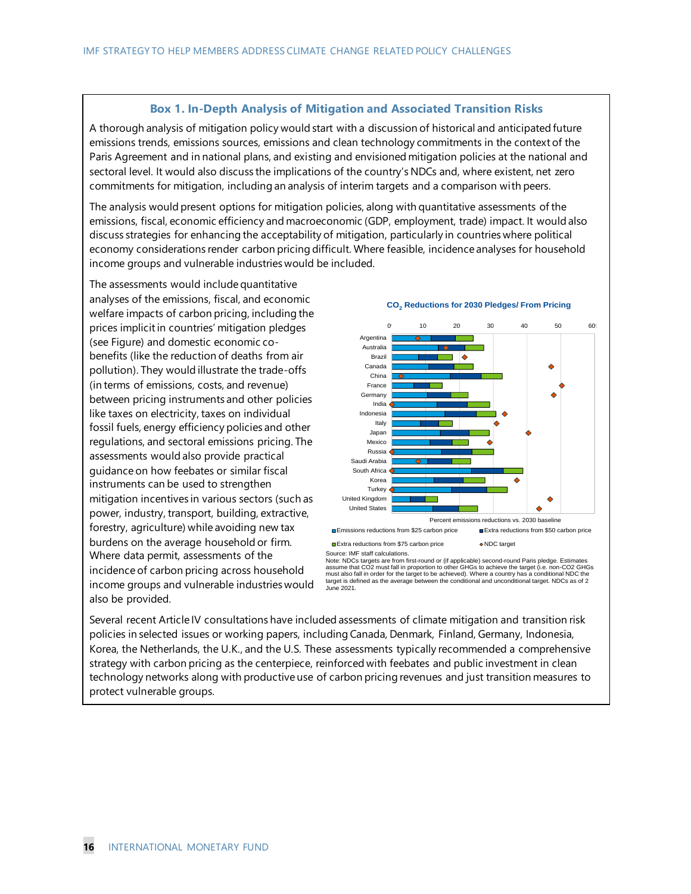### Box 1. In-Depth Analysis of Mitigation and Associated Transition Risks

A thorough analysis of mitigation policy would start with a discussion of historical and anticipated future emissions trends, emissions sources, emissions and clean technology commitments in the context of the Paris Agreement and in national plans, and existing and envisioned mitigation policies at the national and sectoral level. It would also discuss the implications of the country's NDCs and, where existent, net zero commitments for mitigation, including an analysis of interim targets and a comparison with peers.

The analysis would present options for mitigation policies, along with quantitative assessments of the emissions, fiscal, economic efficiency and macroeconomic (GDP, employment, trade) impact. It would also discuss strategies for enhancing the acceptability of mitigation, particularly in countries where political economy considerations render carbon pricing difficult. Where feasible, incidence analyses for household income groups and vulnerable industries would be included.

The assessments would include quantitative analyses of the emissions, fiscal, and economic welfare impacts of carbon pricing, including the prices implicit in countries' mitigation pledges (see Figure) and domestic economic co-benefits (like the reduction of deaths from air pollution). They would illustrate the trade-offs (in terms of emissions, costs, and revenue) between pricing instruments and other policies like taxes on electricity, taxes on individual fossil fuels, energy efficiency policies and other regulations, and sectoral emissions pricing. The assessments would also provide practical guidance on how feebates or similar fiscal instruments can be used to strengthen mitigation incentives in various sectors (such as power, industry, transport, building, extractive, forestry, agriculture) while avoiding new tax burdens on the average household or firm. Where data permit, assessments of the incidence of carbon pricing across household income groups and vulnerable industries would also be provided.

**$CO_2$ Reductions for 2030 Pledges/ From Pricing**

Percent emissions reductions vs. 2030 baseline

Legend: Emissions reductions from $25 carbon price; Extra reductions from $50 carbon price; Extra reductions from $75 carbon price; NDC target

Countries: Argentina, Australia, Brazil, Canada, China, France, Germany, India, Indonesia, Italy, Japan, Mexico, Russia, Saudi Arabia, South Africa, Korea, Turkey, United Kingdom, United States

Source: IMF staff calculations.
Note: NDCs targets are from first-round or (if applicable) second-round Paris pledge. Estimates assume that CO2 must fall in proportion to other GHGs to achieve the target (i.e. non-CO2 GHGs must also fall in order for the target to be achieved). Where a country has a conditional NDC the target is defined as the average between the conditional and unconditional target. NDCs as of 2 June 2021.

Several recent Article IV consultations have included assessments of climate mitigation and transition risk policies in selected issues or working papers, including Canada, Denmark, Finland, Germany, Indonesia, Korea, the Netherlands, the U.K., and the U.S. These assessments typically recommended a comprehensive strategy with carbon pricing as the centerpiece, reinforced with feebates and public investment in clean technology networks along with productive use of carbon pricing revenues and just transition measures to protect vulnerable groups.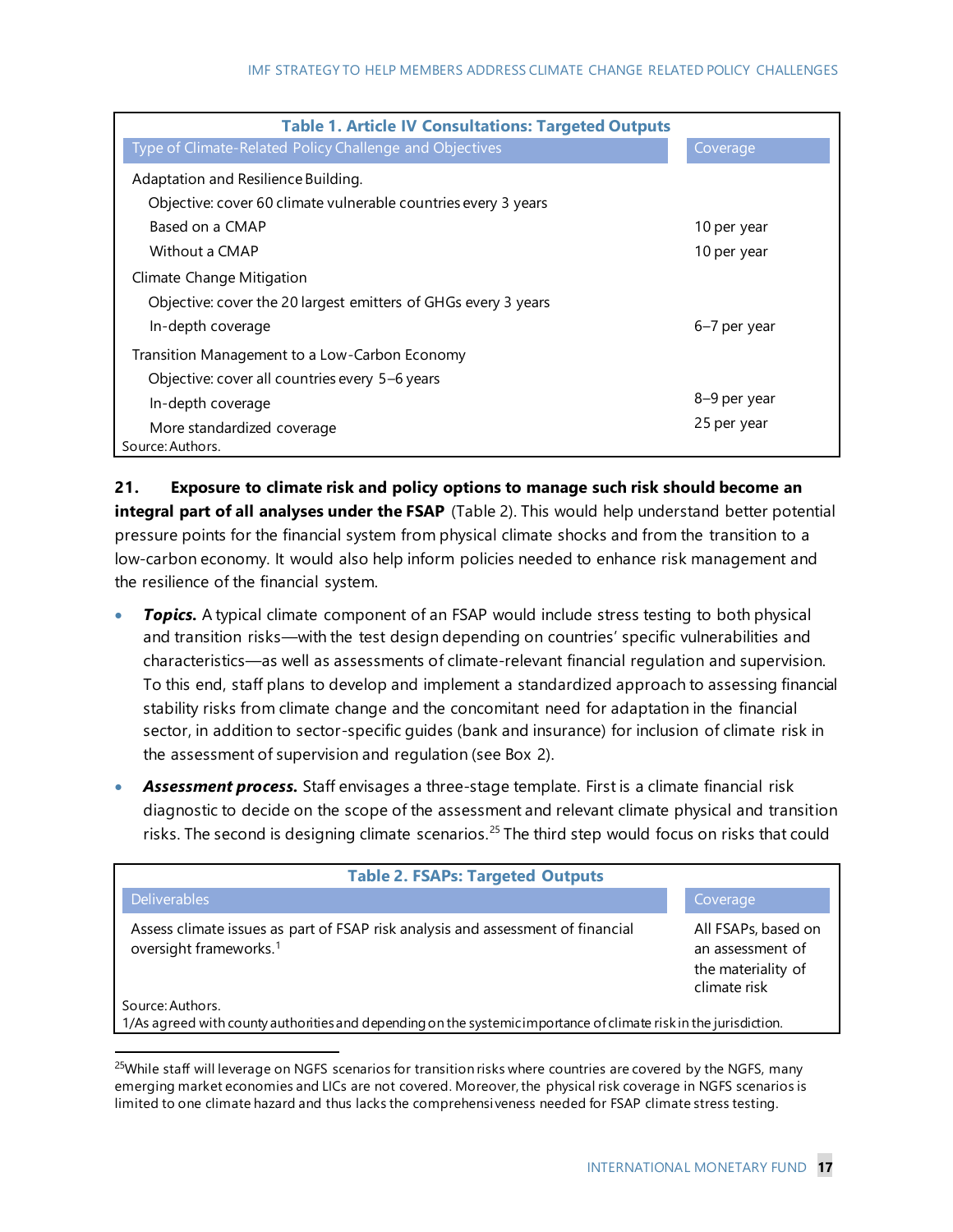**Table 1. Article IV Consultations: Targeted Outputs**

| Type of Climate-Related Policy Challenge and Objectives | Coverage |
|---|---|
| Adaptation and Resilience Building. | |
| Objective: cover 60 climate vulnerable countries every 3 years | |
| Based on a CMAP | 10 per year |
| Without a CMAP | 10 per year |
| Climate Change Mitigation | |
| Objective: cover the 20 largest emitters of GHGs every 3 years | |
| In-depth coverage | 6–7 per year |
| Transition Management to a Low-Carbon Economy | |
| Objective: cover all countries every 5–6 years | |
| In-depth coverage | 8–9 per year |
| More standardized coverage | 25 per year |

Source: Authors.

**21. Exposure to climate risk and policy options to manage such risk should become an integral part of all analyses under the FSAP** (Table 2). This would help understand better potential pressure points for the financial system from physical climate shocks and from the transition to a low-carbon economy. It would also help inform policies needed to enhance risk management and the resilience of the financial system.

- ***Topics.*** A typical climate component of an FSAP would include stress testing to both physical and transition risks—with the test design depending on countries' specific vulnerabilities and characteristics—as well as assessments of climate-relevant financial regulation and supervision. To this end, staff plans to develop and implement a standardized approach to assessing financial stability risks from climate change and the concomitant need for adaptation in the financial sector, in addition to sector-specific guides (bank and insurance) for inclusion of climate risk in the assessment of supervision and regulation (see Box 2).
- ***Assessment process.*** Staff envisages a three-stage template. First is a climate financial risk diagnostic to decide on the scope of the assessment and relevant climate physical and transition risks. The second is designing climate scenarios.[25] The third step would focus on risks that could

**Table 2. FSAPs: Targeted Outputs**

| Deliverables | Coverage |
|---|---|
| Assess climate issues as part of FSAP risk analysis and assessment of financial oversight frameworks.[1] | All FSAPs, based on an assessment of the materiality of climate risk |

Source: Authors.
1/As agreed with county authorities and depending on the systemic importance of climate risk in the jurisdiction.

[25] While staff will leverage on NGFS scenarios for transition risks where countries are covered by the NGFS, many emerging market economies and LICs are not covered. Moreover, the physical risk coverage in NGFS scenarios is limited to one climate hazard and thus lacks the comprehensiveness needed for FSAP climate stress testing.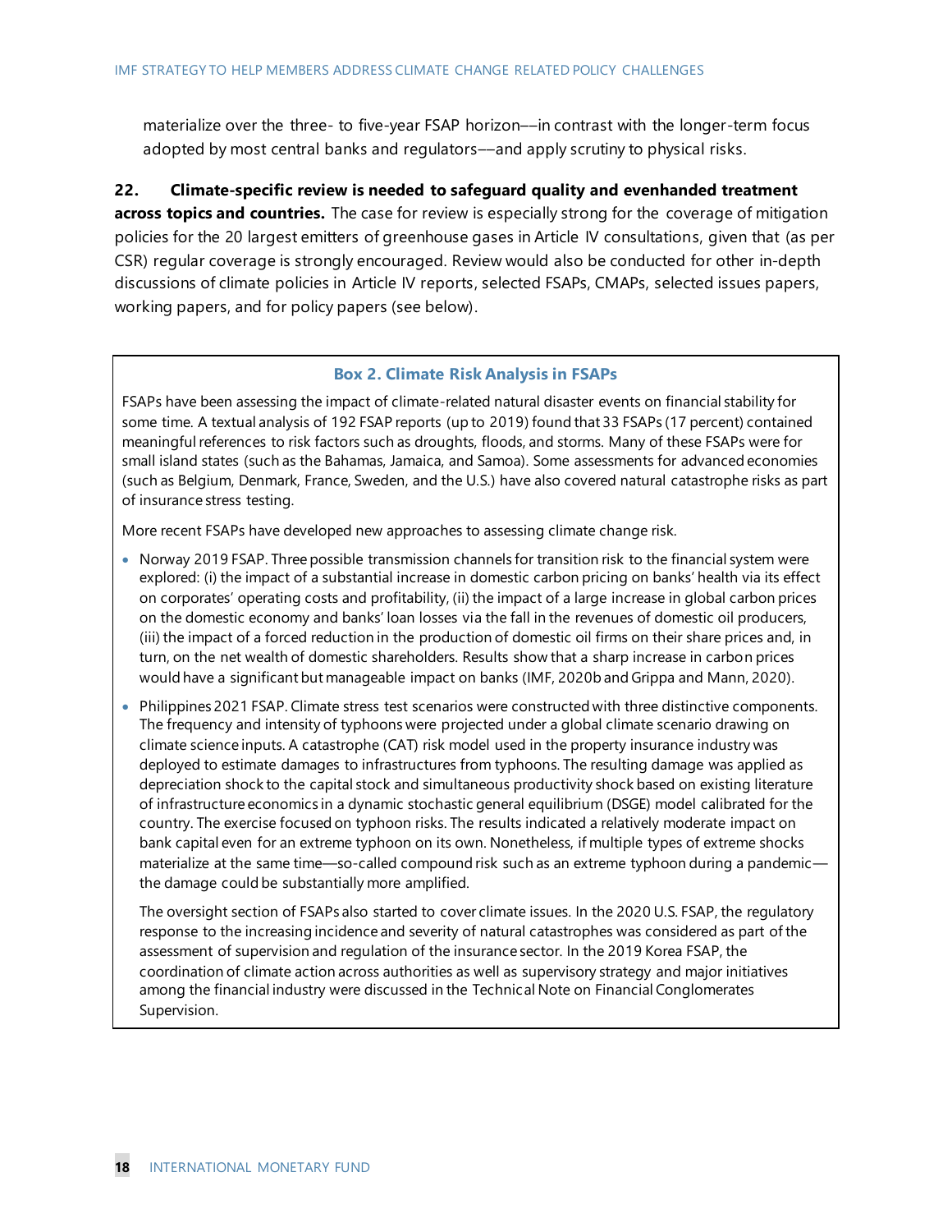materialize over the three- to five-year FSAP horizon––in contrast with the longer-term focus adopted by most central banks and regulators––and apply scrutiny to physical risks.

**22. Climate-specific review is needed to safeguard quality and evenhanded treatment across topics and countries.** The case for review is especially strong for the coverage of mitigation policies for the 20 largest emitters of greenhouse gases in Article IV consultations, given that (as per CSR) regular coverage is strongly encouraged. Review would also be conducted for other in-depth discussions of climate policies in Article IV reports, selected FSAPs, CMAPs, selected issues papers, working papers, and for policy papers (see below).

### Box 2. Climate Risk Analysis in FSAPs

FSAPs have been assessing the impact of climate-related natural disaster events on financial stability for some time. A textual analysis of 192 FSAP reports (up to 2019) found that 33 FSAPs (17 percent) contained meaningful references to risk factors such as droughts, floods, and storms. Many of these FSAPs were for small island states (such as the Bahamas, Jamaica, and Samoa). Some assessments for advanced economies (such as Belgium, Denmark, France, Sweden, and the U.S.) have also covered natural catastrophe risks as part of insurance stress testing.

More recent FSAPs have developed new approaches to assessing climate change risk.

- Norway 2019 FSAP. Three possible transmission channels for transition risk to the financial system were explored: (i) the impact of a substantial increase in domestic carbon pricing on banks' health via its effect on corporates' operating costs and profitability, (ii) the impact of a large increase in global carbon prices on the domestic economy and banks' loan losses via the fall in the revenues of domestic oil producers, (iii) the impact of a forced reduction in the production of domestic oil firms on their share prices and, in turn, on the net wealth of domestic shareholders. Results show that a sharp increase in carbon prices would have a significant but manageable impact on banks (IMF, 2020b and Grippa and Mann, 2020).
- Philippines 2021 FSAP. Climate stress test scenarios were constructed with three distinctive components. The frequency and intensity of typhoons were projected under a global climate scenario drawing on climate science inputs. A catastrophe (CAT) risk model used in the property insurance industry was deployed to estimate damages to infrastructures from typhoons. The resulting damage was applied as depreciation shock to the capital stock and simultaneous productivity shock based on existing literature of infrastructure economics in a dynamic stochastic general equilibrium (DSGE) model calibrated for the country. The exercise focused on typhoon risks. The results indicated a relatively moderate impact on bank capital even for an extreme typhoon on its own. Nonetheless, if multiple types of extreme shocks materialize at the same time—so-called compound risk such as an extreme typhoon during a pandemic—the damage could be substantially more amplified.

  The oversight section of FSAPs also started to cover climate issues. In the 2020 U.S. FSAP, the regulatory response to the increasing incidence and severity of natural catastrophes was considered as part of the assessment of supervision and regulation of the insurance sector. In the 2019 Korea FSAP, the coordination of climate action across authorities as well as supervisory strategy and major initiatives among the financial industry were discussed in the Technical Note on Financial Conglomerates Supervision.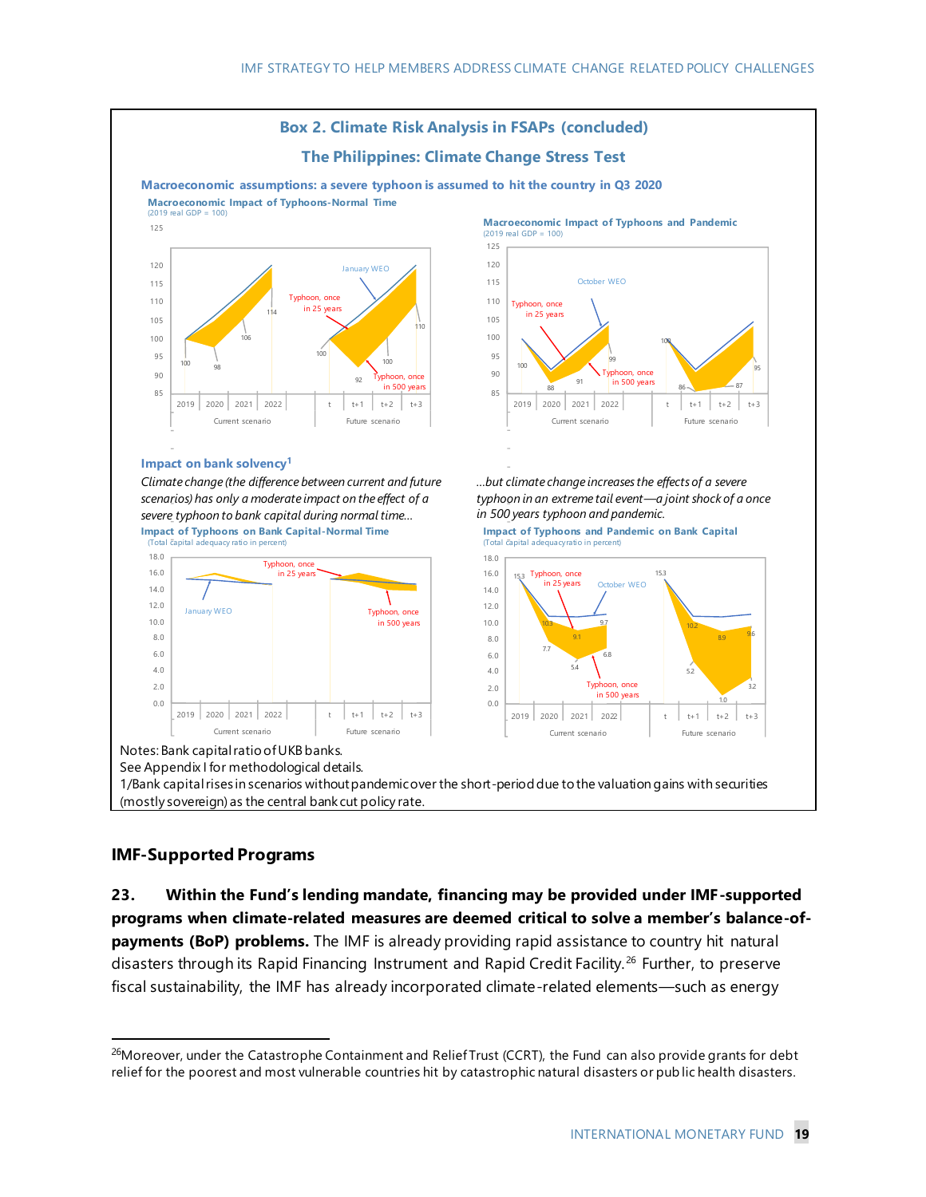## Box 2. Climate Risk Analysis in FSAPs (concluded)

### The Philippines: Climate Change Stress Test

**Macroeconomic assumptions: a severe typhoon is assumed to hit the country in Q3 2020**

**Impact on bank solvency[1]**

*Climate change (the difference between current and future scenarios) has only a moderate impact on the effect of a severe typhoon to bank capital during normal time…*

*…but climate change increases the effects of a severe typhoon in an extreme tail event—a joint shock of a once in 500 years typhoon and pandemic.*

Notes: Bank capital ratio of UKB banks.

See Appendix I for methodological details.

1/Bank capital rises in scenarios without pandemic over the short-period due to the valuation gains with securities (mostly sovereign) as the central bank cut policy rate.

## IMF-Supported Programs

**23. Within the Fund's lending mandate, financing may be provided under IMF-supported programs when climate-related measures are deemed critical to solve a member's balance-of-payments (BoP) problems.** The IMF is already providing rapid assistance to country hit natural disasters through its Rapid Financing Instrument and Rapid Credit Facility.[26] Further, to preserve fiscal sustainability, the IMF has already incorporated climate-related elements—such as energy

[26] Moreover, under the Catastrophe Containment and Relief Trust (CCRT), the Fund can also provide grants for debt relief for the poorest and most vulnerable countries hit by catastrophic natural disasters or public health disasters.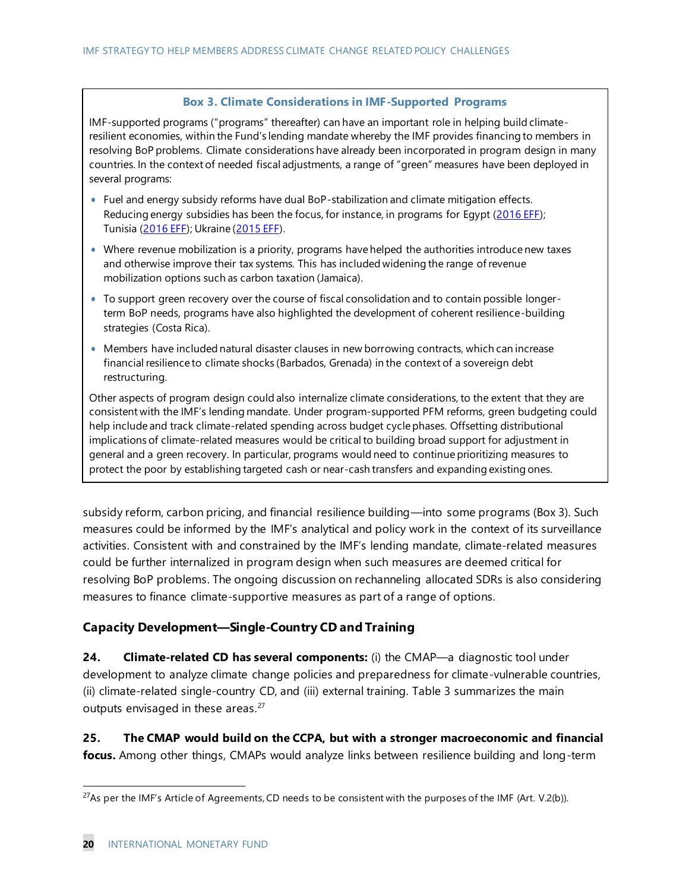**Box 3. Climate Considerations in IMF-Supported Programs**

IMF-supported programs ("programs" thereafter) can have an important role in helping build climate-resilient economies, within the Fund's lending mandate whereby the IMF provides financing to members in resolving BoP problems. Climate considerations have already been incorporated in program design in many countries. In the context of needed fiscal adjustments, a range of "green" measures have been deployed in several programs:

- Fuel and energy subsidy reforms have dual BoP-stabilization and climate mitigation effects. Reducing energy subsidies has been the focus, for instance, in programs for Egypt (2016 EFF); Tunisia (2016 EFF); Ukraine (2015 EFF).
- Where revenue mobilization is a priority, programs have helped the authorities introduce new taxes and otherwise improve their tax systems. This has included widening the range of revenue mobilization options such as carbon taxation (Jamaica).
- To support green recovery over the course of fiscal consolidation and to contain possible longer-term BoP needs, programs have also highlighted the development of coherent resilience-building strategies (Costa Rica).
- Members have included natural disaster clauses in new borrowing contracts, which can increase financial resilience to climate shocks (Barbados, Grenada) in the context of a sovereign debt restructuring.

Other aspects of program design could also internalize climate considerations, to the extent that they are consistent with the IMF's lending mandate. Under program-supported PFM reforms, green budgeting could help include and track climate-related spending across budget cycle phases. Offsetting distributional implications of climate-related measures would be critical to building broad support for adjustment in general and a green recovery. In particular, programs would need to continue prioritizing measures to protect the poor by establishing targeted cash or near-cash transfers and expanding existing ones.

subsidy reform, carbon pricing, and financial resilience building—into some programs (Box 3). Such measures could be informed by the IMF's analytical and policy work in the context of its surveillance activities. Consistent with and constrained by the IMF's lending mandate, climate-related measures could be further internalized in program design when such measures are deemed critical for resolving BoP problems. The ongoing discussion on rechanneling allocated SDRs is also considering measures to finance climate-supportive measures as part of a range of options.

### Capacity Development—Single-Country CD and Training

**24. Climate-related CD has several components:** (i) the CMAP—a diagnostic tool under development to analyze climate change policies and preparedness for climate-vulnerable countries, (ii) climate-related single-country CD, and (iii) external training. Table 3 summarizes the main outputs envisaged in these areas.[27]

**25. The CMAP would build on the CCPA, but with a stronger macroeconomic and financial focus.** Among other things, CMAPs would analyze links between resilience building and long-term

[27] As per the IMF's Article of Agreements, CD needs to be consistent with the purposes of the IMF (Art. V.2(b)).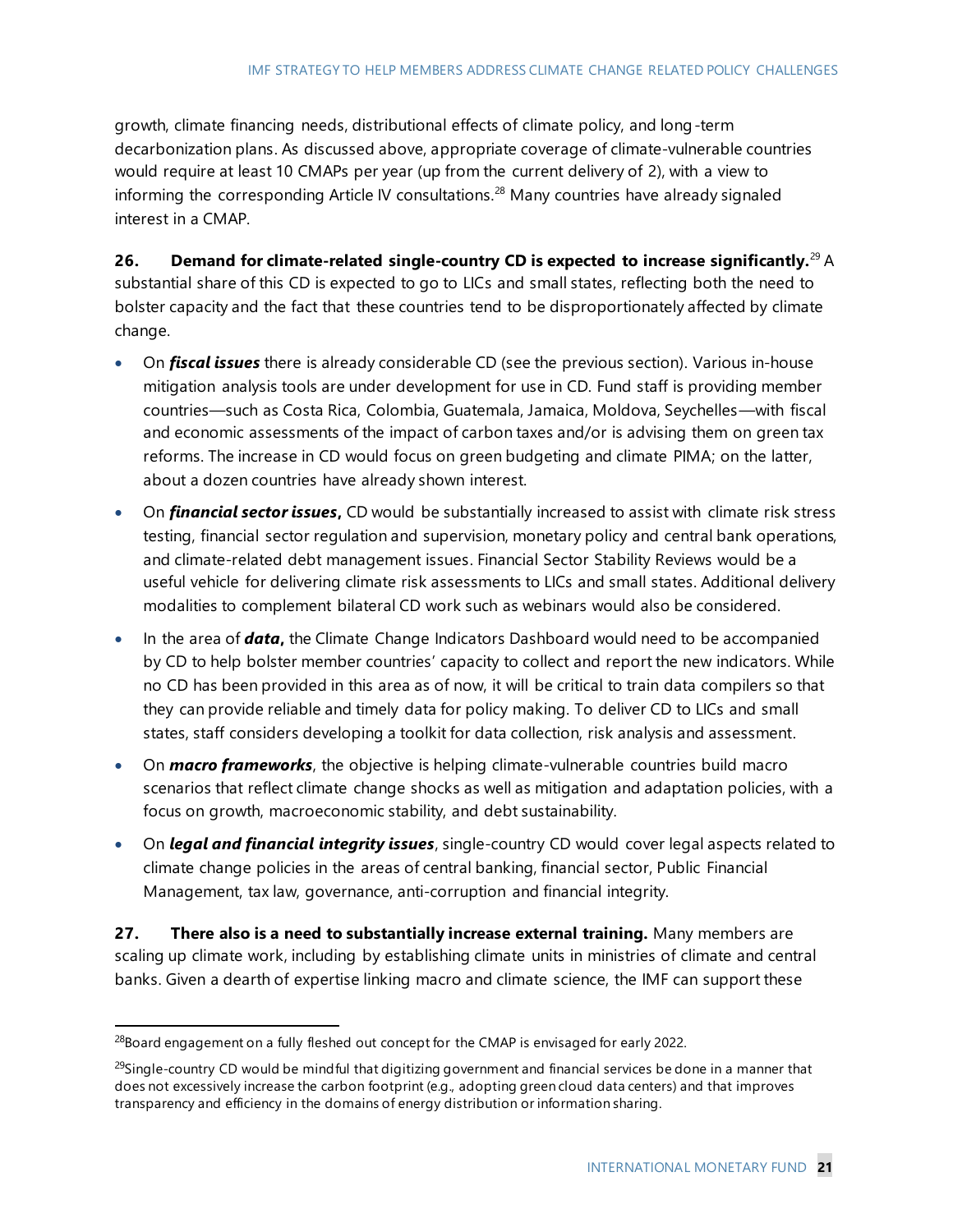growth, climate financing needs, distributional effects of climate policy, and long-term decarbonization plans. As discussed above, appropriate coverage of climate-vulnerable countries would require at least 10 CMAPs per year (up from the current delivery of 2), with a view to informing the corresponding Article IV consultations.[28] Many countries have already signaled interest in a CMAP.

**26. Demand for climate-related single-country CD is expected to increase significantly.**[29] A substantial share of this CD is expected to go to LICs and small states, reflecting both the need to bolster capacity and the fact that these countries tend to be disproportionately affected by climate change.

- On ***fiscal issues*** there is already considerable CD (see the previous section). Various in-house mitigation analysis tools are under development for use in CD. Fund staff is providing member countries—such as Costa Rica, Colombia, Guatemala, Jamaica, Moldova, Seychelles—with fiscal and economic assessments of the impact of carbon taxes and/or is advising them on green tax reforms. The increase in CD would focus on green budgeting and climate PIMA; on the latter, about a dozen countries have already shown interest.
- On ***financial sector issues*****,** CD would be substantially increased to assist with climate risk stress testing, financial sector regulation and supervision, monetary policy and central bank operations, and climate-related debt management issues. Financial Sector Stability Reviews would be a useful vehicle for delivering climate risk assessments to LICs and small states. Additional delivery modalities to complement bilateral CD work such as webinars would also be considered.
- In the area of ***data*****,** the Climate Change Indicators Dashboard would need to be accompanied by CD to help bolster member countries' capacity to collect and report the new indicators. While no CD has been provided in this area as of now, it will be critical to train data compilers so that they can provide reliable and timely data for policy making. To deliver CD to LICs and small states, staff considers developing a toolkit for data collection, risk analysis and assessment.
- On ***macro frameworks***, the objective is helping climate-vulnerable countries build macro scenarios that reflect climate change shocks as well as mitigation and adaptation policies, with a focus on growth, macroeconomic stability, and debt sustainability.
- On ***legal and financial integrity issues***, single-country CD would cover legal aspects related to climate change policies in the areas of central banking, financial sector, Public Financial Management, tax law, governance, anti-corruption and financial integrity.

**27. There also is a need to substantially increase external training.** Many members are scaling up climate work, including by establishing climate units in ministries of climate and central banks. Given a dearth of expertise linking macro and climate science, the IMF can support these

---

[28] Board engagement on a fully fleshed out concept for the CMAP is envisaged for early 2022.

[29] Single-country CD would be mindful that digitizing government and financial services be done in a manner that does not excessively increase the carbon footprint (e.g., adopting green cloud data centers) and that improves transparency and efficiency in the domains of energy distribution or information sharing.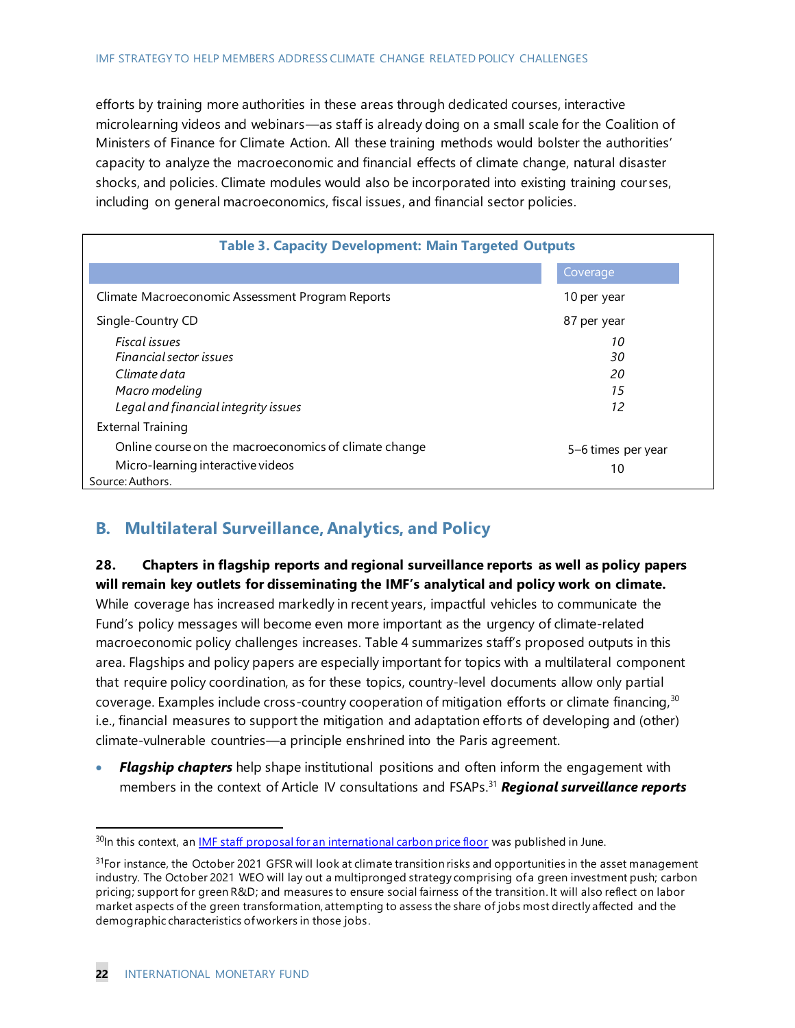efforts by training more authorities in these areas through dedicated courses, interactive microlearning videos and webinars—as staff is already doing on a small scale for the Coalition of Ministers of Finance for Climate Action. All these training methods would bolster the authorities' capacity to analyze the macroeconomic and financial effects of climate change, natural disaster shocks, and policies. Climate modules would also be incorporated into existing training courses, including on general macroeconomics, fiscal issues, and financial sector policies.

**Table 3. Capacity Development: Main Targeted Outputs**

| | Coverage |
|---|---|
| Climate Macroeconomic Assessment Program Reports | 10 per year |
| Single-Country CD | 87 per year |
| *Fiscal issues* | *10* |
| *Financial sector issues* | *30* |
| *Climate data* | *20* |
| *Macro modeling* | *15* |
| *Legal and financial integrity issues* | *12* |
| External Training | |
| Online course on the macroeconomics of climate change | 5–6 times per year |
| Micro-learning interactive videos | 10 |

Source: Authors.

## B. Multilateral Surveillance, Analytics, and Policy

**28. Chapters in flagship reports and regional surveillance reports as well as policy papers will remain key outlets for disseminating the IMF's analytical and policy work on climate.** While coverage has increased markedly in recent years, impactful vehicles to communicate the Fund's policy messages will become even more important as the urgency of climate-related macroeconomic policy challenges increases. Table 4 summarizes staff's proposed outputs in this area. Flagships and policy papers are especially important for topics with a multilateral component that require policy coordination, as for these topics, country-level documents allow only partial coverage. Examples include cross-country cooperation of mitigation efforts or climate financing,[30] i.e., financial measures to support the mitigation and adaptation efforts of developing and (other) climate-vulnerable countries—a principle enshrined into the Paris agreement.

- ***Flagship chapters*** help shape institutional positions and often inform the engagement with members in the context of Article IV consultations and FSAPs.[31] ***Regional surveillance reports***

[30]In this context, an IMF staff proposal for an international carbon price floor was published in June.

[31]For instance, the October 2021 GFSR will look at climate transition risks and opportunities in the asset management industry. The October 2021 WEO will lay out a multipronged strategy comprising of a green investment push; carbon pricing; support for green R&D; and measures to ensure social fairness of the transition. It will also reflect on labor market aspects of the green transformation, attempting to assess the share of jobs most directly affected and the demographic characteristics of workers in those jobs.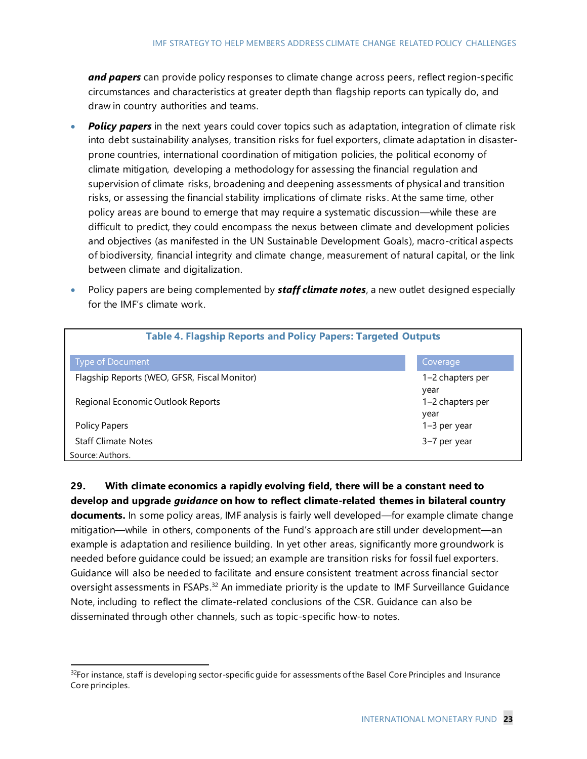***and papers*** can provide policy responses to climate change across peers, reflect region-specific circumstances and characteristics at greater depth than flagship reports can typically do, and draw in country authorities and teams.

- ***Policy papers*** in the next years could cover topics such as adaptation, integration of climate risk into debt sustainability analyses, transition risks for fuel exporters, climate adaptation in disaster-prone countries, international coordination of mitigation policies, the political economy of climate mitigation, developing a methodology for assessing the financial regulation and supervision of climate risks, broadening and deepening assessments of physical and transition risks, or assessing the financial stability implications of climate risks. At the same time, other policy areas are bound to emerge that may require a systematic discussion—while these are difficult to predict, they could encompass the nexus between climate and development policies and objectives (as manifested in the UN Sustainable Development Goals), macro-critical aspects of biodiversity, financial integrity and climate change, measurement of natural capital, or the link between climate and digitalization.
- Policy papers are being complemented by ***staff climate notes***, a new outlet designed especially for the IMF's climate work.

**Table 4. Flagship Reports and Policy Papers: Targeted Outputs**

| Type of Document | Coverage |
|---|---|
| Flagship Reports (WEO, GFSR, Fiscal Monitor) | 1–2 chapters per year |
| Regional Economic Outlook Reports | 1–2 chapters per year |
| Policy Papers | 1–3 per year |
| Staff Climate Notes | 3–7 per year |

Source: Authors.

**29. With climate economics a rapidly evolving field, there will be a constant need to develop and upgrade *guidance* on how to reflect climate-related themes in bilateral country documents.** In some policy areas, IMF analysis is fairly well developed—for example climate change mitigation—while in others, components of the Fund's approach are still under development—an example is adaptation and resilience building. In yet other areas, significantly more groundwork is needed before guidance could be issued; an example are transition risks for fossil fuel exporters. Guidance will also be needed to facilitate and ensure consistent treatment across financial sector oversight assessments in FSAPs.[32] An immediate priority is the update to IMF Surveillance Guidance Note, including to reflect the climate-related conclusions of the CSR. Guidance can also be disseminated through other channels, such as topic-specific how-to notes.

[32]For instance, staff is developing sector-specific guide for assessments of the Basel Core Principles and Insurance Core principles.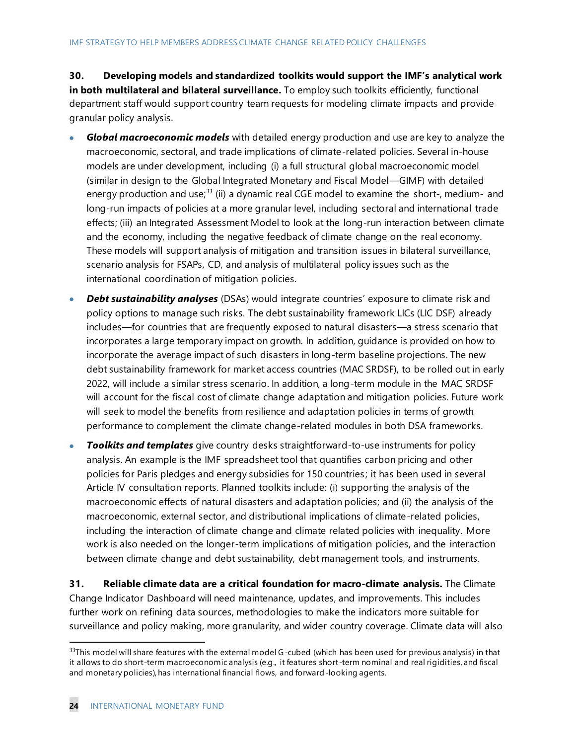**30. Developing models and standardized toolkits would support the IMF's analytical work in both multilateral and bilateral surveillance.** To employ such toolkits efficiently, functional department staff would support country team requests for modeling climate impacts and provide granular policy analysis.

- ***Global macroeconomic models*** with detailed energy production and use are key to analyze the macroeconomic, sectoral, and trade implications of climate-related policies. Several in-house models are under development, including (i) a full structural global macroeconomic model (similar in design to the Global Integrated Monetary and Fiscal Model—GIMF) with detailed energy production and use;[33] (ii) a dynamic real CGE model to examine the short-, medium- and long-run impacts of policies at a more granular level, including sectoral and international trade effects; (iii) an Integrated Assessment Model to look at the long-run interaction between climate and the economy, including the negative feedback of climate change on the real economy. These models will support analysis of mitigation and transition issues in bilateral surveillance, scenario analysis for FSAPs, CD, and analysis of multilateral policy issues such as the international coordination of mitigation policies.
- ***Debt sustainability analyses*** (DSAs) would integrate countries' exposure to climate risk and policy options to manage such risks. The debt sustainability framework LICs (LIC DSF) already includes—for countries that are frequently exposed to natural disasters—a stress scenario that incorporates a large temporary impact on growth. In addition, guidance is provided on how to incorporate the average impact of such disasters in long-term baseline projections. The new debt sustainability framework for market access countries (MAC SRDSF), to be rolled out in early 2022, will include a similar stress scenario. In addition, a long-term module in the MAC SRDSF will account for the fiscal cost of climate change adaptation and mitigation policies. Future work will seek to model the benefits from resilience and adaptation policies in terms of growth performance to complement the climate change-related modules in both DSA frameworks.
- ***Toolkits and templates*** give country desks straightforward-to-use instruments for policy analysis. An example is the IMF spreadsheet tool that quantifies carbon pricing and other policies for Paris pledges and energy subsidies for 150 countries; it has been used in several Article IV consultation reports. Planned toolkits include: (i) supporting the analysis of the macroeconomic effects of natural disasters and adaptation policies; and (ii) the analysis of the macroeconomic, external sector, and distributional implications of climate-related policies, including the interaction of climate change and climate related policies with inequality. More work is also needed on the longer-term implications of mitigation policies, and the interaction between climate change and debt sustainability, debt management tools, and instruments.

**31. Reliable climate data are a critical foundation for macro-climate analysis.** The Climate Change Indicator Dashboard will need maintenance, updates, and improvements. This includes further work on refining data sources, methodologies to make the indicators more suitable for surveillance and policy making, more granularity, and wider country coverage. Climate data will also

---

[33] This model will share features with the external model G-cubed (which has been used for previous analysis) in that it allows to do short-term macroeconomic analysis (e.g., it features short-term nominal and real rigidities, and fiscal and monetary policies), has international financial flows, and forward-looking agents.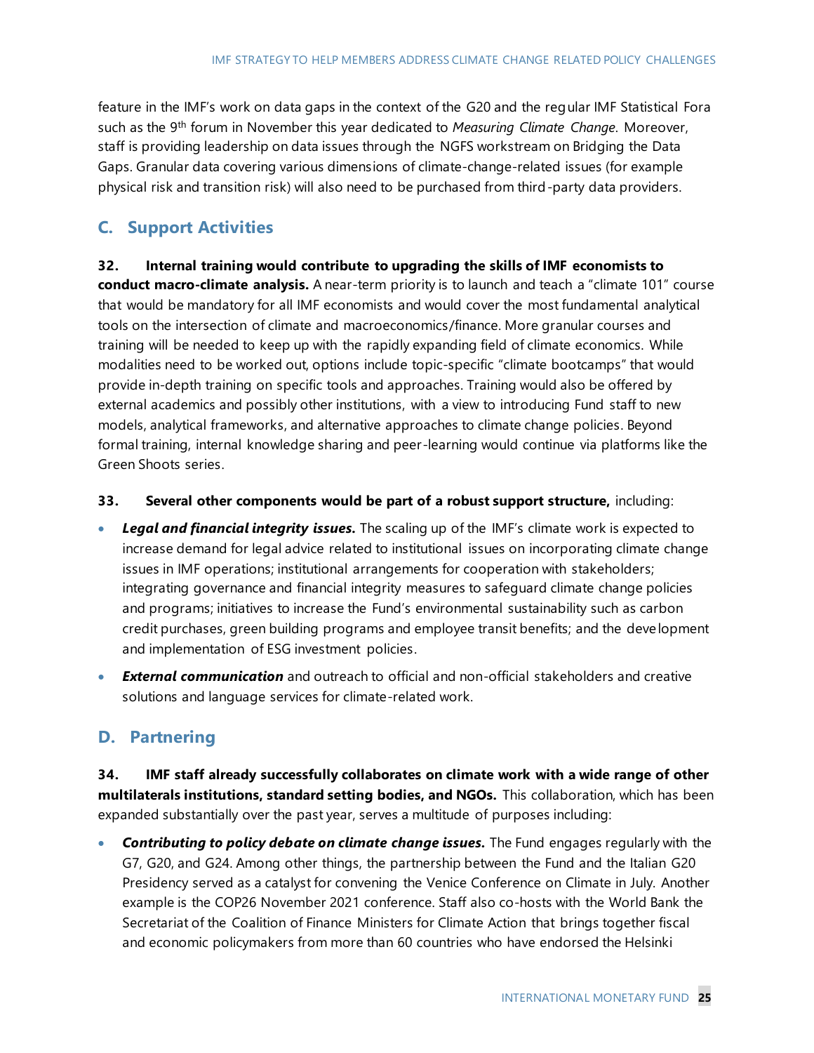feature in the IMF's work on data gaps in the context of the G20 and the regular IMF Statistical Fora such as the 9th forum in November this year dedicated to *Measuring Climate Change*. Moreover, staff is providing leadership on data issues through the NGFS workstream on Bridging the Data Gaps. Granular data covering various dimensions of climate-change-related issues (for example physical risk and transition risk) will also need to be purchased from third-party data providers.

## C. Support Activities

**32. Internal training would contribute to upgrading the skills of IMF economists to conduct macro-climate analysis.** A near-term priority is to launch and teach a "climate 101" course that would be mandatory for all IMF economists and would cover the most fundamental analytical tools on the intersection of climate and macroeconomics/finance. More granular courses and training will be needed to keep up with the rapidly expanding field of climate economics. While modalities need to be worked out, options include topic-specific "climate bootcamps" that would provide in-depth training on specific tools and approaches. Training would also be offered by external academics and possibly other institutions, with a view to introducing Fund staff to new models, analytical frameworks, and alternative approaches to climate change policies. Beyond formal training, internal knowledge sharing and peer-learning would continue via platforms like the Green Shoots series.

**33. Several other components would be part of a robust support structure,** including:

- ***Legal and financial integrity issues.*** The scaling up of the IMF's climate work is expected to increase demand for legal advice related to institutional issues on incorporating climate change issues in IMF operations; institutional arrangements for cooperation with stakeholders; integrating governance and financial integrity measures to safeguard climate change policies and programs; initiatives to increase the Fund's environmental sustainability such as carbon credit purchases, green building programs and employee transit benefits; and the development and implementation of ESG investment policies.
- ***External communication*** and outreach to official and non-official stakeholders and creative solutions and language services for climate-related work.

## D. Partnering

**34. IMF staff already successfully collaborates on climate work with a wide range of other multilaterals institutions, standard setting bodies, and NGOs.** This collaboration, which has been expanded substantially over the past year, serves a multitude of purposes including:

- ***Contributing to policy debate on climate change issues.*** The Fund engages regularly with the G7, G20, and G24. Among other things, the partnership between the Fund and the Italian G20 Presidency served as a catalyst for convening the Venice Conference on Climate in July. Another example is the COP26 November 2021 conference. Staff also co-hosts with the World Bank the Secretariat of the Coalition of Finance Ministers for Climate Action that brings together fiscal and economic policymakers from more than 60 countries who have endorsed the Helsinki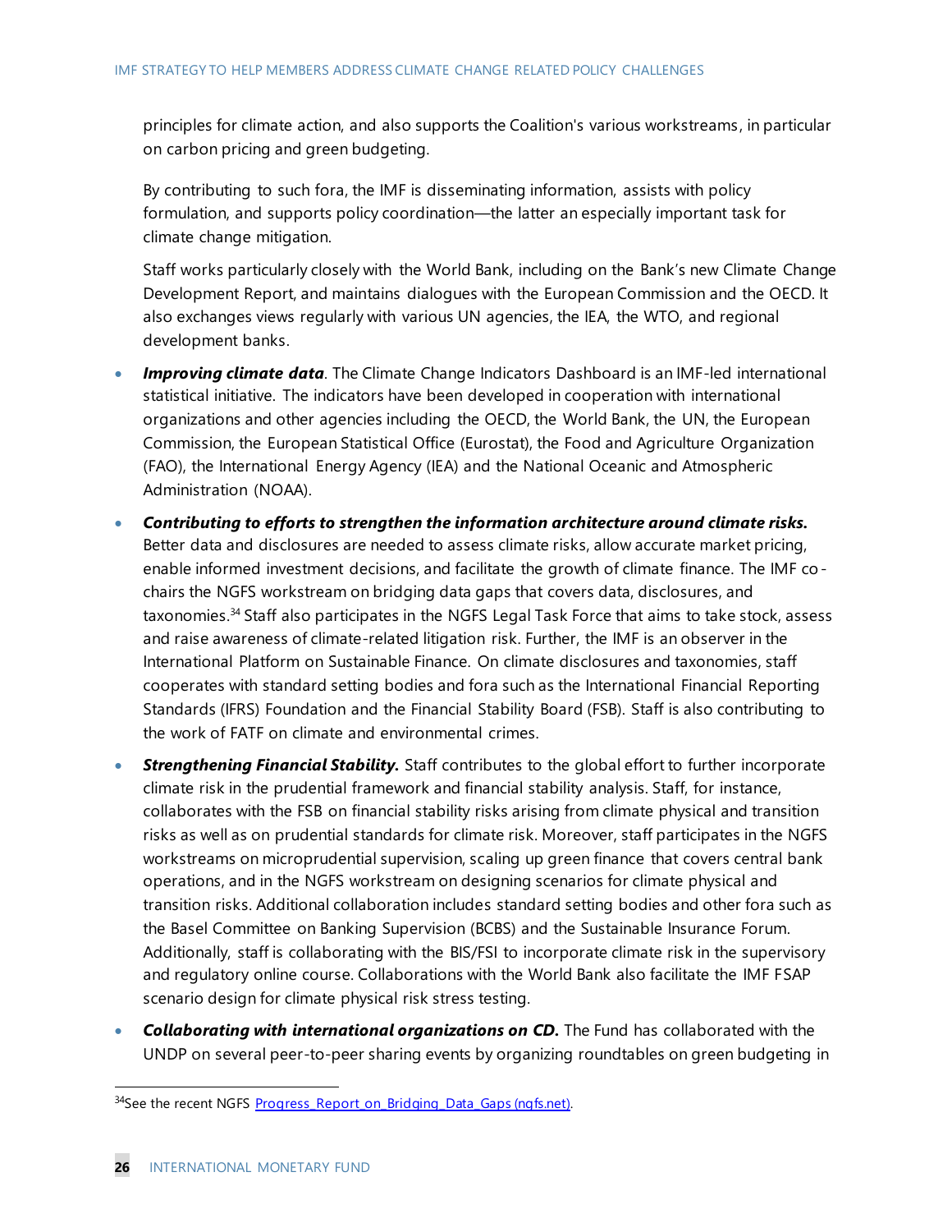principles for climate action, and also supports the Coalition's various workstreams, in particular on carbon pricing and green budgeting.

By contributing to such fora, the IMF is disseminating information, assists with policy formulation, and supports policy coordination—the latter an especially important task for climate change mitigation.

Staff works particularly closely with the World Bank, including on the Bank's new Climate Change Development Report, and maintains dialogues with the European Commission and the OECD. It also exchanges views regularly with various UN agencies, the IEA, the WTO, and regional development banks.

- ***Improving climate data***. The Climate Change Indicators Dashboard is an IMF-led international statistical initiative. The indicators have been developed in cooperation with international organizations and other agencies including the OECD, the World Bank, the UN, the European Commission, the European Statistical Office (Eurostat), the Food and Agriculture Organization (FAO), the International Energy Agency (IEA) and the National Oceanic and Atmospheric Administration (NOAA).
- ***Contributing to efforts to strengthen the information architecture around climate risks.*** Better data and disclosures are needed to assess climate risks, allow accurate market pricing, enable informed investment decisions, and facilitate the growth of climate finance. The IMF co-chairs the NGFS workstream on bridging data gaps that covers data, disclosures, and taxonomies.[34] Staff also participates in the NGFS Legal Task Force that aims to take stock, assess and raise awareness of climate-related litigation risk. Further, the IMF is an observer in the International Platform on Sustainable Finance. On climate disclosures and taxonomies, staff cooperates with standard setting bodies and fora such as the International Financial Reporting Standards (IFRS) Foundation and the Financial Stability Board (FSB). Staff is also contributing to the work of FATF on climate and environmental crimes.
- ***Strengthening Financial Stability.*** Staff contributes to the global effort to further incorporate climate risk in the prudential framework and financial stability analysis. Staff, for instance, collaborates with the FSB on financial stability risks arising from climate physical and transition risks as well as on prudential standards for climate risk. Moreover, staff participates in the NGFS workstreams on microprudential supervision, scaling up green finance that covers central bank operations, and in the NGFS workstream on designing scenarios for climate physical and transition risks. Additional collaboration includes standard setting bodies and other fora such as the Basel Committee on Banking Supervision (BCBS) and the Sustainable Insurance Forum. Additionally, staff is collaborating with the BIS/FSI to incorporate climate risk in the supervisory and regulatory online course. Collaborations with the World Bank also facilitate the IMF FSAP scenario design for climate physical risk stress testing.
- ***Collaborating with international organizations on CD.*** The Fund has collaborated with the UNDP on several peer-to-peer sharing events by organizing roundtables on green budgeting in

[34] See the recent NGFS [Progress_Report_on_Bridging_Data_Gaps (ngfs.net)](ngfs.net).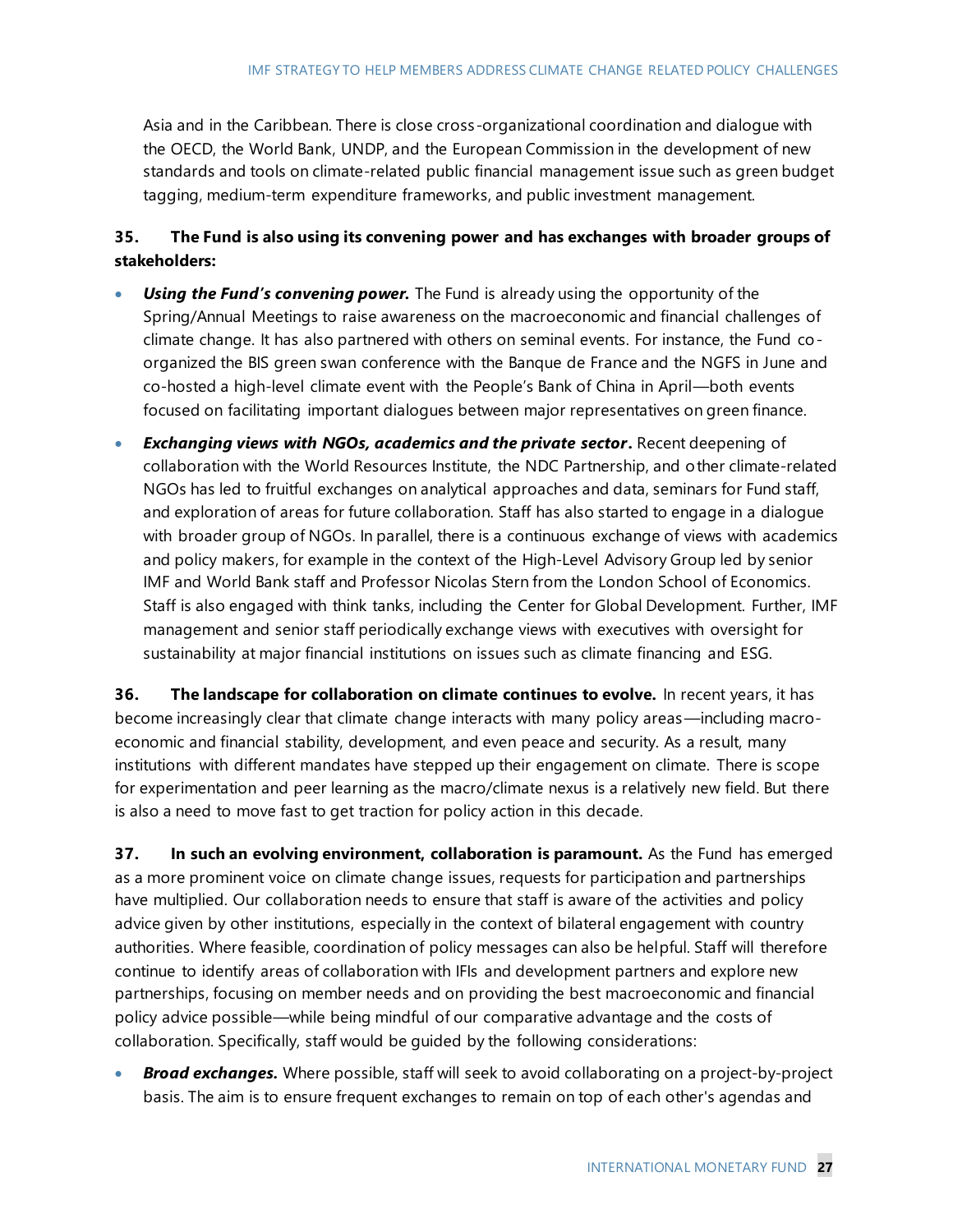Asia and in the Caribbean. There is close cross-organizational coordination and dialogue with the OECD, the World Bank, UNDP, and the European Commission in the development of new standards and tools on climate-related public financial management issue such as green budget tagging, medium-term expenditure frameworks, and public investment management.

**35. The Fund is also using its convening power and has exchanges with broader groups of stakeholders:**

- ***Using the Fund's convening power.*** The Fund is already using the opportunity of the Spring/Annual Meetings to raise awareness on the macroeconomic and financial challenges of climate change. It has also partnered with others on seminal events. For instance, the Fund co-organized the BIS green swan conference with the Banque de France and the NGFS in June and co-hosted a high-level climate event with the People's Bank of China in April—both events focused on facilitating important dialogues between major representatives on green finance.
- ***Exchanging views with NGOs, academics and the private sector.*** Recent deepening of collaboration with the World Resources Institute, the NDC Partnership, and other climate-related NGOs has led to fruitful exchanges on analytical approaches and data, seminars for Fund staff, and exploration of areas for future collaboration. Staff has also started to engage in a dialogue with broader group of NGOs. In parallel, there is a continuous exchange of views with academics and policy makers, for example in the context of the High-Level Advisory Group led by senior IMF and World Bank staff and Professor Nicolas Stern from the London School of Economics. Staff is also engaged with think tanks, including the Center for Global Development. Further, IMF management and senior staff periodically exchange views with executives with oversight for sustainability at major financial institutions on issues such as climate financing and ESG.

**36. The landscape for collaboration on climate continues to evolve.** In recent years, it has become increasingly clear that climate change interacts with many policy areas—including macroeconomic and financial stability, development, and even peace and security. As a result, many institutions with different mandates have stepped up their engagement on climate. There is scope for experimentation and peer learning as the macro/climate nexus is a relatively new field. But there is also a need to move fast to get traction for policy action in this decade.

**37. In such an evolving environment, collaboration is paramount.** As the Fund has emerged as a more prominent voice on climate change issues, requests for participation and partnerships have multiplied. Our collaboration needs to ensure that staff is aware of the activities and policy advice given by other institutions, especially in the context of bilateral engagement with country authorities. Where feasible, coordination of policy messages can also be helpful. Staff will therefore continue to identify areas of collaboration with IFIs and development partners and explore new partnerships, focusing on member needs and on providing the best macroeconomic and financial policy advice possible—while being mindful of our comparative advantage and the costs of collaboration. Specifically, staff would be guided by the following considerations:

- ***Broad exchanges.*** Where possible, staff will seek to avoid collaborating on a project-by-project basis. The aim is to ensure frequent exchanges to remain on top of each other's agendas and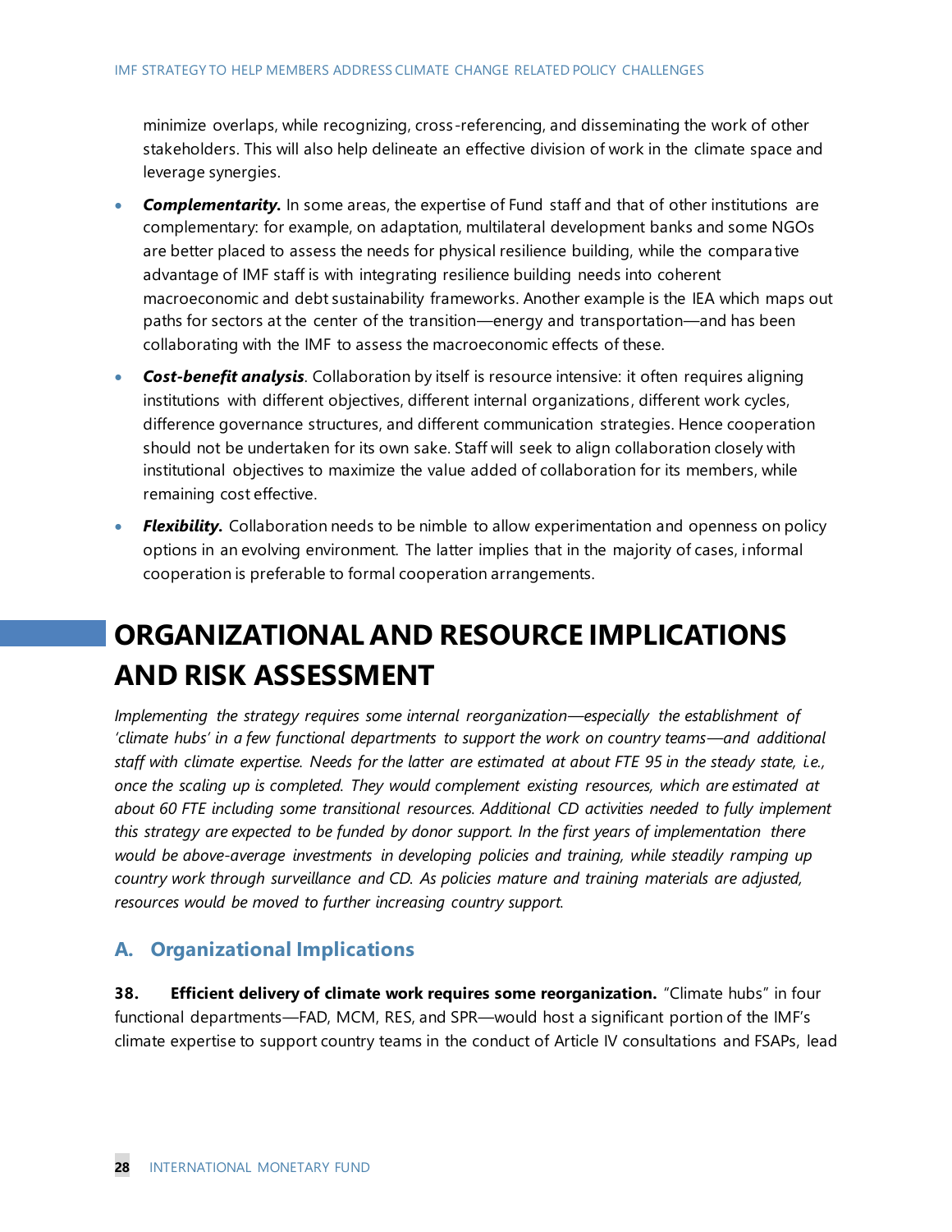minimize overlaps, while recognizing, cross-referencing, and disseminating the work of other stakeholders. This will also help delineate an effective division of work in the climate space and leverage synergies.

- ***Complementarity.*** In some areas, the expertise of Fund staff and that of other institutions are complementary: for example, on adaptation, multilateral development banks and some NGOs are better placed to assess the needs for physical resilience building, while the comparative advantage of IMF staff is with integrating resilience building needs into coherent macroeconomic and debt sustainability frameworks. Another example is the IEA which maps out paths for sectors at the center of the transition—energy and transportation—and has been collaborating with the IMF to assess the macroeconomic effects of these.
- ***Cost-benefit analysis***. Collaboration by itself is resource intensive: it often requires aligning institutions with different objectives, different internal organizations, different work cycles, difference governance structures, and different communication strategies. Hence cooperation should not be undertaken for its own sake. Staff will seek to align collaboration closely with institutional objectives to maximize the value added of collaboration for its members, while remaining cost effective.
- ***Flexibility.*** Collaboration needs to be nimble to allow experimentation and openness on policy options in an evolving environment. The latter implies that in the majority of cases, informal cooperation is preferable to formal cooperation arrangements.

# ORGANIZATIONAL AND RESOURCE IMPLICATIONS AND RISK ASSESSMENT

*Implementing the strategy requires some internal reorganization—especially the establishment of 'climate hubs' in a few functional departments to support the work on country teams—and additional staff with climate expertise. Needs for the latter are estimated at about FTE 95 in the steady state, i.e., once the scaling up is completed. They would complement existing resources, which are estimated at about 60 FTE including some transitional resources. Additional CD activities needed to fully implement this strategy are expected to be funded by donor support. In the first years of implementation there would be above-average investments in developing policies and training, while steadily ramping up country work through surveillance and CD. As policies mature and training materials are adjusted, resources would be moved to further increasing country support.*

## A. Organizational Implications

**38. Efficient delivery of climate work requires some reorganization.** "Climate hubs" in four functional departments—FAD, MCM, RES, and SPR—would host a significant portion of the IMF's climate expertise to support country teams in the conduct of Article IV consultations and FSAPs, lead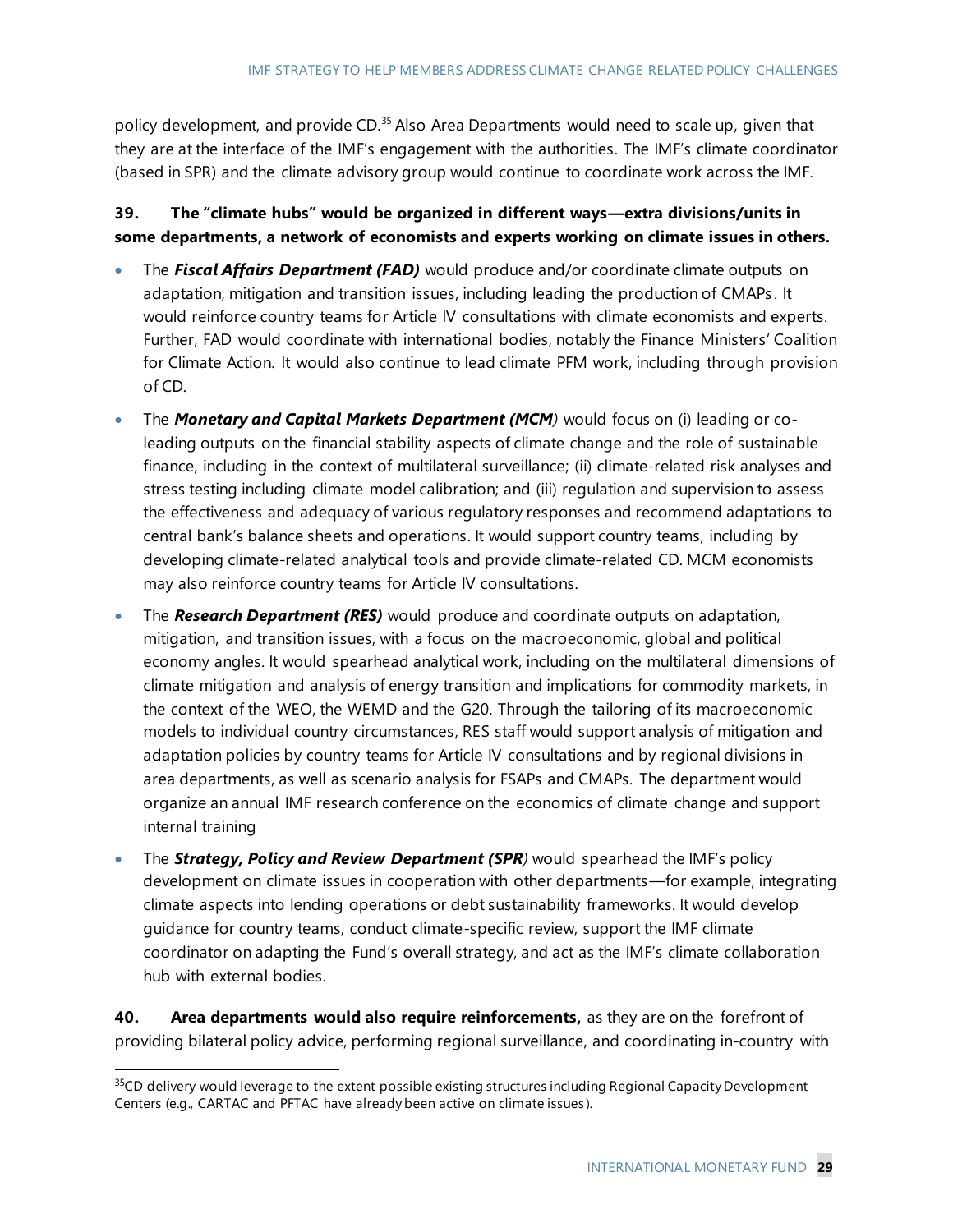policy development, and provide CD.[35] Also Area Departments would need to scale up, given that they are at the interface of the IMF's engagement with the authorities. The IMF's climate coordinator (based in SPR) and the climate advisory group would continue to coordinate work across the IMF.

**39. The "climate hubs" would be organized in different ways—extra divisions/units in some departments, a network of economists and experts working on climate issues in others.**

- The ***Fiscal Affairs Department (FAD)*** would produce and/or coordinate climate outputs on adaptation, mitigation and transition issues, including leading the production of CMAPs. It would reinforce country teams for Article IV consultations with climate economists and experts. Further, FAD would coordinate with international bodies, notably the Finance Ministers' Coalition for Climate Action. It would also continue to lead climate PFM work, including through provision of CD.
- The ***Monetary and Capital Markets Department (MCM***) would focus on (i) leading or co-leading outputs on the financial stability aspects of climate change and the role of sustainable finance, including in the context of multilateral surveillance; (ii) climate-related risk analyses and stress testing including climate model calibration; and (iii) regulation and supervision to assess the effectiveness and adequacy of various regulatory responses and recommend adaptations to central bank's balance sheets and operations. It would support country teams, including by developing climate-related analytical tools and provide climate-related CD. MCM economists may also reinforce country teams for Article IV consultations.
- The ***Research Department (RES)*** would produce and coordinate outputs on adaptation, mitigation, and transition issues, with a focus on the macroeconomic, global and political economy angles. It would spearhead analytical work, including on the multilateral dimensions of climate mitigation and analysis of energy transition and implications for commodity markets, in the context of the WEO, the WEMD and the G20. Through the tailoring of its macroeconomic models to individual country circumstances, RES staff would support analysis of mitigation and adaptation policies by country teams for Article IV consultations and by regional divisions in area departments, as well as scenario analysis for FSAPs and CMAPs. The department would organize an annual IMF research conference on the economics of climate change and support internal training
- The ***Strategy, Policy and Review Department (SPR***) would spearhead the IMF's policy development on climate issues in cooperation with other departments—for example, integrating climate aspects into lending operations or debt sustainability frameworks. It would develop guidance for country teams, conduct climate-specific review, support the IMF climate coordinator on adapting the Fund's overall strategy, and act as the IMF's climate collaboration hub with external bodies.

**40. Area departments would also require reinforcements,** as they are on the forefront of providing bilateral policy advice, performing regional surveillance, and coordinating in-country with

[35] CD delivery would leverage to the extent possible existing structures including Regional Capacity Development Centers (e.g., CARTAC and PFTAC have already been active on climate issues).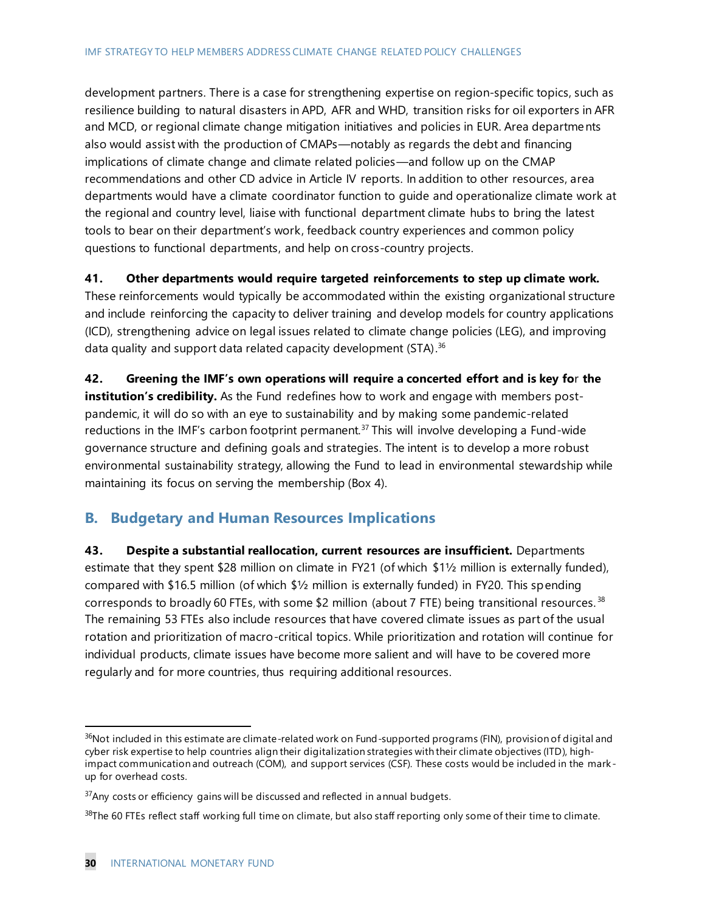development partners. There is a case for strengthening expertise on region-specific topics, such as resilience building to natural disasters in APD, AFR and WHD, transition risks for oil exporters in AFR and MCD, or regional climate change mitigation initiatives and policies in EUR. Area departments also would assist with the production of CMAPs—notably as regards the debt and financing implications of climate change and climate related policies—and follow up on the CMAP recommendations and other CD advice in Article IV reports. In addition to other resources, area departments would have a climate coordinator function to guide and operationalize climate work at the regional and country level, liaise with functional department climate hubs to bring the latest tools to bear on their department's work, feedback country experiences and common policy questions to functional departments, and help on cross-country projects.

**41. Other departments would require targeted reinforcements to step up climate work.** These reinforcements would typically be accommodated within the existing organizational structure and include reinforcing the capacity to deliver training and develop models for country applications (ICD), strengthening advice on legal issues related to climate change policies (LEG), and improving data quality and support data related capacity development (STA).[36]

**42. Greening the IMF's own operations will require a concerted effort and is key for the institution's credibility.** As the Fund redefines how to work and engage with members post-pandemic, it will do so with an eye to sustainability and by making some pandemic-related reductions in the IMF's carbon footprint permanent.[37] This will involve developing a Fund-wide governance structure and defining goals and strategies. The intent is to develop a more robust environmental sustainability strategy, allowing the Fund to lead in environmental stewardship while maintaining its focus on serving the membership (Box 4).

## B. Budgetary and Human Resources Implications

**43. Despite a substantial reallocation, current resources are insufficient.** Departments estimate that they spent $28 million on climate in FY21 (of which $1½ million is externally funded), compared with $16.5 million (of which $½ million is externally funded) in FY20. This spending corresponds to broadly 60 FTEs, with some $2 million (about 7 FTE) being transitional resources.[38] The remaining 53 FTEs also include resources that have covered climate issues as part of the usual rotation and prioritization of macro-critical topics. While prioritization and rotation will continue for individual products, climate issues have become more salient and will have to be covered more regularly and for more countries, thus requiring additional resources.

---

[36] Not included in this estimate are climate-related work on Fund-supported programs (FIN), provision of digital and cyber risk expertise to help countries align their digitalization strategies with their climate objectives (ITD), high-impact communication and outreach (COM), and support services (CSF). These costs would be included in the mark-up for overhead costs.

[37] Any costs or efficiency gains will be discussed and reflected in annual budgets.

[38] The 60 FTEs reflect staff working full time on climate, but also staff reporting only some of their time to climate.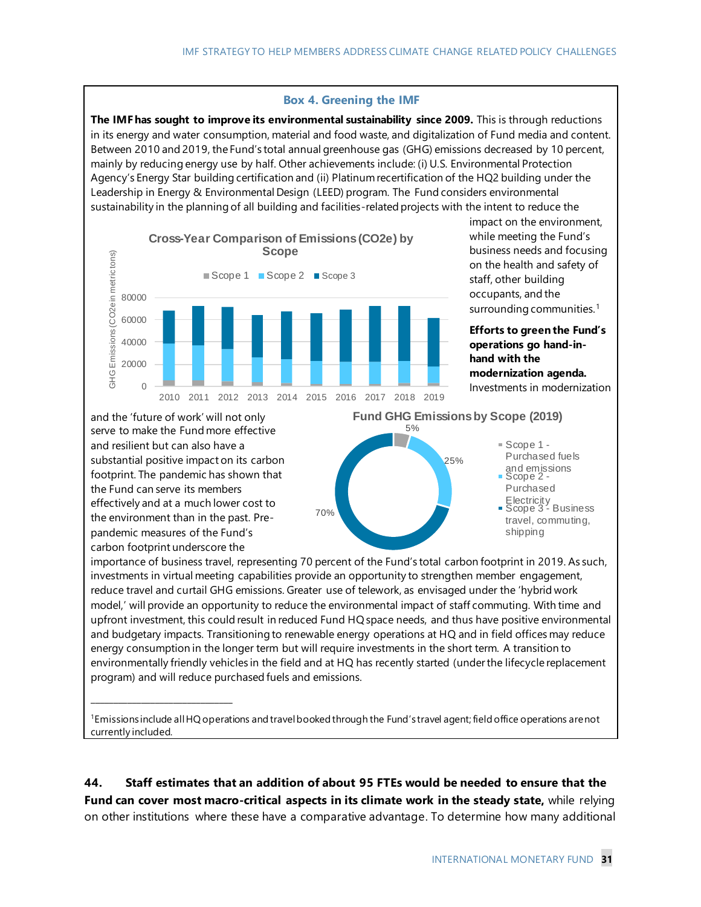### Box 4. Greening the IMF

**The IMF has sought to improve its environmental sustainability since 2009.** This is through reductions in its energy and water consumption, material and food waste, and digitalization of Fund media and content. Between 2010 and 2019, the Fund's total annual greenhouse gas (GHG) emissions decreased by 10 percent, mainly by reducing energy use by half. Other achievements include: (i) U.S. Environmental Protection Agency's Energy Star building certification and (ii) Platinum recertification of the HQ2 building under the Leadership in Energy & Environmental Design (LEED) program. The Fund considers environmental sustainability in the planning of all building and facilities-related projects with the intent to reduce the impact on the environment, while meeting the Fund's business needs and focusing on the health and safety of staff, other building occupants, and the surrounding communities.[1]

**Cross-Year Comparison of Emissions (CO2e) by Scope**

**Efforts to green the Fund's operations go hand-in-hand with the modernization agenda.** Investments in modernization and the 'future of work' will not only serve to make the Fund more effective and resilient but can also have a substantial positive impact on its carbon footprint. The pandemic has shown that the Fund can serve its members effectively and at a much lower cost to the environment than in the past. Pre-pandemic measures of the Fund's carbon footprint underscore the importance of business travel, representing 70 percent of the Fund's total carbon footprint in 2019. As such, investments in virtual meeting capabilities provide an opportunity to strengthen member engagement, reduce travel and curtail GHG emissions. Greater use of telework, as envisaged under the 'hybrid work model,' will provide an opportunity to reduce the environmental impact of staff commuting. With time and upfront investment, this could result in reduced Fund HQ space needs, and thus have positive environmental and budgetary impacts. Transitioning to renewable energy operations at HQ and in field offices may reduce energy consumption in the longer term but will require investments in the short term. A transition to environmentally friendly vehicles in the field and at HQ has recently started (under the lifecycle replacement program) and will reduce purchased fuels and emissions.

**Fund GHG Emissions by Scope (2019)**

| Scope | Share |
|---|---|
| Scope 1 - Purchased fuels and emissions | 5% |
| Scope 2 - Purchased Electricity | 25% |
| Scope 3 - Business travel, commuting, shipping | 70% |

---

[1] Emissions include all HQ operations and travel booked through the Fund's travel agent; field office operations are not currently included.

**44. Staff estimates that an addition of about 95 FTEs would be needed to ensure that the Fund can cover most macro-critical aspects in its climate work in the steady state,** while relying on other institutions where these have a comparative advantage. To determine how many additional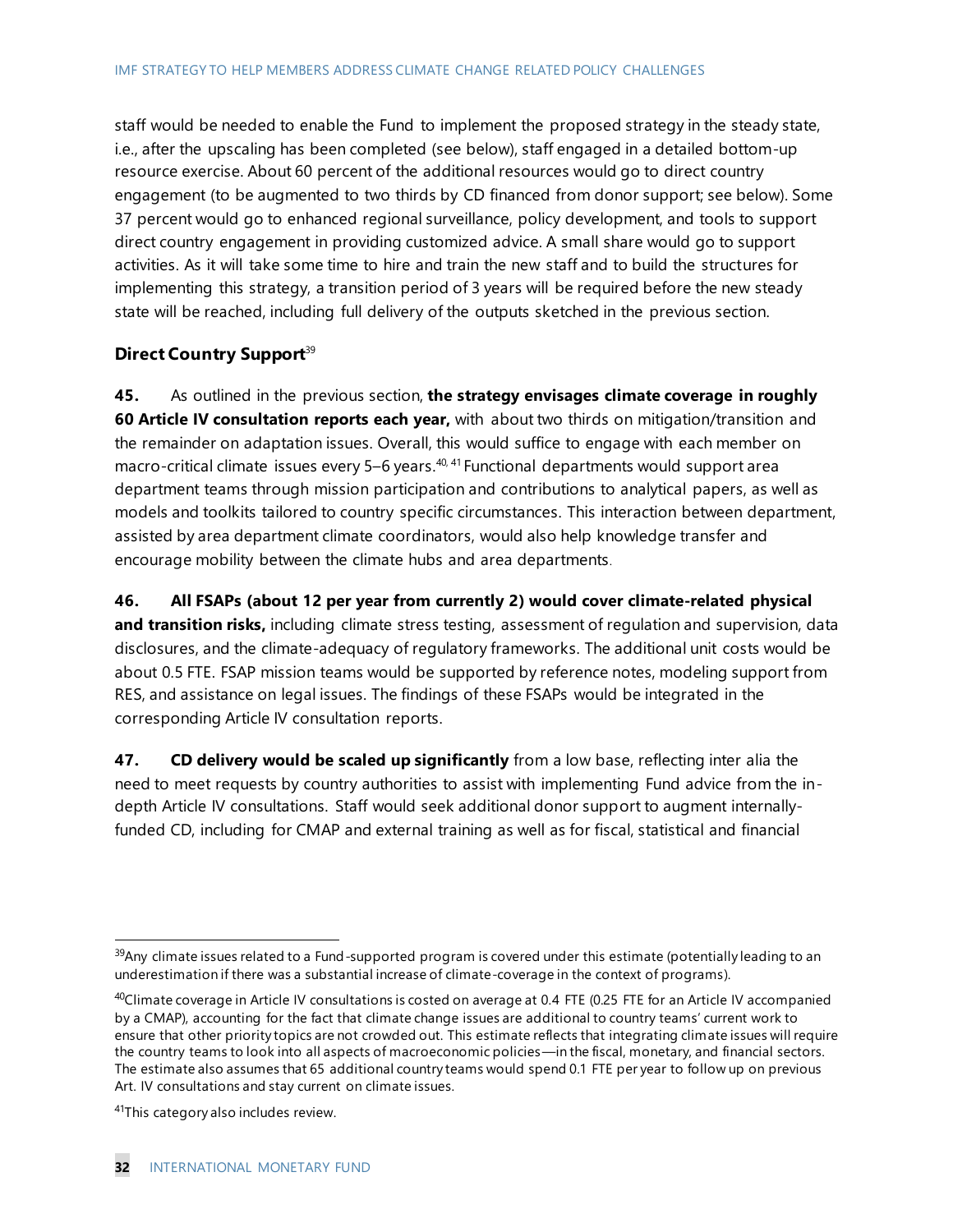staff would be needed to enable the Fund to implement the proposed strategy in the steady state, i.e., after the upscaling has been completed (see below), staff engaged in a detailed bottom-up resource exercise. About 60 percent of the additional resources would go to direct country engagement (to be augmented to two thirds by CD financed from donor support; see below). Some 37 percent would go to enhanced regional surveillance, policy development, and tools to support direct country engagement in providing customized advice. A small share would go to support activities. As it will take some time to hire and train the new staff and to build the structures for implementing this strategy, a transition period of 3 years will be required before the new steady state will be reached, including full delivery of the outputs sketched in the previous section.

### Direct Country Support[39]

**45.** As outlined in the previous section, **the strategy envisages climate coverage in roughly 60 Article IV consultation reports each year,** with about two thirds on mitigation/transition and the remainder on adaptation issues. Overall, this would suffice to engage with each member on macro-critical climate issues every 5–6 years.[40, 41] Functional departments would support area department teams through mission participation and contributions to analytical papers, as well as models and toolkits tailored to country specific circumstances. This interaction between department, assisted by area department climate coordinators, would also help knowledge transfer and encourage mobility between the climate hubs and area departments.

**46. All FSAPs (about 12 per year from currently 2) would cover climate-related physical and transition risks,** including climate stress testing, assessment of regulation and supervision, data disclosures, and the climate-adequacy of regulatory frameworks. The additional unit costs would be about 0.5 FTE. FSAP mission teams would be supported by reference notes, modeling support from RES, and assistance on legal issues. The findings of these FSAPs would be integrated in the corresponding Article IV consultation reports.

**47. CD delivery would be scaled up significantly** from a low base, reflecting inter alia the need to meet requests by country authorities to assist with implementing Fund advice from the in-depth Article IV consultations. Staff would seek additional donor support to augment internally-funded CD, including for CMAP and external training as well as for fiscal, statistical and financial

---

[39] Any climate issues related to a Fund-supported program is covered under this estimate (potentially leading to an underestimation if there was a substantial increase of climate-coverage in the context of programs).

[40] Climate coverage in Article IV consultations is costed on average at 0.4 FTE (0.25 FTE for an Article IV accompanied by a CMAP), accounting for the fact that climate change issues are additional to country teams' current work to ensure that other priority topics are not crowded out. This estimate reflects that integrating climate issues will require the country teams to look into all aspects of macroeconomic policies—in the fiscal, monetary, and financial sectors. The estimate also assumes that 65 additional country teams would spend 0.1 FTE per year to follow up on previous Art. IV consultations and stay current on climate issues.

[41] This category also includes review.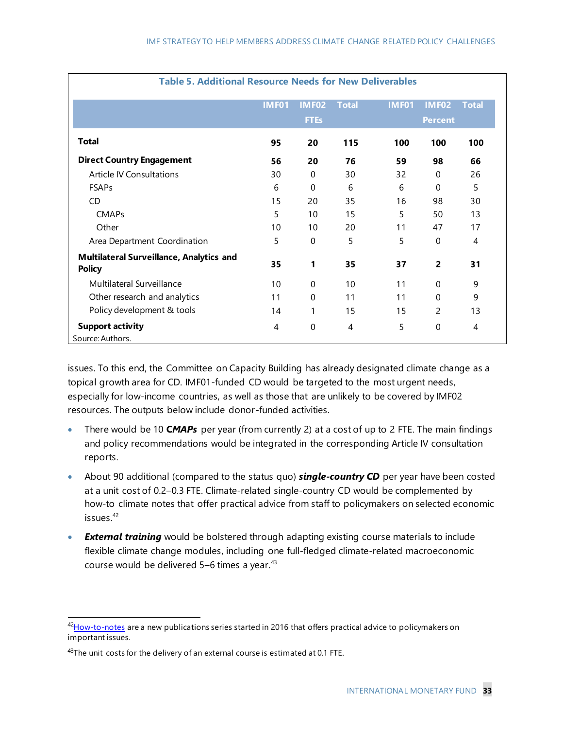**Table 5. Additional Resource Needs for New Deliverables**

| | IMF01 | IMF02 | Total | IMF01 | IMF02 | Total |
|---|---|---|---|---|---|---|
| | | FTEs | | | Percent | |
| **Total** | **95** | **20** | **115** | **100** | **100** | **100** |
| **Direct Country Engagement** | **56** | **20** | **76** | **59** | **98** | **66** |
| Article IV Consultations | 30 | 0 | 30 | 32 | 0 | 26 |
| FSAPs | 6 | 0 | 6 | 6 | 0 | 5 |
| CD | 15 | 20 | 35 | 16 | 98 | 30 |
| CMAPs | 5 | 10 | 15 | 5 | 50 | 13 |
| Other | 10 | 10 | 20 | 11 | 47 | 17 |
| Area Department Coordination | 5 | 0 | 5 | 5 | 0 | 4 |
| **Multilateral Surveillance, Analytics and Policy** | **35** | **1** | **35** | **37** | **2** | **31** |
| Multilateral Surveillance | 10 | 0 | 10 | 11 | 0 | 9 |
| Other research and analytics | 11 | 0 | 11 | 11 | 0 | 9 |
| Policy development & tools | 14 | 1 | 15 | 15 | 2 | 13 |
| **Support activity** | 4 | 0 | 4 | 5 | 0 | 4 |

Source: Authors.

issues. To this end, the Committee on Capacity Building has already designated climate change as a topical growth area for CD. IMF01-funded CD would be targeted to the most urgent needs, especially for low-income countries, as well as those that are unlikely to be covered by IMF02 resources. The outputs below include donor-funded activities.

- There would be 10 ***CMAPs*** per year (from currently 2) at a cost of up to 2 FTE. The main findings and policy recommendations would be integrated in the corresponding Article IV consultation reports.
- About 90 additional (compared to the status quo) ***single-country CD*** per year have been costed at a unit cost of 0.2–0.3 FTE. Climate-related single-country CD would be complemented by how-to climate notes that offer practical advice from staff to policymakers on selected economic issues.[42]
- ***External training*** would be bolstered through adapting existing course materials to include flexible climate change modules, including one full-fledged climate-related macroeconomic course would be delivered 5–6 times a year.[43]

[42] How-to-notes are a new publications series started in 2016 that offers practical advice to policymakers on important issues.

[43] The unit costs for the delivery of an external course is estimated at 0.1 FTE.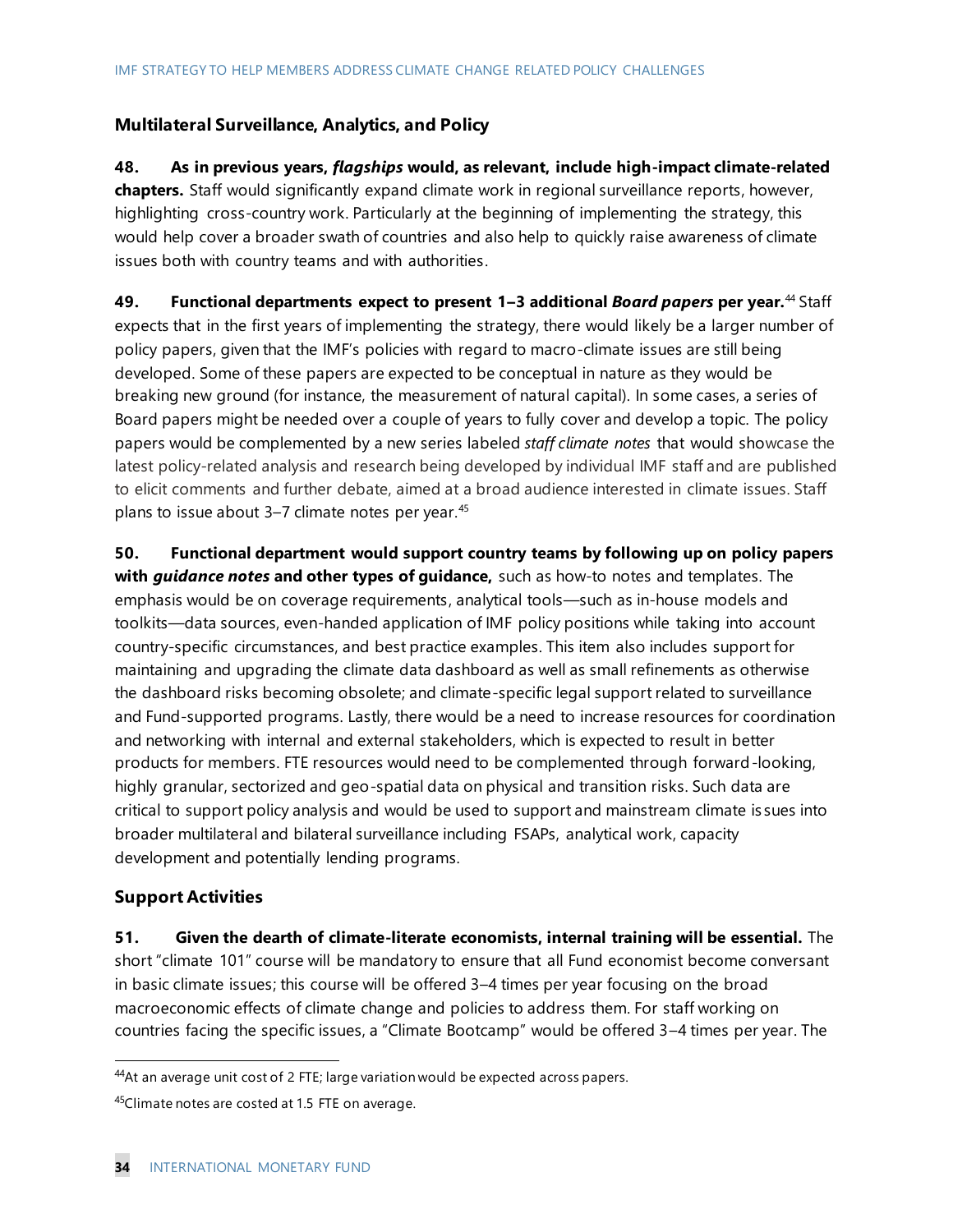### Multilateral Surveillance, Analytics, and Policy

**48. As in previous years, *flagships* would, as relevant, include high-impact climate-related chapters.** Staff would significantly expand climate work in regional surveillance reports, however, highlighting cross-country work. Particularly at the beginning of implementing the strategy, this would help cover a broader swath of countries and also help to quickly raise awareness of climate issues both with country teams and with authorities.

**49. Functional departments expect to present 1–3 additional *Board papers* per year.**[44] Staff expects that in the first years of implementing the strategy, there would likely be a larger number of policy papers, given that the IMF's policies with regard to macro-climate issues are still being developed. Some of these papers are expected to be conceptual in nature as they would be breaking new ground (for instance, the measurement of natural capital). In some cases, a series of Board papers might be needed over a couple of years to fully cover and develop a topic. The policy papers would be complemented by a new series labeled *staff climate notes* that would showcase the latest policy-related analysis and research being developed by individual IMF staff and are published to elicit comments and further debate, aimed at a broad audience interested in climate issues. Staff plans to issue about 3–7 climate notes per year.[45]

**50. Functional department would support country teams by following up on policy papers with *guidance notes* and other types of guidance,** such as how-to notes and templates. The emphasis would be on coverage requirements, analytical tools—such as in-house models and toolkits—data sources, even-handed application of IMF policy positions while taking into account country-specific circumstances, and best practice examples. This item also includes support for maintaining and upgrading the climate data dashboard as well as small refinements as otherwise the dashboard risks becoming obsolete; and climate-specific legal support related to surveillance and Fund-supported programs. Lastly, there would be a need to increase resources for coordination and networking with internal and external stakeholders, which is expected to result in better products for members. FTE resources would need to be complemented through forward-looking, highly granular, sectorized and geo-spatial data on physical and transition risks. Such data are critical to support policy analysis and would be used to support and mainstream climate issues into broader multilateral and bilateral surveillance including FSAPs, analytical work, capacity development and potentially lending programs.

### Support Activities

**51. Given the dearth of climate-literate economists, internal training will be essential.** The short "climate 101" course will be mandatory to ensure that all Fund economist become conversant in basic climate issues; this course will be offered 3–4 times per year focusing on the broad macroeconomic effects of climate change and policies to address them. For staff working on countries facing the specific issues, a "Climate Bootcamp" would be offered 3–4 times per year. The

[44] At an average unit cost of 2 FTE; large variation would be expected across papers.

[45] Climate notes are costed at 1.5 FTE on average.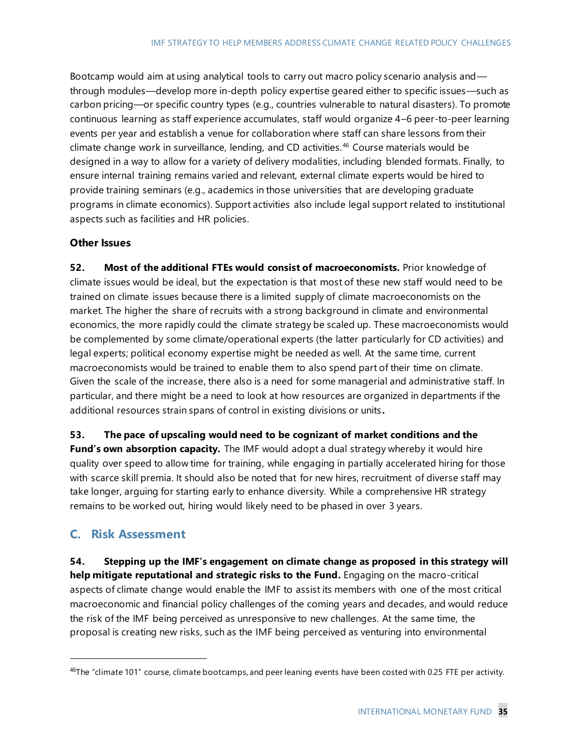Bootcamp would aim at using analytical tools to carry out macro policy scenario analysis and—through modules—develop more in-depth policy expertise geared either to specific issues—such as carbon pricing—or specific country types (e.g., countries vulnerable to natural disasters). To promote continuous learning as staff experience accumulates, staff would organize 4–6 peer-to-peer learning events per year and establish a venue for collaboration where staff can share lessons from their climate change work in surveillance, lending, and CD activities.[46] Course materials would be designed in a way to allow for a variety of delivery modalities, including blended formats. Finally, to ensure internal training remains varied and relevant, external climate experts would be hired to provide training seminars (e.g., academics in those universities that are developing graduate programs in climate economics). Support activities also include legal support related to institutional aspects such as facilities and HR policies.

### Other Issues

**52. Most of the additional FTEs would consist of macroeconomists.** Prior knowledge of climate issues would be ideal, but the expectation is that most of these new staff would need to be trained on climate issues because there is a limited supply of climate macroeconomists on the market. The higher the share of recruits with a strong background in climate and environmental economics, the more rapidly could the climate strategy be scaled up. These macroeconomists would be complemented by some climate/operational experts (the latter particularly for CD activities) and legal experts; political economy expertise might be needed as well. At the same time, current macroeconomists would be trained to enable them to also spend part of their time on climate. Given the scale of the increase, there also is a need for some managerial and administrative staff. In particular, and there might be a need to look at how resources are organized in departments if the additional resources strain spans of control in existing divisions or units**.**

**53. The pace of upscaling would need to be cognizant of market conditions and the Fund's own absorption capacity.** The IMF would adopt a dual strategy whereby it would hire quality over speed to allow time for training, while engaging in partially accelerated hiring for those with scarce skill premia. It should also be noted that for new hires, recruitment of diverse staff may take longer, arguing for starting early to enhance diversity. While a comprehensive HR strategy remains to be worked out, hiring would likely need to be phased in over 3 years.

## C. Risk Assessment

**54. Stepping up the IMF's engagement on climate change as proposed in this strategy will help mitigate reputational and strategic risks to the Fund.** Engaging on the macro-critical aspects of climate change would enable the IMF to assist its members with one of the most critical macroeconomic and financial policy challenges of the coming years and decades, and would reduce the risk of the IMF being perceived as unresponsive to new challenges. At the same time, the proposal is creating new risks, such as the IMF being perceived as venturing into environmental

---

[46] The "climate 101" course, climate bootcamps, and peer leaning events have been costed with 0.25 FTE per activity.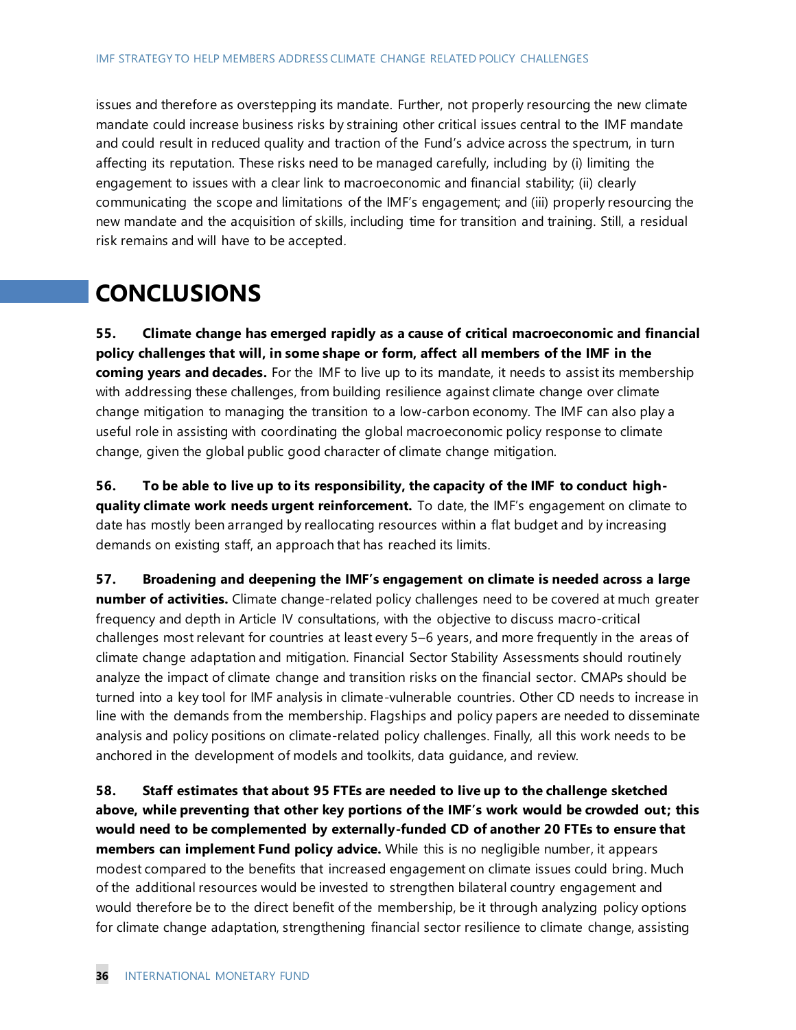issues and therefore as overstepping its mandate. Further, not properly resourcing the new climate mandate could increase business risks by straining other critical issues central to the IMF mandate and could result in reduced quality and traction of the Fund's advice across the spectrum, in turn affecting its reputation. These risks need to be managed carefully, including by (i) limiting the engagement to issues with a clear link to macroeconomic and financial stability; (ii) clearly communicating the scope and limitations of the IMF's engagement; and (iii) properly resourcing the new mandate and the acquisition of skills, including time for transition and training. Still, a residual risk remains and will have to be accepted.

## CONCLUSIONS

**55. Climate change has emerged rapidly as a cause of critical macroeconomic and financial policy challenges that will, in some shape or form, affect all members of the IMF in the coming years and decades.** For the IMF to live up to its mandate, it needs to assist its membership with addressing these challenges, from building resilience against climate change over climate change mitigation to managing the transition to a low-carbon economy. The IMF can also play a useful role in assisting with coordinating the global macroeconomic policy response to climate change, given the global public good character of climate change mitigation.

**56. To be able to live up to its responsibility, the capacity of the IMF to conduct high-quality climate work needs urgent reinforcement.** To date, the IMF's engagement on climate to date has mostly been arranged by reallocating resources within a flat budget and by increasing demands on existing staff, an approach that has reached its limits.

**57. Broadening and deepening the IMF's engagement on climate is needed across a large number of activities.** Climate change-related policy challenges need to be covered at much greater frequency and depth in Article IV consultations, with the objective to discuss macro-critical challenges most relevant for countries at least every 5–6 years, and more frequently in the areas of climate change adaptation and mitigation. Financial Sector Stability Assessments should routinely analyze the impact of climate change and transition risks on the financial sector. CMAPs should be turned into a key tool for IMF analysis in climate-vulnerable countries. Other CD needs to increase in line with the demands from the membership. Flagships and policy papers are needed to disseminate analysis and policy positions on climate-related policy challenges. Finally, all this work needs to be anchored in the development of models and toolkits, data guidance, and review.

**58. Staff estimates that about 95 FTEs are needed to live up to the challenge sketched above, while preventing that other key portions of the IMF's work would be crowded out; this would need to be complemented by externally-funded CD of another 20 FTEs to ensure that members can implement Fund policy advice.** While this is no negligible number, it appears modest compared to the benefits that increased engagement on climate issues could bring. Much of the additional resources would be invested to strengthen bilateral country engagement and would therefore be to the direct benefit of the membership, be it through analyzing policy options for climate change adaptation, strengthening financial sector resilience to climate change, assisting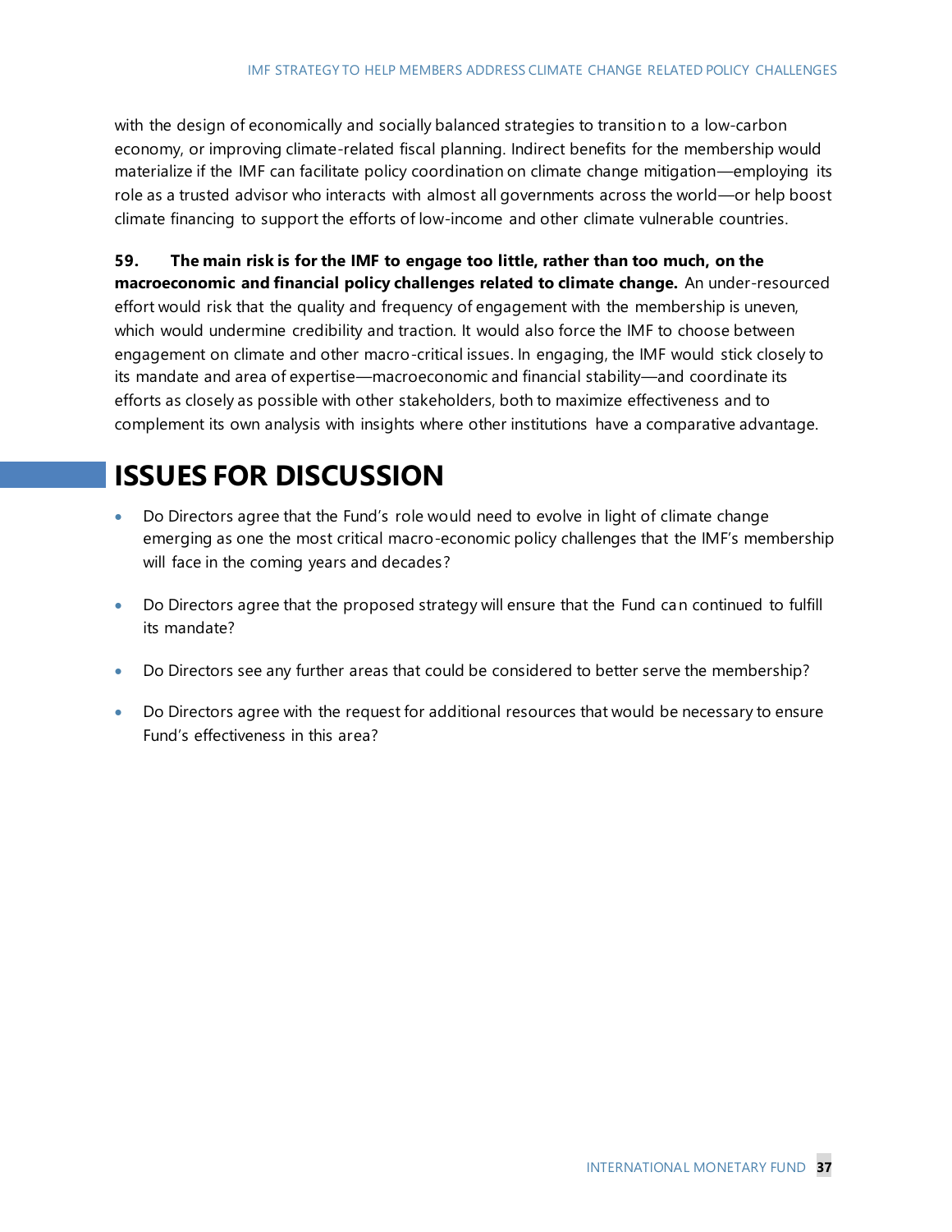with the design of economically and socially balanced strategies to transition to a low-carbon economy, or improving climate-related fiscal planning. Indirect benefits for the membership would materialize if the IMF can facilitate policy coordination on climate change mitigation—employing its role as a trusted advisor who interacts with almost all governments across the world—or help boost climate financing to support the efforts of low-income and other climate vulnerable countries.

**59. The main risk is for the IMF to engage too little, rather than too much, on the macroeconomic and financial policy challenges related to climate change.** An under-resourced effort would risk that the quality and frequency of engagement with the membership is uneven, which would undermine credibility and traction. It would also force the IMF to choose between engagement on climate and other macro-critical issues. In engaging, the IMF would stick closely to its mandate and area of expertise—macroeconomic and financial stability—and coordinate its efforts as closely as possible with other stakeholders, both to maximize effectiveness and to complement its own analysis with insights where other institutions have a comparative advantage.

# ISSUES FOR DISCUSSION

- Do Directors agree that the Fund's role would need to evolve in light of climate change emerging as one the most critical macro-economic policy challenges that the IMF's membership will face in the coming years and decades?

- Do Directors agree that the proposed strategy will ensure that the Fund can continued to fulfill its mandate?

- Do Directors see any further areas that could be considered to better serve the membership?

- Do Directors agree with the request for additional resources that would be necessary to ensure Fund's effectiveness in this area?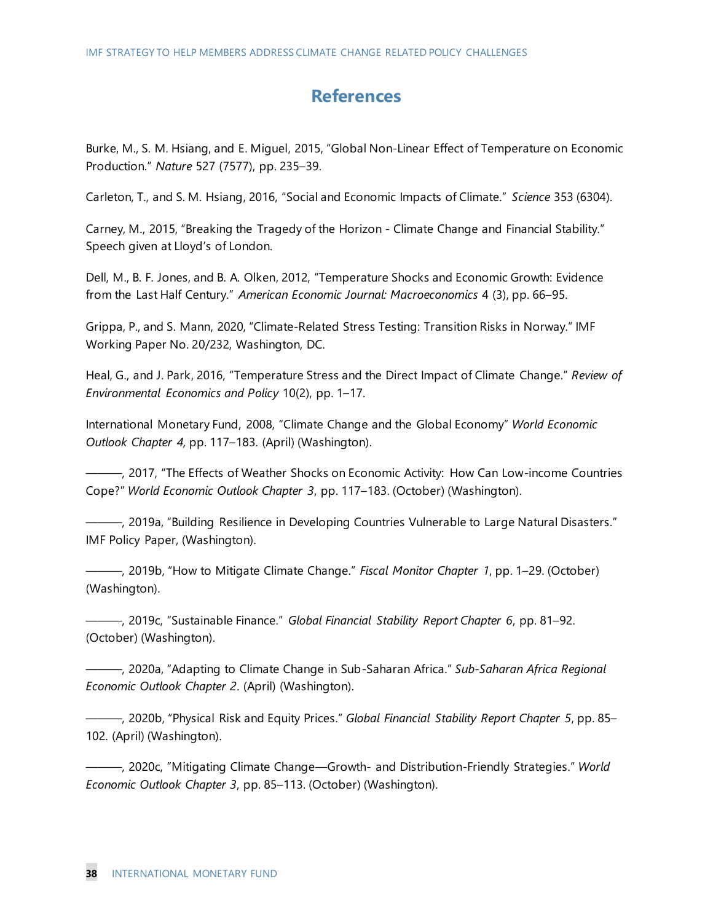# References

Burke, M., S. M. Hsiang, and E. Miguel, 2015, "Global Non-Linear Effect of Temperature on Economic Production." *Nature* 527 (7577), pp. 235–39.

Carleton, T., and S. M. Hsiang, 2016, "Social and Economic Impacts of Climate." *Science* 353 (6304).

Carney, M., 2015, "Breaking the Tragedy of the Horizon - Climate Change and Financial Stability." Speech given at Lloyd's of London.

Dell, M., B. F. Jones, and B. A. Olken, 2012, "Temperature Shocks and Economic Growth: Evidence from the Last Half Century." *American Economic Journal: Macroeconomics* 4 (3), pp. 66–95.

Grippa, P., and S. Mann, 2020, "Climate-Related Stress Testing: Transition Risks in Norway." IMF Working Paper No. 20/232, Washington, DC.

Heal, G., and J. Park, 2016, "Temperature Stress and the Direct Impact of Climate Change." *Review of Environmental Economics and Policy* 10(2), pp. 1–17.

International Monetary Fund, 2008, "Climate Change and the Global Economy" *World Economic Outlook Chapter 4,* pp. 117–183. (April) (Washington).

———, 2017, "The Effects of Weather Shocks on Economic Activity: How Can Low-income Countries Cope?" *World Economic Outlook Chapter 3*, pp. 117–183. (October) (Washington).

———, 2019a, "Building Resilience in Developing Countries Vulnerable to Large Natural Disasters." IMF Policy Paper, (Washington).

———, 2019b, "How to Mitigate Climate Change." *Fiscal Monitor Chapter 1*, pp. 1–29. (October) (Washington).

———, 2019c, "Sustainable Finance." *Global Financial Stability Report Chapter 6*, pp. 81–92. (October) (Washington).

———, 2020a, "Adapting to Climate Change in Sub-Saharan Africa." *Sub-Saharan Africa Regional Economic Outlook Chapter 2*. (April) (Washington).

———, 2020b, "Physical Risk and Equity Prices." *Global Financial Stability Report Chapter 5*, pp. 85–102. (April) (Washington).

———, 2020c, "Mitigating Climate Change—Growth- and Distribution-Friendly Strategies." *World Economic Outlook Chapter 3*, pp. 85–113. (October) (Washington).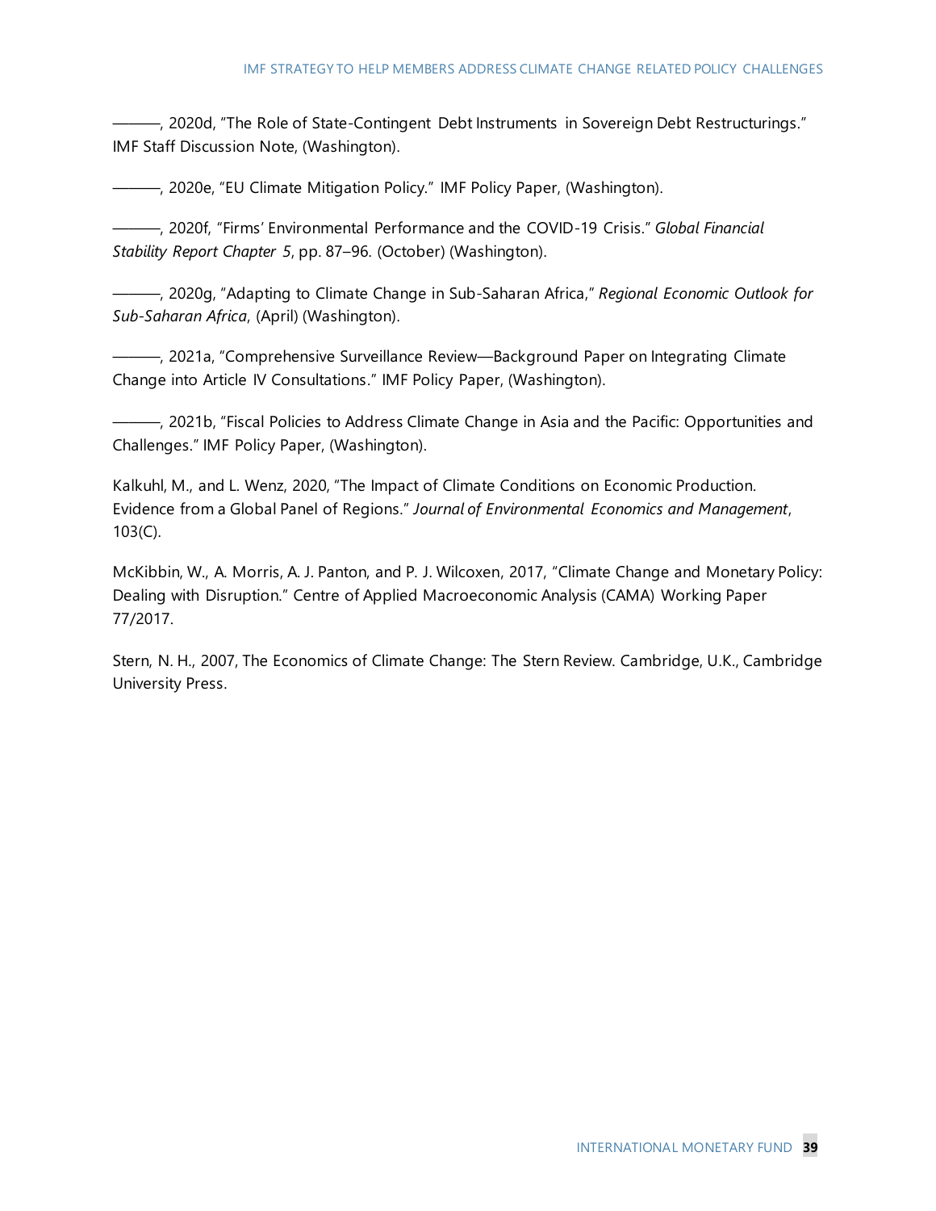———, 2020d, "The Role of State-Contingent Debt Instruments in Sovereign Debt Restructurings." IMF Staff Discussion Note, (Washington).

———, 2020e, "EU Climate Mitigation Policy." IMF Policy Paper, (Washington).

———, 2020f, "Firms' Environmental Performance and the COVID-19 Crisis." *Global Financial Stability Report Chapter 5*, pp. 87–96. (October) (Washington).

———, 2020g, "Adapting to Climate Change in Sub-Saharan Africa," *Regional Economic Outlook for Sub-Saharan Africa*, (April) (Washington).

———, 2021a, "Comprehensive Surveillance Review—Background Paper on Integrating Climate Change into Article IV Consultations." IMF Policy Paper, (Washington).

———, 2021b, "Fiscal Policies to Address Climate Change in Asia and the Pacific: Opportunities and Challenges." IMF Policy Paper, (Washington).

Kalkuhl, M., and L. Wenz, 2020, "The Impact of Climate Conditions on Economic Production. Evidence from a Global Panel of Regions." *Journal of Environmental Economics and Management*, 103(C).

McKibbin, W., A. Morris, A. J. Panton, and P. J. Wilcoxen, 2017, "Climate Change and Monetary Policy: Dealing with Disruption." Centre of Applied Macroeconomic Analysis (CAMA) Working Paper 77/2017.

Stern, N. H., 2007, The Economics of Climate Change: The Stern Review. Cambridge, U.K., Cambridge University Press.